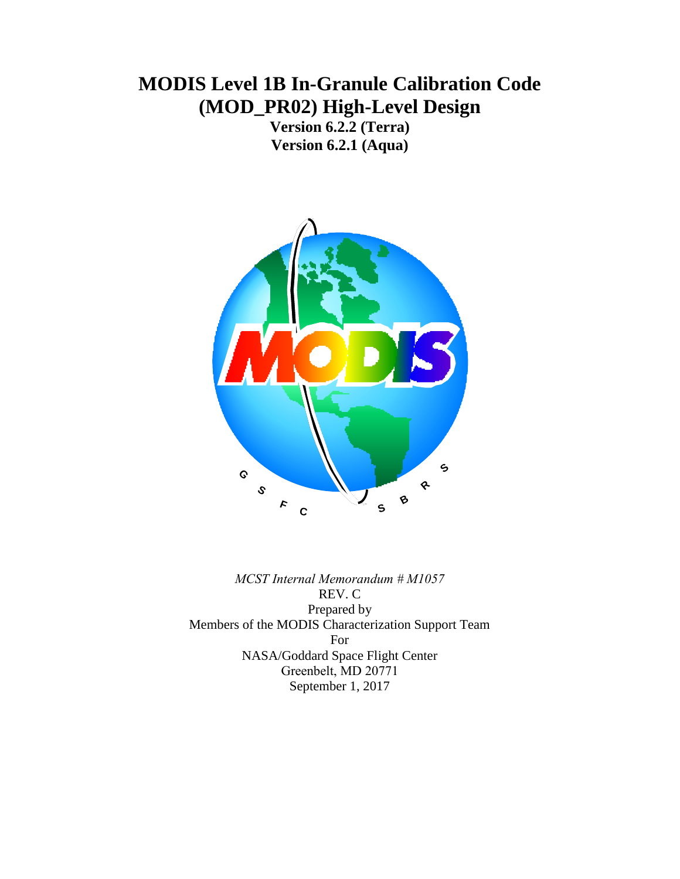# MODIS Level 1B In-Granule Calibration Code (MOD_PR02) High-Level Design

**Version 6.2.2 (Terra)**
**Version 6.2.1 (Aqua)**

*MCST Internal Memorandum # M1057*

REV. C

Prepared by

Members of the MODIS Characterization Support Team

For

NASA/Goddard Space Flight Center

Greenbelt, MD 20771

September 1, 2017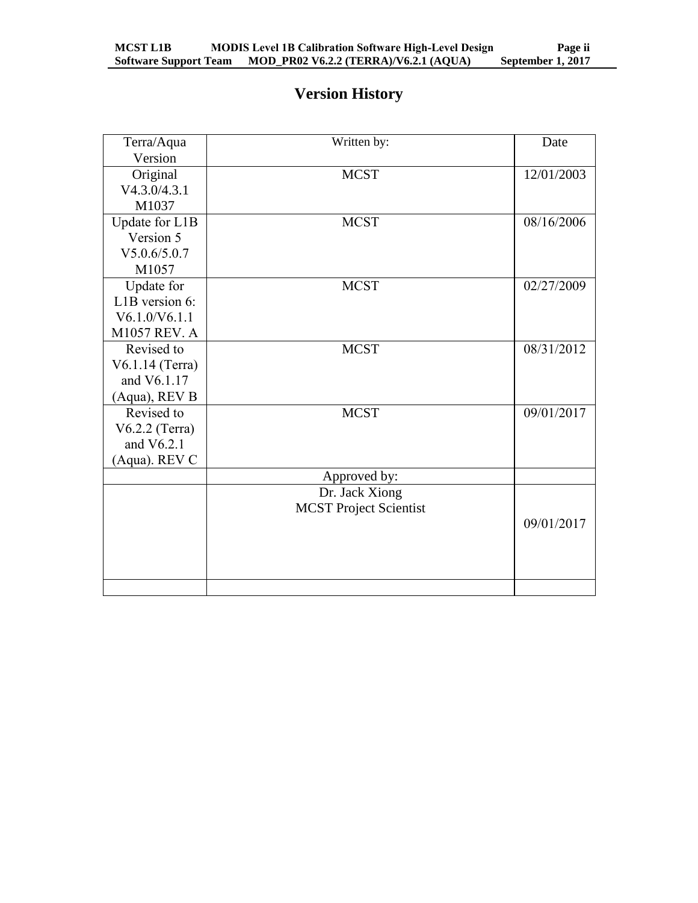# Version History

| Terra/Aqua Version | Written by: | Date |
|---|---|---|
| Original V4.3.0/4.3.1 M1037 | MCST | 12/01/2003 |
| Update for L1B Version 5 V5.0.6/5.0.7 M1057 | MCST | 08/16/2006 |
| Update for L1B version 6: V6.1.0/V6.1.1 M1057 REV. A | MCST | 02/27/2009 |
| Revised to V6.1.14 (Terra) and V6.1.17 (Aqua), REV B | MCST | 08/31/2012 |
| Revised to V6.2.2 (Terra) and V6.2.1 (Aqua). REV C | MCST | 09/01/2017 |
| | Approved by: | |
| | Dr. Jack Xiong<br>MCST Project Scientist | 09/01/2017 |
| | | |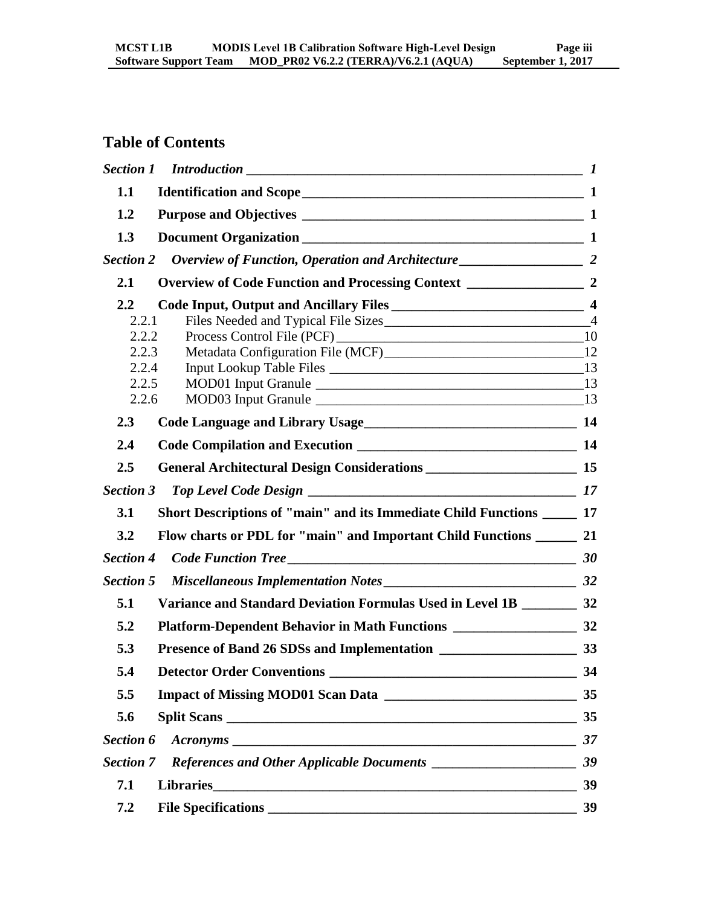## Table of Contents

| | | |
|---|---|---|
| ***Section 1*** | ***Introduction*** | ***1*** |
| **1.1** | **Identification and Scope** | **1** |
| **1.2** | **Purpose and Objectives** | **1** |
| **1.3** | **Document Organization** | **1** |
| ***Section 2*** | ***Overview of Function, Operation and Architecture*** | ***2*** |
| **2.1** | **Overview of Code Function and Processing Context** | **2** |
| **2.2** | **Code Input, Output and Ancillary Files** | **4** |
| 2.2.1 | Files Needed and Typical File Sizes | 4 |
| 2.2.2 | Process Control File (PCF) | 10 |
| 2.2.3 | Metadata Configuration File (MCF) | 12 |
| 2.2.4 | Input Lookup Table Files | 13 |
| 2.2.5 | MOD01 Input Granule | 13 |
| 2.2.6 | MOD03 Input Granule | 13 |
| **2.3** | **Code Language and Library Usage** | **14** |
| **2.4** | **Code Compilation and Execution** | **14** |
| **2.5** | **General Architectural Design Considerations** | **15** |
| ***Section 3*** | ***Top Level Code Design*** | ***17*** |
| **3.1** | **Short Descriptions of "main" and its Immediate Child Functions** | **17** |
| **3.2** | **Flow charts or PDL for "main" and Important Child Functions** | **21** |
| ***Section 4*** | ***Code Function Tree*** | ***30*** |
| ***Section 5*** | ***Miscellaneous Implementation Notes*** | ***32*** |
| **5.1** | **Variance and Standard Deviation Formulas Used in Level 1B** | **32** |
| **5.2** | **Platform-Dependent Behavior in Math Functions** | **32** |
| **5.3** | **Presence of Band 26 SDSs and Implementation** | **33** |
| **5.4** | **Detector Order Conventions** | **34** |
| **5.5** | **Impact of Missing MOD01 Scan Data** | **35** |
| **5.6** | **Split Scans** | **35** |
| ***Section 6*** | ***Acronyms*** | ***37*** |
| ***Section 7*** | ***References and Other Applicable Documents*** | ***39*** |
| **7.1** | **Libraries** | **39** |
| **7.2** | **File Specifications** | **39** |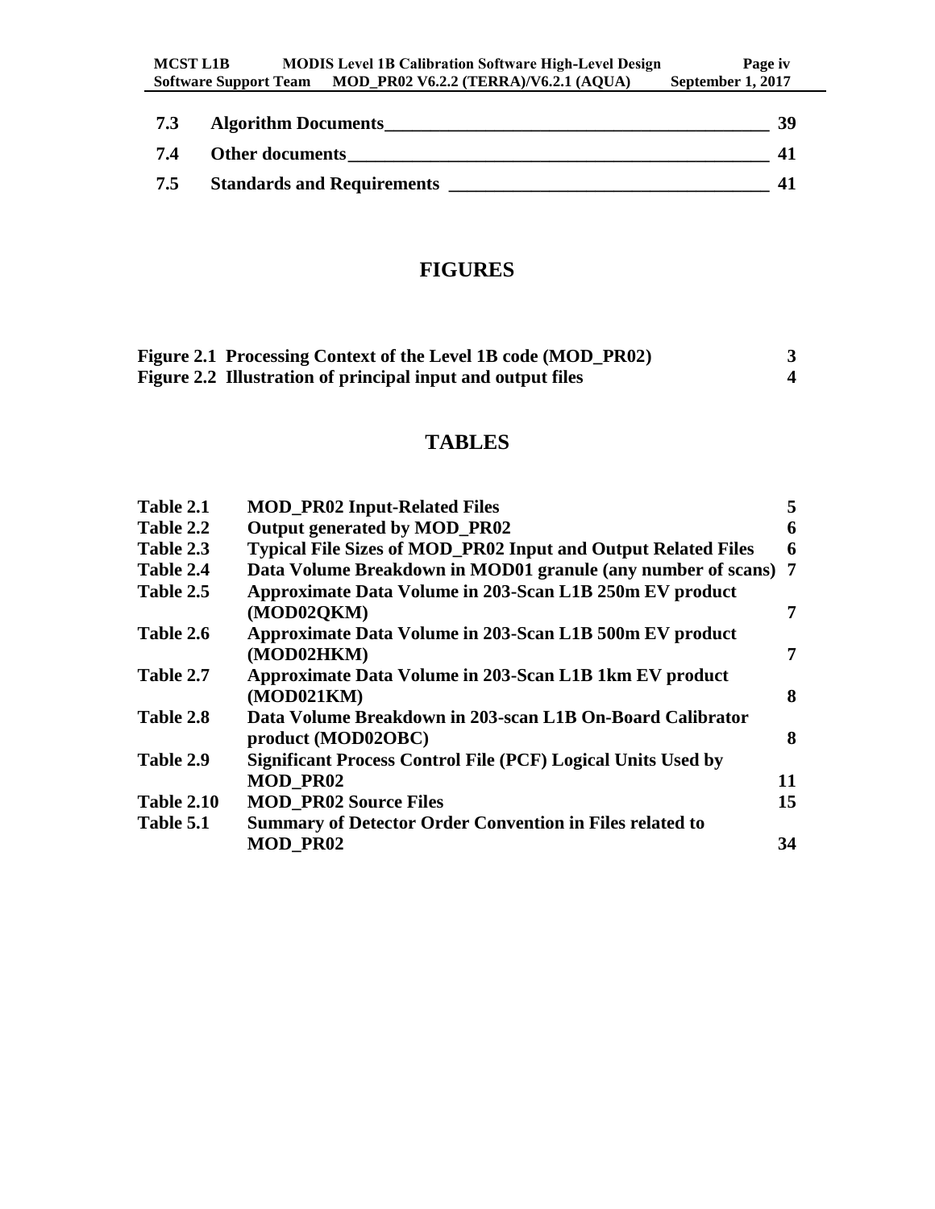| | | |
|---|---|---|
| **7.3** | **Algorithm Documents** | **39** |
| **7.4** | **Other documents** | **41** |
| **7.5** | **Standards and Requirements** | **41** |

## FIGURES

| | |
|---|---|
| **Figure 2.1 Processing Context of the Level 1B code (MOD_PR02)** | **3** |
| **Figure 2.2 Illustration of principal input and output files** | **4** |

## TABLES

| | | |
|---|---|---|
| **Table 2.1** | **MOD_PR02 Input-Related Files** | **5** |
| **Table 2.2** | **Output generated by MOD_PR02** | **6** |
| **Table 2.3** | **Typical File Sizes of MOD_PR02 Input and Output Related Files** | **6** |
| **Table 2.4** | **Data Volume Breakdown in MOD01 granule (any number of scans)** | **7** |
| **Table 2.5** | **Approximate Data Volume in 203-Scan L1B 250m EV product (MOD02QKM)** | **7** |
| **Table 2.6** | **Approximate Data Volume in 203-Scan L1B 500m EV product (MOD02HKM)** | **7** |
| **Table 2.7** | **Approximate Data Volume in 203-Scan L1B 1km EV product (MOD021KM)** | **8** |
| **Table 2.8** | **Data Volume Breakdown in 203-scan L1B On-Board Calibrator product (MOD02OBC)** | **8** |
| **Table 2.9** | **Significant Process Control File (PCF) Logical Units Used by MOD_PR02** | **11** |
| **Table 2.10** | **MOD_PR02 Source Files** | **15** |
| **Table 5.1** | **Summary of Detector Order Convention in Files related to MOD_PR02** | **34** |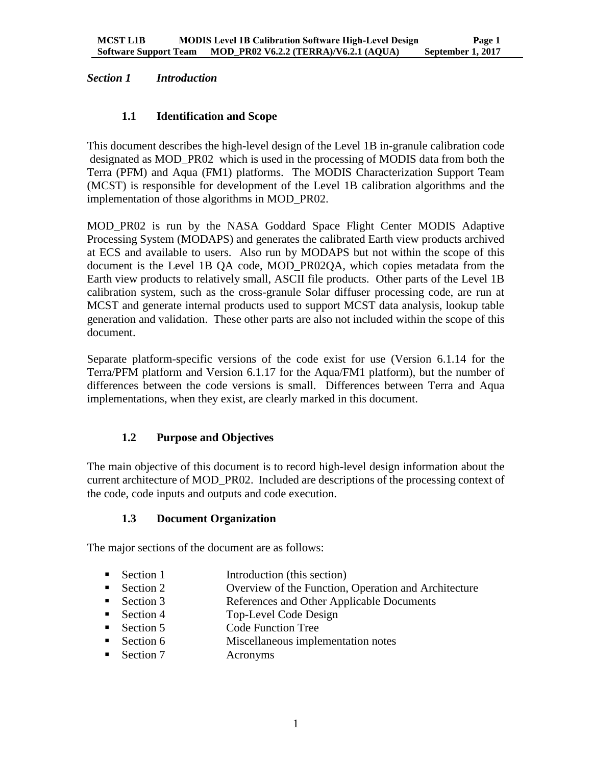*Section 1 Introduction*

## 1.1 Identification and Scope

This document describes the high-level design of the Level 1B in-granule calibration code designated as MOD_PR02 which is used in the processing of MODIS data from both the Terra (PFM) and Aqua (FM1) platforms. The MODIS Characterization Support Team (MCST) is responsible for development of the Level 1B calibration algorithms and the implementation of those algorithms in MOD_PR02.

MOD_PR02 is run by the NASA Goddard Space Flight Center MODIS Adaptive Processing System (MODAPS) and generates the calibrated Earth view products archived at ECS and available to users. Also run by MODAPS but not within the scope of this document is the Level 1B QA code, MOD_PR02QA, which copies metadata from the Earth view products to relatively small, ASCII file products. Other parts of the Level 1B calibration system, such as the cross-granule Solar diffuser processing code, are run at MCST and generate internal products used to support MCST data analysis, lookup table generation and validation. These other parts are also not included within the scope of this document.

Separate platform-specific versions of the code exist for use (Version 6.1.14 for the Terra/PFM platform and Version 6.1.17 for the Aqua/FM1 platform), but the number of differences between the code versions is small. Differences between Terra and Aqua implementations, when they exist, are clearly marked in this document.

## 1.2 Purpose and Objectives

The main objective of this document is to record high-level design information about the current architecture of MOD_PR02. Included are descriptions of the processing context of the code, code inputs and outputs and code execution.

## 1.3 Document Organization

The major sections of the document are as follows:

- Section 1 Introduction (this section)
- Section 2 Overview of the Function, Operation and Architecture
- Section 3 References and Other Applicable Documents
- Section 4 Top-Level Code Design
- Section 5 Code Function Tree
- Section 6 Miscellaneous implementation notes
- Section 7 Acronyms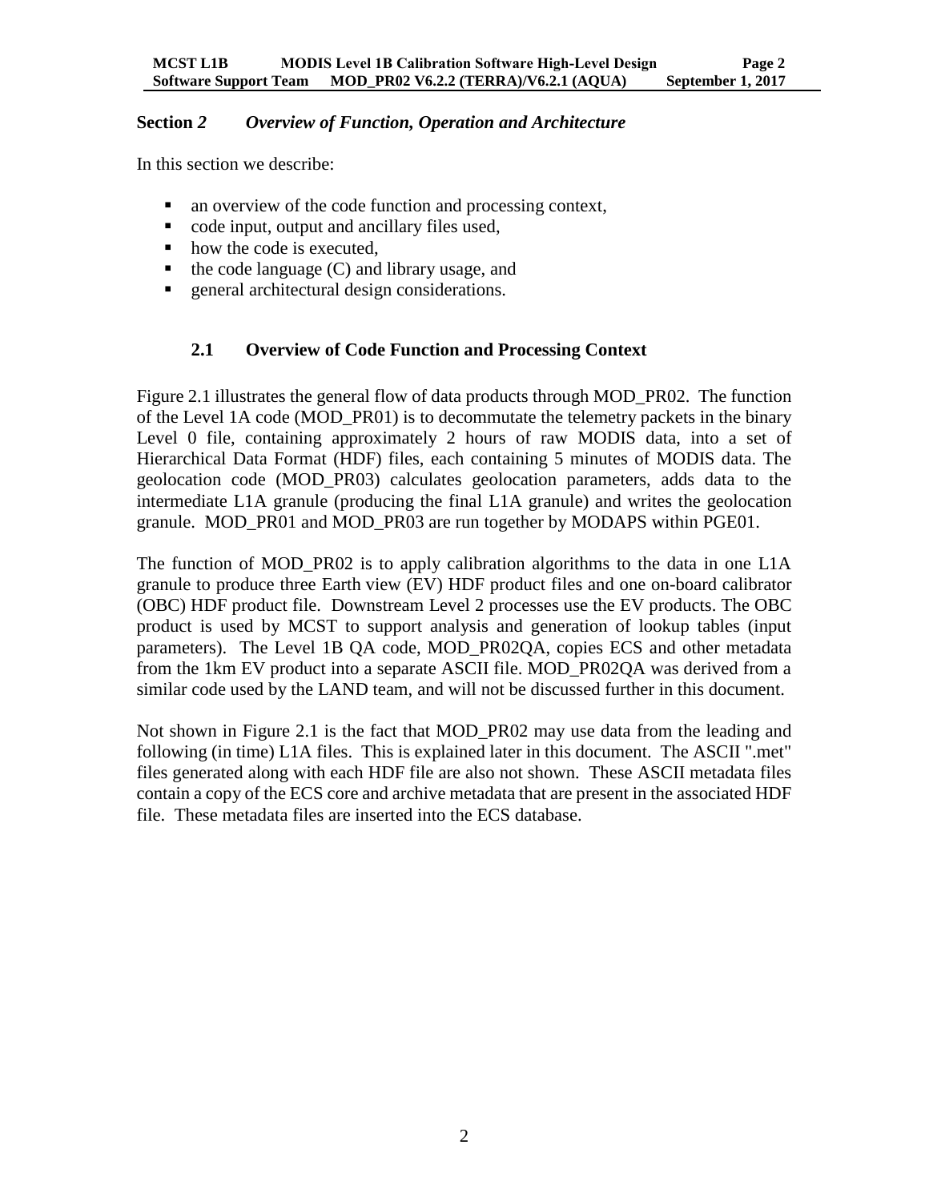# Section *2* *Overview of Function, Operation and Architecture*

In this section we describe:

- an overview of the code function and processing context,
- code input, output and ancillary files used,
- how the code is executed,
- the code language (C) and library usage, and
- general architectural design considerations.

## 2.1 Overview of Code Function and Processing Context

Figure 2.1 illustrates the general flow of data products through MOD_PR02. The function of the Level 1A code (MOD_PR01) is to decommutate the telemetry packets in the binary Level 0 file, containing approximately 2 hours of raw MODIS data, into a set of Hierarchical Data Format (HDF) files, each containing 5 minutes of MODIS data. The geolocation code (MOD_PR03) calculates geolocation parameters, adds data to the intermediate L1A granule (producing the final L1A granule) and writes the geolocation granule. MOD_PR01 and MOD_PR03 are run together by MODAPS within PGE01.

The function of MOD_PR02 is to apply calibration algorithms to the data in one L1A granule to produce three Earth view (EV) HDF product files and one on-board calibrator (OBC) HDF product file. Downstream Level 2 processes use the EV products. The OBC product is used by MCST to support analysis and generation of lookup tables (input parameters). The Level 1B QA code, MOD_PR02QA, copies ECS and other metadata from the 1km EV product into a separate ASCII file. MOD_PR02QA was derived from a similar code used by the LAND team, and will not be discussed further in this document.

Not shown in Figure 2.1 is the fact that MOD_PR02 may use data from the leading and following (in time) L1A files. This is explained later in this document. The ASCII ".met" files generated along with each HDF file are also not shown. These ASCII metadata files contain a copy of the ECS core and archive metadata that are present in the associated HDF file. These metadata files are inserted into the ECS database.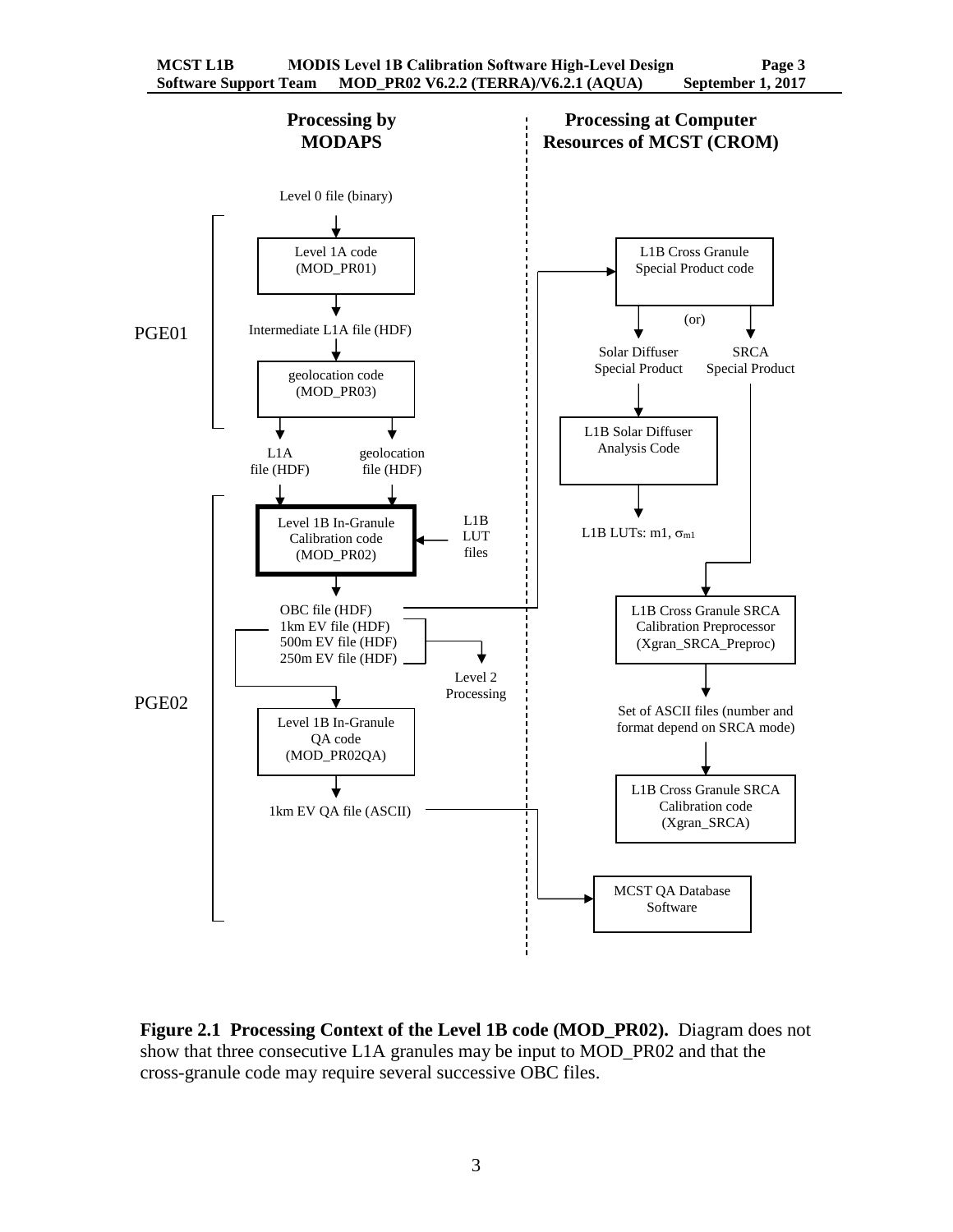**Processing by MODAPS** | **Processing at Computer Resources of MCST (CROM)**

Level 0 file (binary)

PGE01:
- Level 1A code (MOD_PR01)
- Intermediate L1A file (HDF)
- geolocation code (MOD_PR03)

L1A file (HDF) | geolocation file (HDF)

PGE02:
- Level 1B In-Granule Calibration code (MOD_PR02) ← L1B LUT files
- OBC file (HDF)
- 1km EV file (HDF)
- 500m EV file (HDF)
- 250m EV file (HDF)
- → Level 2 Processing
- Level 1B In-Granule QA code (MOD_PR02QA)
- 1km EV QA file (ASCII)

L1B Cross Granule Special Product code

(or)

Solar Diffuser Special Product | SRCA Special Product

L1B Solar Diffuser Analysis Code

L1B LUTs: m1, $\sigma_{m1}$

L1B Cross Granule SRCA Calibration Preprocessor (Xgran_SRCA_Preproc)

Set of ASCII files (number and format depend on SRCA mode)

L1B Cross Granule SRCA Calibration code (Xgran_SRCA)

MCST QA Database Software

**Figure 2.1 Processing Context of the Level 1B code (MOD_PR02).** Diagram does not show that three consecutive L1A granules may be input to MOD_PR02 and that the cross-granule code may require several successive OBC files.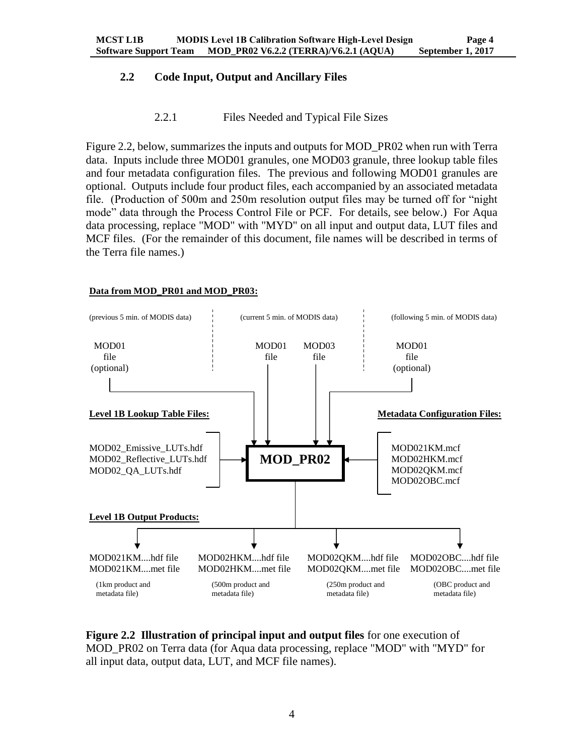## 2.2 Code Input, Output and Ancillary Files

### 2.2.1 Files Needed and Typical File Sizes

Figure 2.2, below, summarizes the inputs and outputs for MOD_PR02 when run with Terra data. Inputs include three MOD01 granules, one MOD03 granule, three lookup table files and four metadata configuration files. The previous and following MOD01 granules are optional. Outputs include four product files, each accompanied by an associated metadata file. (Production of 500m and 250m resolution output files may be turned off for "night mode" data through the Process Control File or PCF. For details, see below.) For Aqua data processing, replace "MOD" with "MYD" on all input and output data, LUT files and MCF files. (For the remainder of this document, file names will be described in terms of the Terra file names.)

**Data from MOD_PR01 and MOD_PR03:**

(previous 5 min. of MODIS data) | (current 5 min. of MODIS data) | (following 5 min. of MODIS data)

MOD01 file (optional) | MOD01 file | MOD03 file | MOD01 file (optional)

**Level 1B Lookup Table Files:**

MOD02_Emissive_LUTs.hdf
MOD02_Reflective_LUTs.hdf
MOD02_QA_LUTs.hdf

**MOD_PR02**

**Metadata Configuration Files:**

MOD021KM.mcf
MOD02HKM.mcf
MOD02QKM.mcf
MOD02OBC.mcf

**Level 1B Output Products:**

| MOD021KM....hdf file<br>MOD021KM....met file | MOD02HKM....hdf file<br>MOD02HKM....met file | MOD02QKM....hdf file<br>MOD02QKM....met file | MOD02OBC....hdf file<br>MOD02OBC....met file |
|---|---|---|---|
| (1km product and metadata file) | (500m product and metadata file) | (250m product and metadata file) | (OBC product and metadata file) |

**Figure 2.2 Illustration of principal input and output files** for one execution of MOD_PR02 on Terra data (for Aqua data processing, replace "MOD" with "MYD" for all input data, output data, LUT, and MCF file names).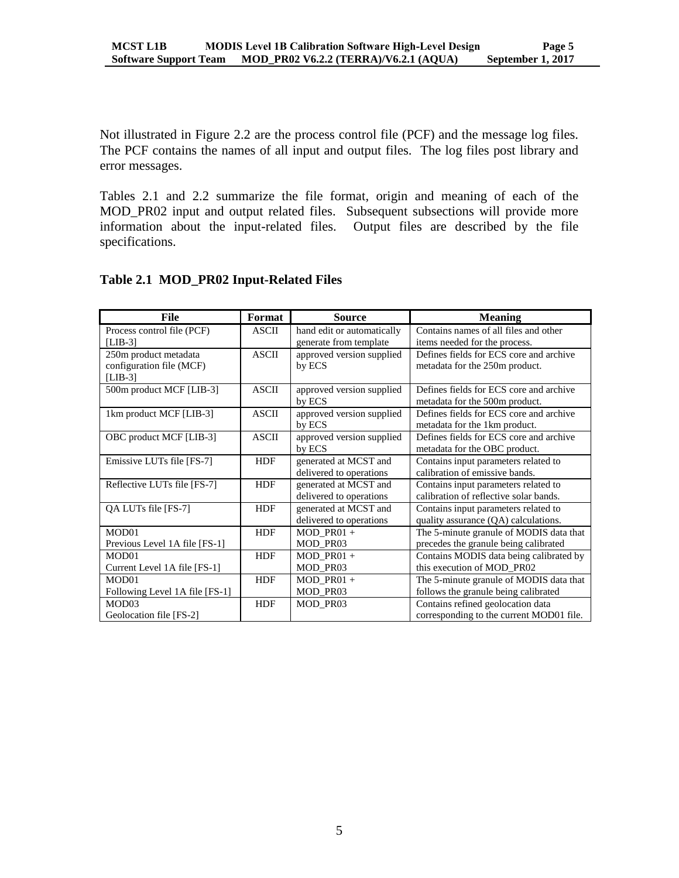Not illustrated in Figure 2.2 are the process control file (PCF) and the message log files. The PCF contains the names of all input and output files. The log files post library and error messages.

Tables 2.1 and 2.2 summarize the file format, origin and meaning of each of the MOD_PR02 input and output related files. Subsequent subsections will provide more information about the input-related files. Output files are described by the file specifications.

### Table 2.1 MOD_PR02 Input-Related Files

| File | Format | Source | Meaning |
|---|---|---|---|
| Process control file (PCF) [LIB-3] | ASCII | hand edit or automatically generate from template | Contains names of all files and other items needed for the process. |
| 250m product metadata configuration file (MCF) [LIB-3] | ASCII | approved version supplied by ECS | Defines fields for ECS core and archive metadata for the 250m product. |
| 500m product MCF [LIB-3] | ASCII | approved version supplied by ECS | Defines fields for ECS core and archive metadata for the 500m product. |
| 1km product MCF [LIB-3] | ASCII | approved version supplied by ECS | Defines fields for ECS core and archive metadata for the 1km product. |
| OBC product MCF [LIB-3] | ASCII | approved version supplied by ECS | Defines fields for ECS core and archive metadata for the OBC product. |
| Emissive LUTs file [FS-7] | HDF | generated at MCST and delivered to operations | Contains input parameters related to calibration of emissive bands. |
| Reflective LUTs file [FS-7] | HDF | generated at MCST and delivered to operations | Contains input parameters related to calibration of reflective solar bands. |
| QA LUTs file [FS-7] | HDF | generated at MCST and delivered to operations | Contains input parameters related to quality assurance (QA) calculations. |
| MOD01 Previous Level 1A file [FS-1] | HDF | MOD_PR01 + MOD_PR03 | The 5-minute granule of MODIS data that precedes the granule being calibrated |
| MOD01 Current Level 1A file [FS-1] | HDF | MOD_PR01 + MOD_PR03 | Contains MODIS data being calibrated by this execution of MOD_PR02 |
| MOD01 Following Level 1A file [FS-1] | HDF | MOD_PR01 + MOD_PR03 | The 5-minute granule of MODIS data that follows the granule being calibrated |
| MOD03 Geolocation file [FS-2] | HDF | MOD_PR03 | Contains refined geolocation data corresponding to the current MOD01 file. |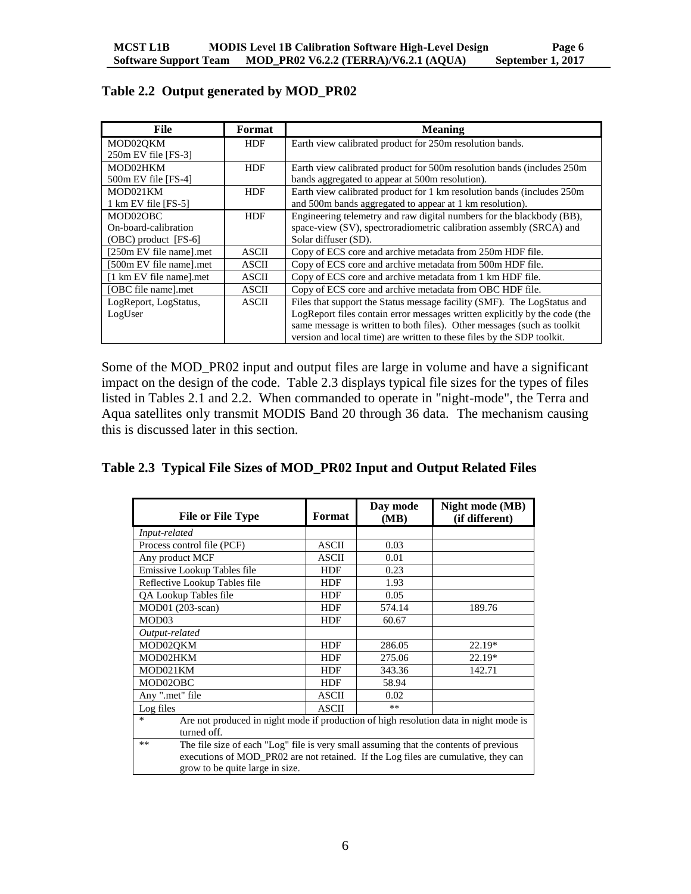### Table 2.2  Output generated by MOD_PR02

| File | Format | Meaning |
|---|---|---|
| MOD02QKM<br>250m EV file [FS-3] | HDF | Earth view calibrated product for 250m resolution bands. |
| MOD02HKM<br>500m EV file [FS-4] | HDF | Earth view calibrated product for 500m resolution bands (includes 250m bands aggregated to appear at 500m resolution). |
| MOD021KM<br>1 km EV file [FS-5] | HDF | Earth view calibrated product for 1 km resolution bands (includes 250m and 500m bands aggregated to appear at 1 km resolution). |
| MOD02OBC<br>On-board-calibration (OBC) product [FS-6] | HDF | Engineering telemetry and raw digital numbers for the blackbody (BB), space-view (SV), spectroradiometric calibration assembly (SRCA) and Solar diffuser (SD). |
| [250m EV file name].met | ASCII | Copy of ECS core and archive metadata from 250m HDF file. |
| [500m EV file name].met | ASCII | Copy of ECS core and archive metadata from 500m HDF file. |
| [1 km EV file name].met | ASCII | Copy of ECS core and archive metadata from 1 km HDF file. |
| [OBC file name].met | ASCII | Copy of ECS core and archive metadata from OBC HDF file. |
| LogReport, LogStatus, LogUser | ASCII | Files that support the Status message facility (SMF). The LogStatus and LogReport files contain error messages written explicitly by the code (the same message is written to both files). Other messages (such as toolkit version and local time) are written to these files by the SDP toolkit. |

Some of the MOD_PR02 input and output files are large in volume and have a significant impact on the design of the code. Table 2.3 displays typical file sizes for the types of files listed in Tables 2.1 and 2.2. When commanded to operate in "night-mode", the Terra and Aqua satellites only transmit MODIS Band 20 through 36 data. The mechanism causing this is discussed later in this section.

### Table 2.3  Typical File Sizes of MOD_PR02 Input and Output Related Files

| File or File Type | Format | Day mode (MB) | Night mode (MB) (if different) |
|---|---|---|---|
| *Input-related* | | | |
| Process control file (PCF) | ASCII | 0.03 | |
| Any product MCF | ASCII | 0.01 | |
| Emissive Lookup Tables file | HDF | 0.23 | |
| Reflective Lookup Tables file | HDF | 1.93 | |
| QA Lookup Tables file | HDF | 0.05 | |
| MOD01 (203-scan) | HDF | 574.14 | 189.76 |
| MOD03 | HDF | 60.67 | |
| *Output-related* | | | |
| MOD02QKM | HDF | 286.05 | 22.19* |
| MOD02HKM | HDF | 275.06 | 22.19* |
| MOD021KM | HDF | 343.36 | 142.71 |
| MOD02OBC | HDF | 58.94 | |
| Any ".met" file | ASCII | 0.02 | |
| Log files | ASCII | ** | |
| * | Are not produced in night mode if production of high resolution data in night mode is turned off. | | |
| ** | The file size of each "Log" file is very small assuming that the contents of previous executions of MOD_PR02 are not retained. If the Log files are cumulative, they can grow to be quite large in size. | | |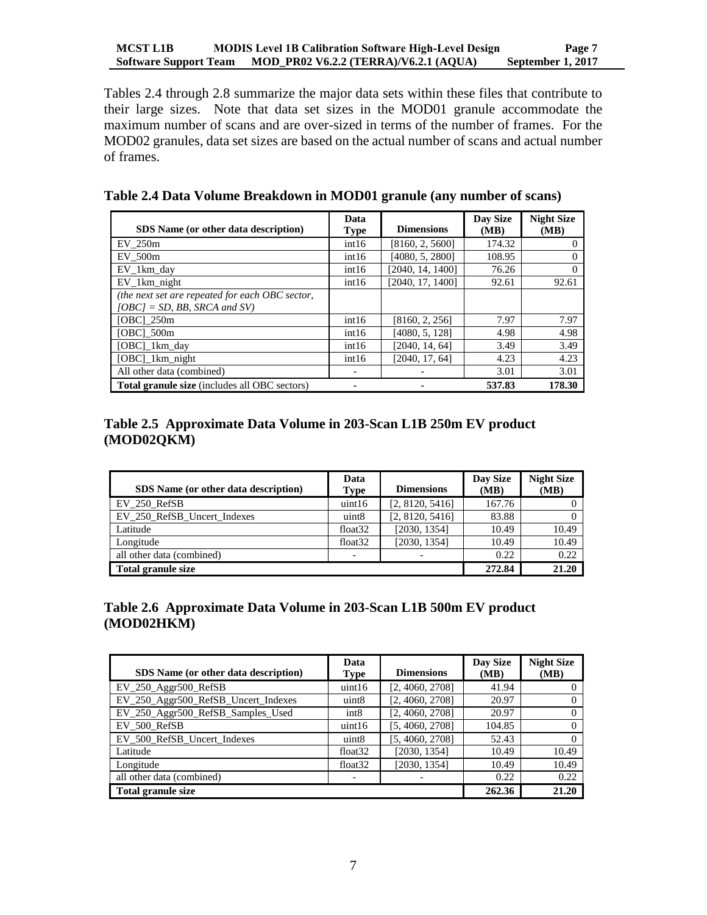Tables 2.4 through 2.8 summarize the major data sets within these files that contribute to their large sizes. Note that data set sizes in the MOD01 granule accommodate the maximum number of scans and are over-sized in terms of the number of frames. For the MOD02 granules, data set sizes are based on the actual number of scans and actual number of frames.

### Table 2.4 Data Volume Breakdown in MOD01 granule (any number of scans)

| SDS Name (or other data description) | Data Type | Dimensions | Day Size (MB) | Night Size (MB) |
|---|---|---|---|---|
| EV_250m | int16 | [8160, 2, 5600] | 174.32 | 0 |
| EV_500m | int16 | [4080, 5, 2800] | 108.95 | 0 |
| EV_1km_day | int16 | [2040, 14, 1400] | 76.26 | 0 |
| EV_1km_night | int16 | [2040, 17, 1400] | 92.61 | 92.61 |
| *(the next set are repeated for each OBC sector, [OBC] = SD, BB, SRCA and SV)* | | | | |
| [OBC]_250m | int16 | [8160, 2, 256] | 7.97 | 7.97 |
| [OBC]_500m | int16 | [4080, 5, 128] | 4.98 | 4.98 |
| [OBC]_1km_day | int16 | [2040, 14, 64] | 3.49 | 3.49 |
| [OBC]_1km_night | int16 | [2040, 17, 64] | 4.23 | 4.23 |
| All other data (combined) | - | - | 3.01 | 3.01 |
| **Total granule size** (includes all OBC sectors) | **-** | **-** | **537.83** | **178.30** |

### Table 2.5 Approximate Data Volume in 203-Scan L1B 250m EV product (MOD02QKM)

| SDS Name (or other data description) | Data Type | Dimensions | Day Size (MB) | Night Size (MB) |
|---|---|---|---|---|
| EV_250_RefSB | uint16 | [2, 8120, 5416] | 167.76 | 0 |
| EV_250_RefSB_Uncert_Indexes | uint8 | [2, 8120, 5416] | 83.88 | 0 |
| Latitude | float32 | [2030, 1354] | 10.49 | 10.49 |
| Longitude | float32 | [2030, 1354] | 10.49 | 10.49 |
| all other data (combined) | - | - | 0.22 | 0.22 |
| **Total granule size** | | | **272.84** | **21.20** |

### Table 2.6 Approximate Data Volume in 203-Scan L1B 500m EV product (MOD02HKM)

| SDS Name (or other data description) | Data Type | Dimensions | Day Size (MB) | Night Size (MB) |
|---|---|---|---|---|
| EV_250_Aggr500_RefSB | uint16 | [2, 4060, 2708] | 41.94 | 0 |
| EV_250_Aggr500_RefSB_Uncert_Indexes | uint8 | [2, 4060, 2708] | 20.97 | 0 |
| EV_250_Aggr500_RefSB_Samples_Used | int8 | [2, 4060, 2708] | 20.97 | 0 |
| EV_500_RefSB | uint16 | [5, 4060, 2708] | 104.85 | 0 |
| EV_500_RefSB_Uncert_Indexes | uint8 | [5, 4060, 2708] | 52.43 | 0 |
| Latitude | float32 | [2030, 1354] | 10.49 | 10.49 |
| Longitude | float32 | [2030, 1354] | 10.49 | 10.49 |
| all other data (combined) | - | - | 0.22 | 0.22 |
| **Total granule size** | | | **262.36** | **21.20** |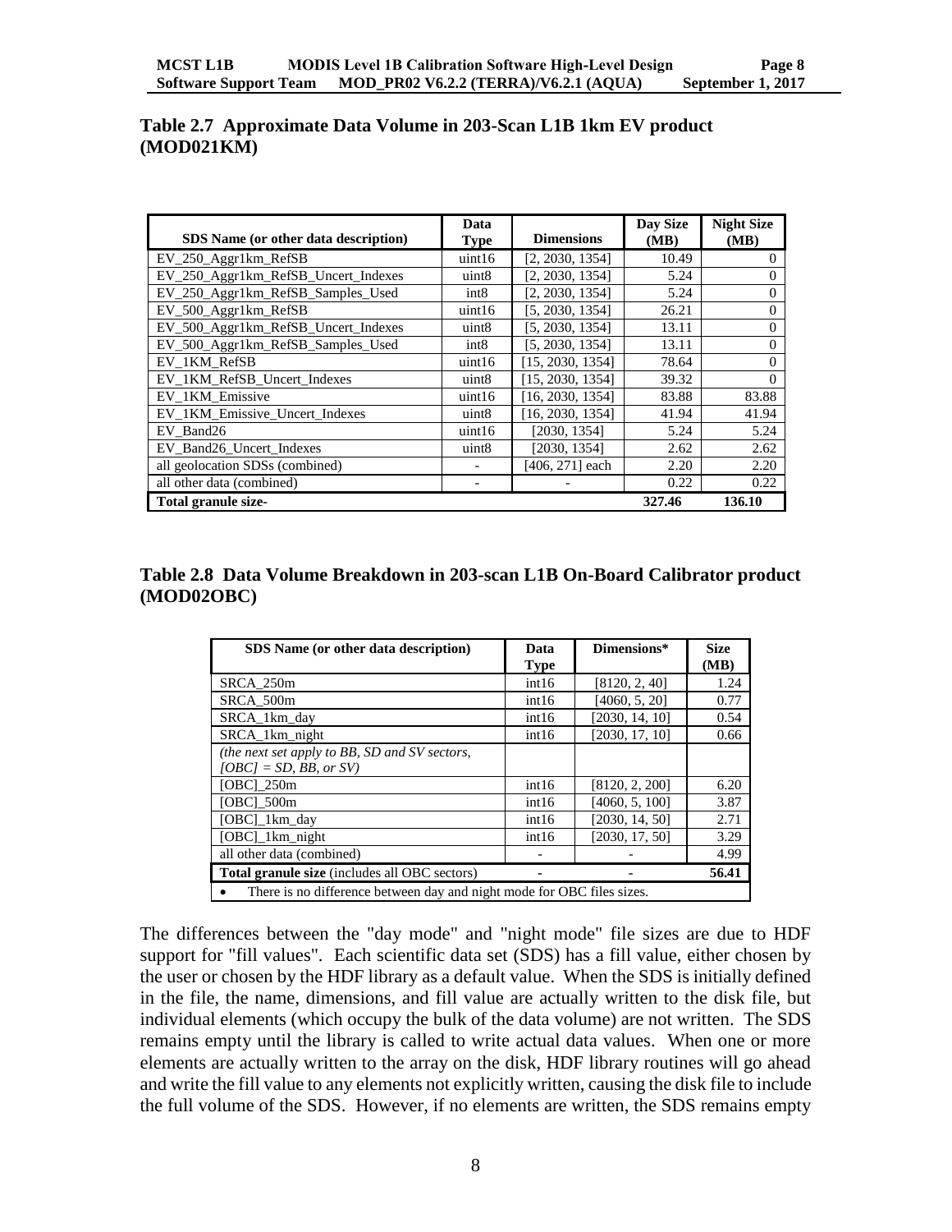**Table 2.7 Approximate Data Volume in 203-Scan L1B 1km EV product (MOD021KM)**

| SDS Name (or other data description) | Data Type | Dimensions | Day Size (MB) | Night Size (MB) |
|---|---|---|---|---|
| EV_250_Aggr1km_RefSB | uint16 | [2, 2030, 1354] | 10.49 | 0 |
| EV_250_Aggr1km_RefSB_Uncert_Indexes | uint8 | [2, 2030, 1354] | 5.24 | 0 |
| EV_250_Aggr1km_RefSB_Samples_Used | int8 | [2, 2030, 1354] | 5.24 | 0 |
| EV_500_Aggr1km_RefSB | uint16 | [5, 2030, 1354] | 26.21 | 0 |
| EV_500_Aggr1km_RefSB_Uncert_Indexes | uint8 | [5, 2030, 1354] | 13.11 | 0 |
| EV_500_Aggr1km_RefSB_Samples_Used | int8 | [5, 2030, 1354] | 13.11 | 0 |
| EV_1KM_RefSB | uint16 | [15, 2030, 1354] | 78.64 | 0 |
| EV_1KM_RefSB_Uncert_Indexes | uint8 | [15, 2030, 1354] | 39.32 | 0 |
| EV_1KM_Emissive | uint16 | [16, 2030, 1354] | 83.88 | 83.88 |
| EV_1KM_Emissive_Uncert_Indexes | uint8 | [16, 2030, 1354] | 41.94 | 41.94 |
| EV_Band26 | uint16 | [2030, 1354] | 5.24 | 5.24 |
| EV_Band26_Uncert_Indexes | uint8 | [2030, 1354] | 2.62 | 2.62 |
| all geolocation SDSs (combined) | - | [406, 271] each | 2.20 | 2.20 |
| all other data (combined) | - | - | 0.22 | 0.22 |
| **Total granule size-** | | | **327.46** | **136.10** |

**Table 2.8 Data Volume Breakdown in 203-scan L1B On-Board Calibrator product (MOD02OBC)**

| SDS Name (or other data description) | Data Type | Dimensions* | Size (MB) |
|---|---|---|---|
| SRCA_250m | int16 | [8120, 2, 40] | 1.24 |
| SRCA_500m | int16 | [4060, 5, 20] | 0.77 |
| SRCA_1km_day | int16 | [2030, 14, 10] | 0.54 |
| SRCA_1km_night | int16 | [2030, 17, 10] | 0.66 |
| *(the next set apply to BB, SD and SV sectors, [OBC] = SD, BB, or SV)* | | | |
| [OBC]_250m | int16 | [8120, 2, 200] | 6.20 |
| [OBC]_500m | int16 | [4060, 5, 100] | 3.87 |
| [OBC]_1km_day | int16 | [2030, 14, 50] | 2.71 |
| [OBC]_1km_night | int16 | [2030, 17, 50] | 3.29 |
| all other data (combined) | - | - | 4.99 |
| **Total granule size** (includes all OBC sectors) | **-** | **-** | **56.41** |

- There is no difference between day and night mode for OBC files sizes.

The differences between the "day mode" and "night mode" file sizes are due to HDF support for "fill values". Each scientific data set (SDS) has a fill value, either chosen by the user or chosen by the HDF library as a default value. When the SDS is initially defined in the file, the name, dimensions, and fill value are actually written to the disk file, but individual elements (which occupy the bulk of the data volume) are not written. The SDS remains empty until the library is called to write actual data values. When one or more elements are actually written to the array on the disk, HDF library routines will go ahead and write the fill value to any elements not explicitly written, causing the disk file to include the full volume of the SDS. However, if no elements are written, the SDS remains empty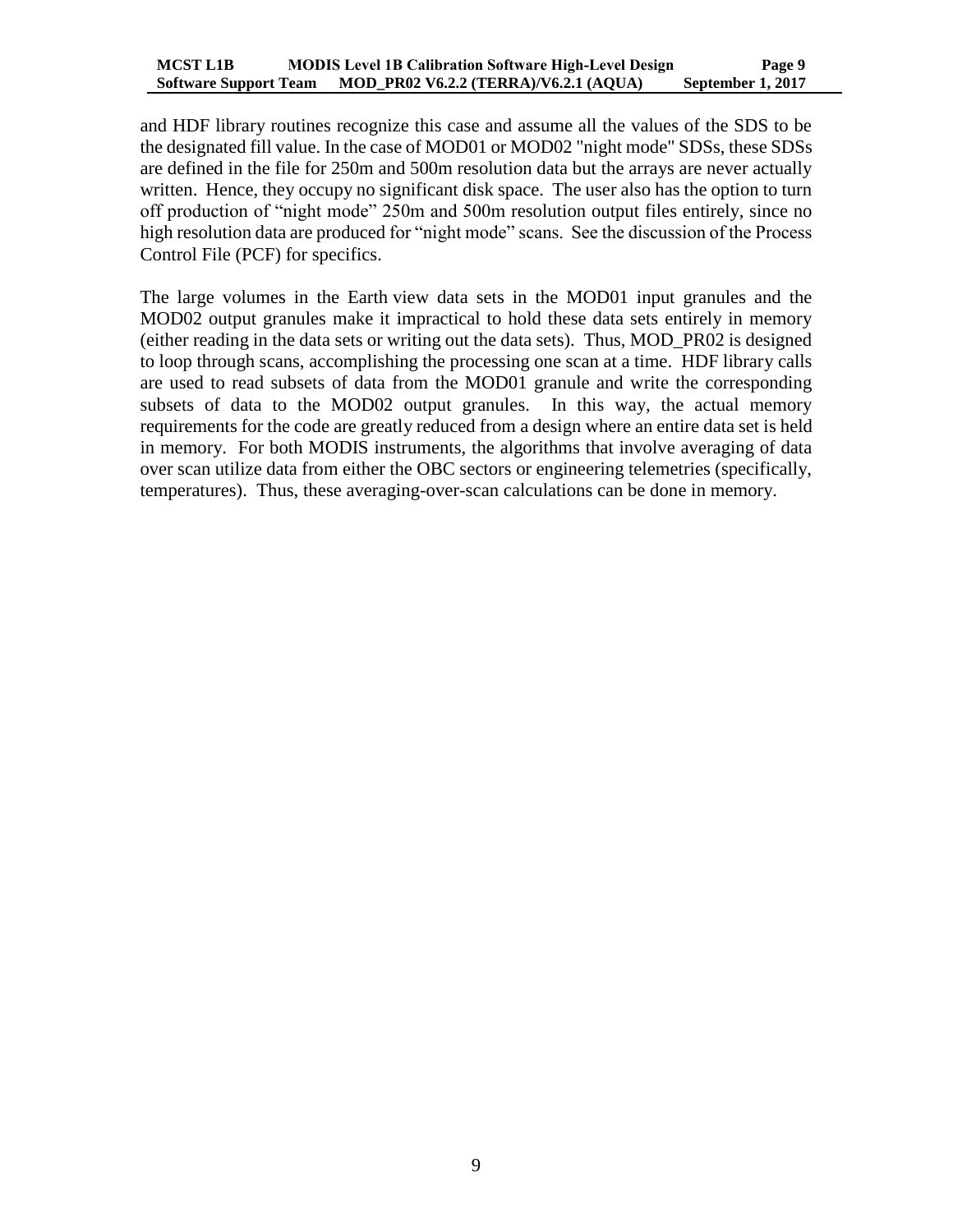and HDF library routines recognize this case and assume all the values of the SDS to be the designated fill value. In the case of MOD01 or MOD02 "night mode" SDSs, these SDSs are defined in the file for 250m and 500m resolution data but the arrays are never actually written. Hence, they occupy no significant disk space. The user also has the option to turn off production of "night mode" 250m and 500m resolution output files entirely, since no high resolution data are produced for "night mode" scans. See the discussion of the Process Control File (PCF) for specifics.

The large volumes in the Earth view data sets in the MOD01 input granules and the MOD02 output granules make it impractical to hold these data sets entirely in memory (either reading in the data sets or writing out the data sets). Thus, MOD_PR02 is designed to loop through scans, accomplishing the processing one scan at a time. HDF library calls are used to read subsets of data from the MOD01 granule and write the corresponding subsets of data to the MOD02 output granules. In this way, the actual memory requirements for the code are greatly reduced from a design where an entire data set is held in memory. For both MODIS instruments, the algorithms that involve averaging of data over scan utilize data from either the OBC sectors or engineering telemetries (specifically, temperatures). Thus, these averaging-over-scan calculations can be done in memory.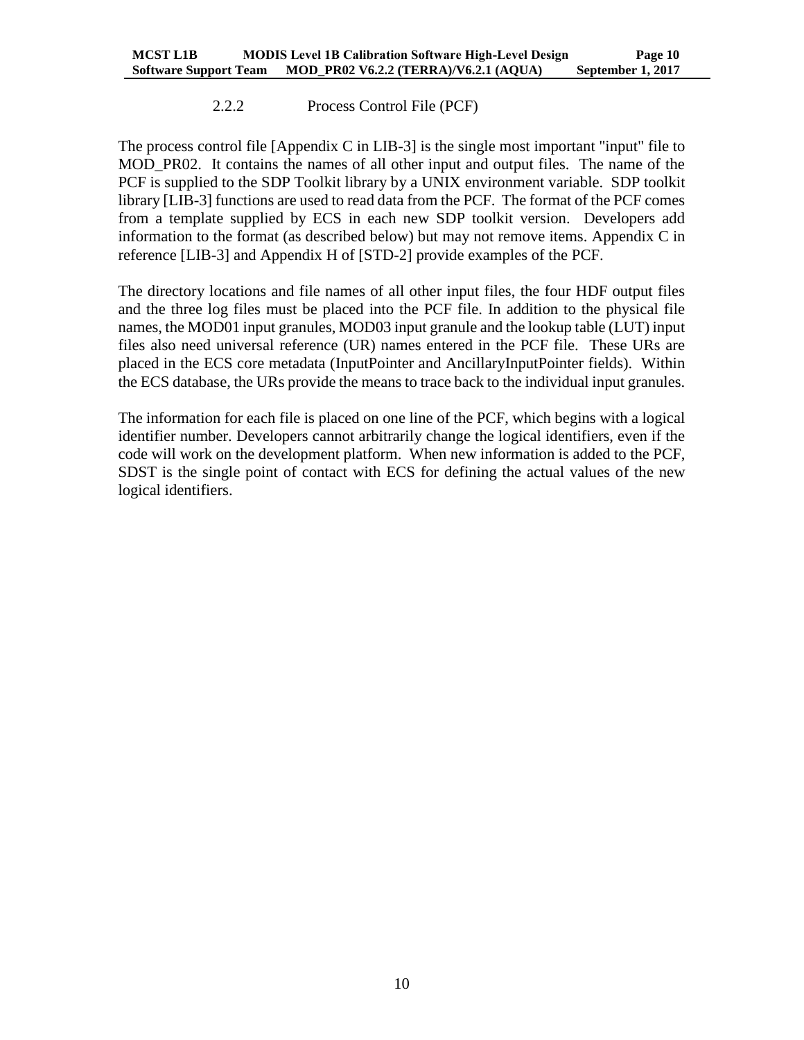### 2.2.2 Process Control File (PCF)

The process control file [Appendix C in LIB-3] is the single most important "input" file to MOD_PR02. It contains the names of all other input and output files. The name of the PCF is supplied to the SDP Toolkit library by a UNIX environment variable. SDP toolkit library [LIB-3] functions are used to read data from the PCF. The format of the PCF comes from a template supplied by ECS in each new SDP toolkit version. Developers add information to the format (as described below) but may not remove items. Appendix C in reference [LIB-3] and Appendix H of [STD-2] provide examples of the PCF.

The directory locations and file names of all other input files, the four HDF output files and the three log files must be placed into the PCF file. In addition to the physical file names, the MOD01 input granules, MOD03 input granule and the lookup table (LUT) input files also need universal reference (UR) names entered in the PCF file. These URs are placed in the ECS core metadata (InputPointer and AncillaryInputPointer fields). Within the ECS database, the URs provide the means to trace back to the individual input granules.

The information for each file is placed on one line of the PCF, which begins with a logical identifier number. Developers cannot arbitrarily change the logical identifiers, even if the code will work on the development platform. When new information is added to the PCF, SDST is the single point of contact with ECS for defining the actual values of the new logical identifiers.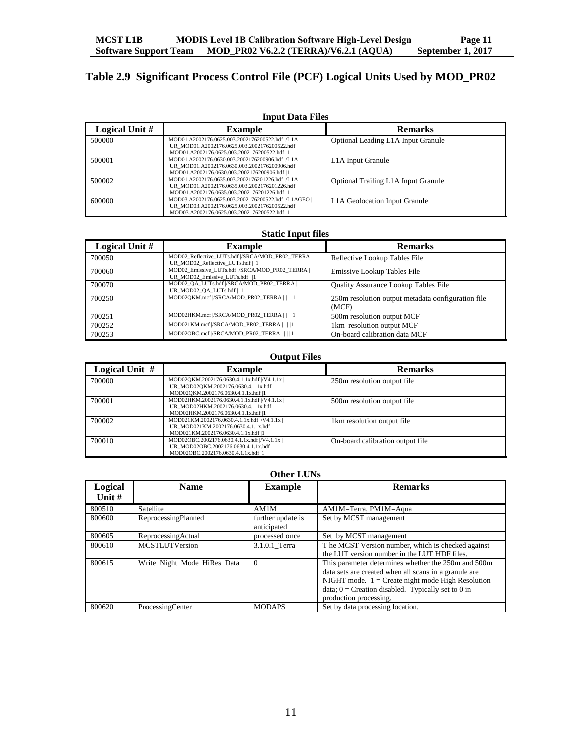## Table 2.9 Significant Process Control File (PCF) Logical Units Used by MOD_PR02

**Input Data Files**

| Logical Unit # | Example | Remarks |
| --- | --- | --- |
| 500000 | MOD01.A2002176.0625.003.2002176200522.hdf \|/L1A \| \|UR_MOD01.A2002176.0625.003.2002176200522.hdf \|MOD01.A2002176.0625.003.2002176200522.hdf \|1 | Optional Leading L1A Input Granule |
| 500001 | MOD01.A2002176.0630.003.2002176200906.hdf \|/L1A \| \|UR_MOD01.A2002176.0630.003.2002176200906.hdf \|MOD01.A2002176.0630.003.2002176200906.hdf \|1 | L1A Input Granule |
| 500002 | MOD01.A2002176.0635.003.2002176201226.hdf \|/L1A \| \|UR_MOD01.A2002176.0635.003.2002176201226.hdf \|MOD01.A2002176.0635.003.2002176201226.hdf \|1 | Optional Trailing L1A Input Granule |
| 600000 | MOD03.A2002176.0625.003.2002176200522.hdf \|/L1AGEO \| \|UR_MOD03.A2002176.0625.003.2002176200522.hdf \|MOD03.A2002176.0625.003.2002176200522.hdf \|1 | L1A Geolocation Input Granule |

**Static Input files**

| Logical Unit # | Example | Remarks |
| --- | --- | --- |
| 700050 | MOD02_Reflective_LUTs.hdf \|/SRCA/MOD_PR02_TERRA \| \|UR_MOD02_Reflective_LUTs.hdf \| \|1 | Reflective Lookup Tables File |
| 700060 | MOD02_Emissive_LUTs.hdf \|/SRCA/MOD_PR02_TERRA \| \|UR_MOD02_Emissive_LUTs.hdf \| \|1 | Emissive Lookup Tables File |
| 700070 | MOD02_QA_LUTs.hdf \|/SRCA/MOD_PR02_TERRA \| \|UR_MOD02_QA_LUTs.hdf \| \|1 | Quality Assurance Lookup Tables File |
| 700250 | MOD02QKM.mcf \|/SRCA/MOD_PR02_TERRA \| \| \| \|1 | 250m resolution output metadata configuration file (MCF) |
| 700251 | MOD02HKM.mcf \|/SRCA/MOD_PR02_TERRA \| \| \| \|1 | 500m resolution output MCF |
| 700252 | MOD021KM.mcf \|/SRCA/MOD_PR02_TERRA \| \| \| \|1 | 1km resolution output MCF |
| 700253 | MOD02OBC.mcf \|/SRCA/MOD_PR02_TERRA \| \| \| \|1 | On-board calibration data MCF |

**Output Files**

| Logical Unit # | Example | Remarks |
| --- | --- | --- |
| 700000 | MOD02QKM.2002176.0630.4.1.1x.hdf \|/V4.1.1x \| \|UR_MOD02QKM.2002176.0630.4.1.1x.hdf \|MOD02QKM.2002176.0630.4.1.1x.hdf \|1 | 250m resolution output file |
| 700001 | MOD02HKM.2002176.0630.4.1.1x.hdf \|/V4.1.1x \| \|UR_MOD02HKM.2002176.0630.4.1.1x.hdf \|MOD02HKM.2002176.0630.4.1.1x.hdf \|1 | 500m resolution output file |
| 700002 | MOD021KM.2002176.0630.4.1.1x.hdf \|/V4.1.1x \| \|UR_MOD021KM.2002176.0630.4.1.1x.hdf \|MOD021KM.2002176.0630.4.1.1x.hdf \|1 | 1km resolution output file |
| 700010 | MOD02OBC.2002176.0630.4.1.1x.hdf \|/V4.1.1x \| \|UR_MOD02OBC.2002176.0630.4.1.1x.hdf \|MOD02OBC.2002176.0630.4.1.1x.hdf \|1 | On-board calibration output file |

**Other LUNs**

| Logical Unit # | Name | Example | Remarks |
| --- | --- | --- | --- |
| 800510 | Satellite | AM1M | AM1M=Terra, PM1M=Aqua |
| 800600 | ReprocessingPlanned | further update is anticipated | Set by MCST management |
| 800605 | ReprocessingActual | processed once | Set by MCST management |
| 800610 | MCSTLUTVersion | 3.1.0.1_Terra | T he MCST Version number, which is checked against the LUT version number in the LUT HDF files. |
| 800615 | Write_Night_Mode_HiRes_Data | 0 | This parameter determines whether the 250m and 500m data sets are created when all scans in a granule are NIGHT mode. 1 = Create night mode High Resolution data; 0 = Creation disabled. Typically set to 0 in production processing. |
| 800620 | ProcessingCenter | MODAPS | Set by data processing location. |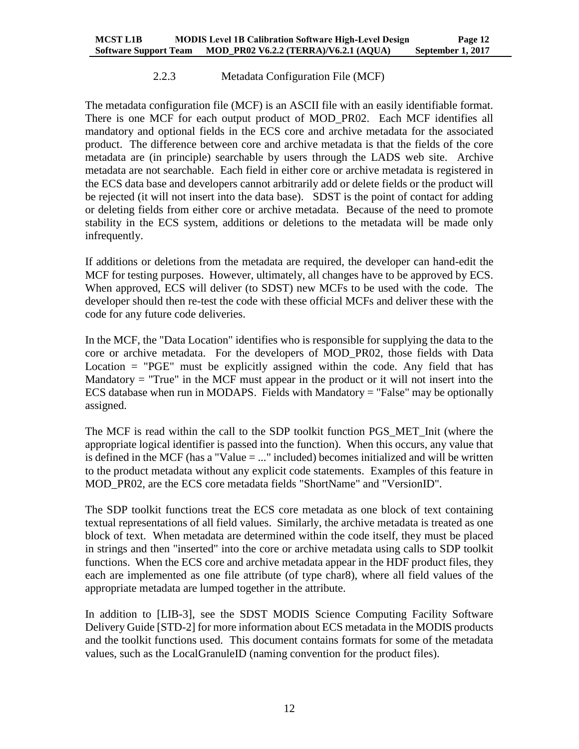### 2.2.3 Metadata Configuration File (MCF)

The metadata configuration file (MCF) is an ASCII file with an easily identifiable format. There is one MCF for each output product of MOD_PR02. Each MCF identifies all mandatory and optional fields in the ECS core and archive metadata for the associated product. The difference between core and archive metadata is that the fields of the core metadata are (in principle) searchable by users through the LADS web site. Archive metadata are not searchable. Each field in either core or archive metadata is registered in the ECS data base and developers cannot arbitrarily add or delete fields or the product will be rejected (it will not insert into the data base). SDST is the point of contact for adding or deleting fields from either core or archive metadata. Because of the need to promote stability in the ECS system, additions or deletions to the metadata will be made only infrequently.

If additions or deletions from the metadata are required, the developer can hand-edit the MCF for testing purposes. However, ultimately, all changes have to be approved by ECS. When approved, ECS will deliver (to SDST) new MCFs to be used with the code. The developer should then re-test the code with these official MCFs and deliver these with the code for any future code deliveries.

In the MCF, the "Data Location" identifies who is responsible for supplying the data to the core or archive metadata. For the developers of MOD_PR02, those fields with Data Location = "PGE" must be explicitly assigned within the code. Any field that has Mandatory = "True" in the MCF must appear in the product or it will not insert into the ECS database when run in MODAPS. Fields with Mandatory = "False" may be optionally assigned.

The MCF is read within the call to the SDP toolkit function PGS_MET_Init (where the appropriate logical identifier is passed into the function). When this occurs, any value that is defined in the MCF (has a "Value = ..." included) becomes initialized and will be written to the product metadata without any explicit code statements. Examples of this feature in MOD_PR02, are the ECS core metadata fields "ShortName" and "VersionID".

The SDP toolkit functions treat the ECS core metadata as one block of text containing textual representations of all field values. Similarly, the archive metadata is treated as one block of text. When metadata are determined within the code itself, they must be placed in strings and then "inserted" into the core or archive metadata using calls to SDP toolkit functions. When the ECS core and archive metadata appear in the HDF product files, they each are implemented as one file attribute (of type char8), where all field values of the appropriate metadata are lumped together in the attribute.

In addition to [LIB-3], see the SDST MODIS Science Computing Facility Software Delivery Guide [STD-2] for more information about ECS metadata in the MODIS products and the toolkit functions used. This document contains formats for some of the metadata values, such as the LocalGranuleID (naming convention for the product files).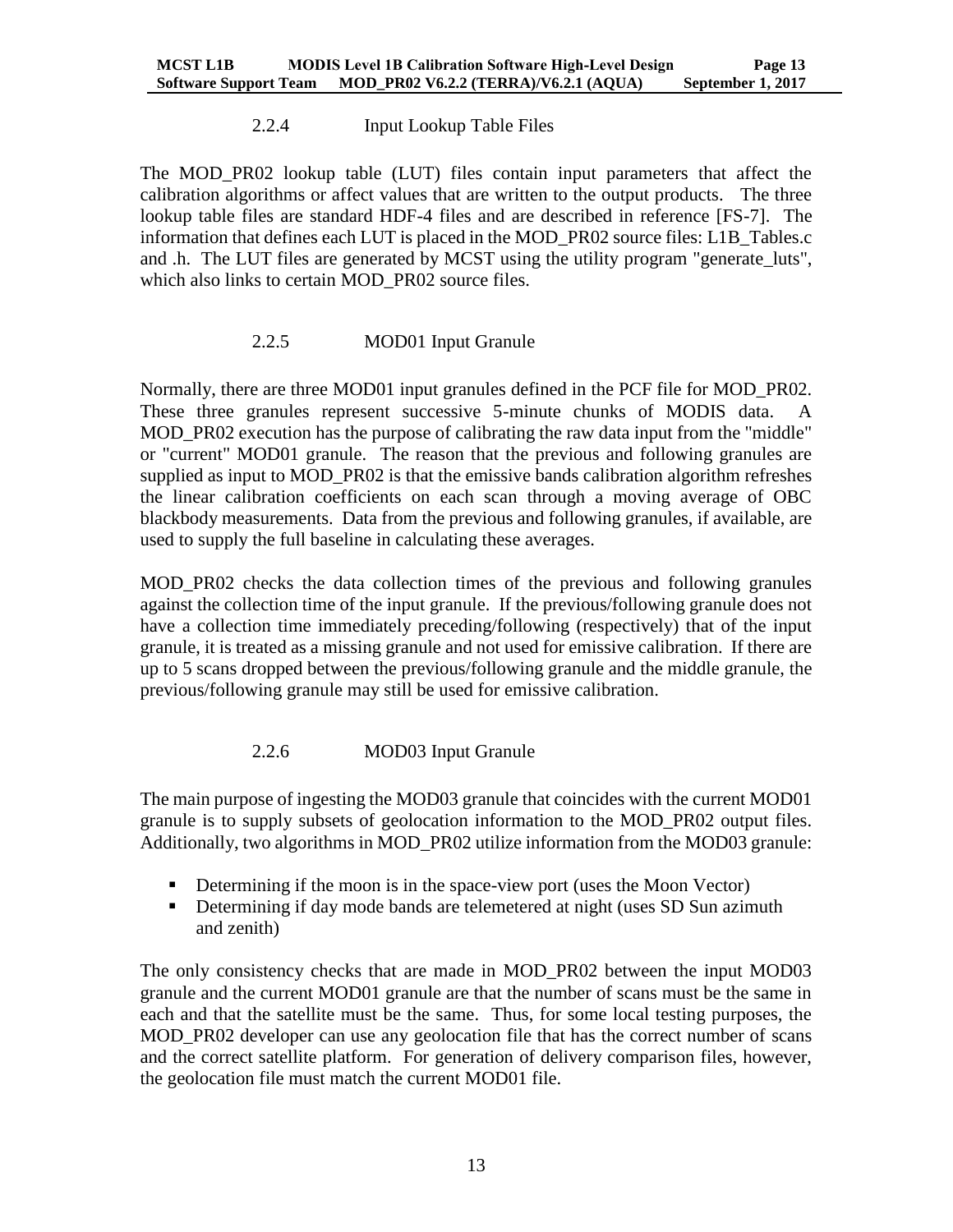### 2.2.4 Input Lookup Table Files

The MOD_PR02 lookup table (LUT) files contain input parameters that affect the calibration algorithms or affect values that are written to the output products. The three lookup table files are standard HDF-4 files and are described in reference [FS-7]. The information that defines each LUT is placed in the MOD_PR02 source files: L1B_Tables.c and .h. The LUT files are generated by MCST using the utility program "generate_luts", which also links to certain MOD_PR02 source files.

### 2.2.5 MOD01 Input Granule

Normally, there are three MOD01 input granules defined in the PCF file for MOD_PR02. These three granules represent successive 5-minute chunks of MODIS data. A MOD_PR02 execution has the purpose of calibrating the raw data input from the "middle" or "current" MOD01 granule. The reason that the previous and following granules are supplied as input to MOD_PR02 is that the emissive bands calibration algorithm refreshes the linear calibration coefficients on each scan through a moving average of OBC blackbody measurements. Data from the previous and following granules, if available, are used to supply the full baseline in calculating these averages.

MOD_PR02 checks the data collection times of the previous and following granules against the collection time of the input granule. If the previous/following granule does not have a collection time immediately preceding/following (respectively) that of the input granule, it is treated as a missing granule and not used for emissive calibration. If there are up to 5 scans dropped between the previous/following granule and the middle granule, the previous/following granule may still be used for emissive calibration.

### 2.2.6 MOD03 Input Granule

The main purpose of ingesting the MOD03 granule that coincides with the current MOD01 granule is to supply subsets of geolocation information to the MOD_PR02 output files. Additionally, two algorithms in MOD_PR02 utilize information from the MOD03 granule:

- Determining if the moon is in the space-view port (uses the Moon Vector)
- Determining if day mode bands are telemetered at night (uses SD Sun azimuth and zenith)

The only consistency checks that are made in MOD_PR02 between the input MOD03 granule and the current MOD01 granule are that the number of scans must be the same in each and that the satellite must be the same. Thus, for some local testing purposes, the MOD_PR02 developer can use any geolocation file that has the correct number of scans and the correct satellite platform. For generation of delivery comparison files, however, the geolocation file must match the current MOD01 file.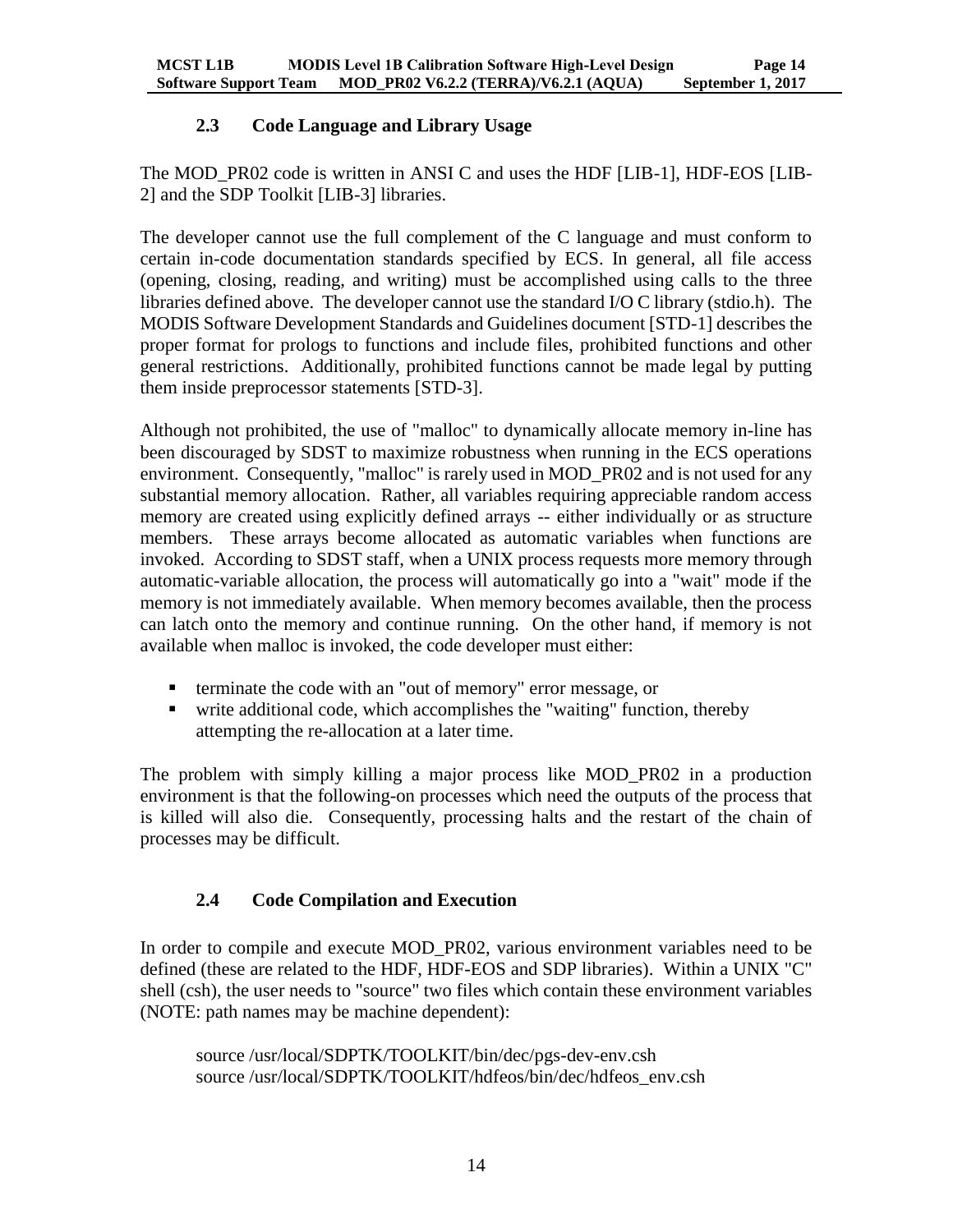## 2.3 Code Language and Library Usage

The MOD_PR02 code is written in ANSI C and uses the HDF [LIB-1], HDF-EOS [LIB-2] and the SDP Toolkit [LIB-3] libraries.

The developer cannot use the full complement of the C language and must conform to certain in-code documentation standards specified by ECS. In general, all file access (opening, closing, reading, and writing) must be accomplished using calls to the three libraries defined above. The developer cannot use the standard I/O C library (stdio.h). The MODIS Software Development Standards and Guidelines document [STD-1] describes the proper format for prologs to functions and include files, prohibited functions and other general restrictions. Additionally, prohibited functions cannot be made legal by putting them inside preprocessor statements [STD-3].

Although not prohibited, the use of "malloc" to dynamically allocate memory in-line has been discouraged by SDST to maximize robustness when running in the ECS operations environment. Consequently, "malloc" is rarely used in MOD_PR02 and is not used for any substantial memory allocation. Rather, all variables requiring appreciable random access memory are created using explicitly defined arrays -- either individually or as structure members. These arrays become allocated as automatic variables when functions are invoked. According to SDST staff, when a UNIX process requests more memory through automatic-variable allocation, the process will automatically go into a "wait" mode if the memory is not immediately available. When memory becomes available, then the process can latch onto the memory and continue running. On the other hand, if memory is not available when malloc is invoked, the code developer must either:

- terminate the code with an "out of memory" error message, or
- write additional code, which accomplishes the "waiting" function, thereby attempting the re-allocation at a later time.

The problem with simply killing a major process like MOD_PR02 in a production environment is that the following-on processes which need the outputs of the process that is killed will also die. Consequently, processing halts and the restart of the chain of processes may be difficult.

## 2.4 Code Compilation and Execution

In order to compile and execute MOD_PR02, various environment variables need to be defined (these are related to the HDF, HDF-EOS and SDP libraries). Within a UNIX "C" shell (csh), the user needs to "source" two files which contain these environment variables (NOTE: path names may be machine dependent):

```
source /usr/local/SDPTK/TOOLKIT/bin/dec/pgs-dev-env.csh
source /usr/local/SDPTK/TOOLKIT/hdfeos/bin/dec/hdfeos_env.csh
```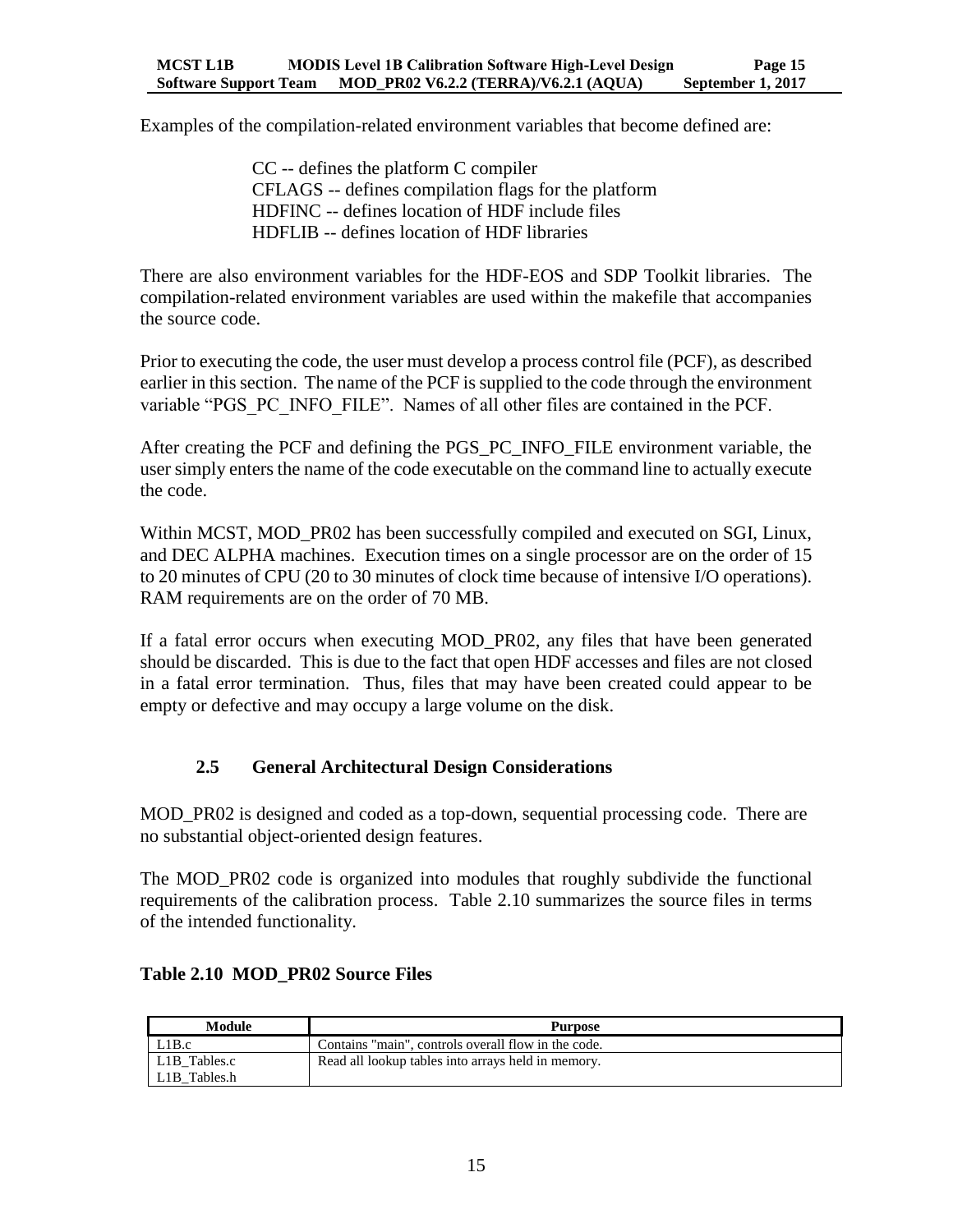Examples of the compilation-related environment variables that become defined are:

> CC -- defines the platform C compiler
> CFLAGS -- defines compilation flags for the platform
> HDFINC -- defines location of HDF include files
> HDFLIB -- defines location of HDF libraries

There are also environment variables for the HDF-EOS and SDP Toolkit libraries. The compilation-related environment variables are used within the makefile that accompanies the source code.

Prior to executing the code, the user must develop a process control file (PCF), as described earlier in this section. The name of the PCF is supplied to the code through the environment variable "PGS_PC_INFO_FILE". Names of all other files are contained in the PCF.

After creating the PCF and defining the PGS_PC_INFO_FILE environment variable, the user simply enters the name of the code executable on the command line to actually execute the code.

Within MCST, MOD_PR02 has been successfully compiled and executed on SGI, Linux, and DEC ALPHA machines. Execution times on a single processor are on the order of 15 to 20 minutes of CPU (20 to 30 minutes of clock time because of intensive I/O operations). RAM requirements are on the order of 70 MB.

If a fatal error occurs when executing MOD_PR02, any files that have been generated should be discarded. This is due to the fact that open HDF accesses and files are not closed in a fatal error termination. Thus, files that may have been created could appear to be empty or defective and may occupy a large volume on the disk.

## 2.5 General Architectural Design Considerations

MOD_PR02 is designed and coded as a top-down, sequential processing code. There are no substantial object-oriented design features.

The MOD_PR02 code is organized into modules that roughly subdivide the functional requirements of the calibration process. Table 2.10 summarizes the source files in terms of the intended functionality.

**Table 2.10 MOD_PR02 Source Files**

| Module | Purpose |
|---|---|
| L1B.c | Contains "main", controls overall flow in the code. |
| L1B_Tables.c<br>L1B_Tables.h | Read all lookup tables into arrays held in memory. |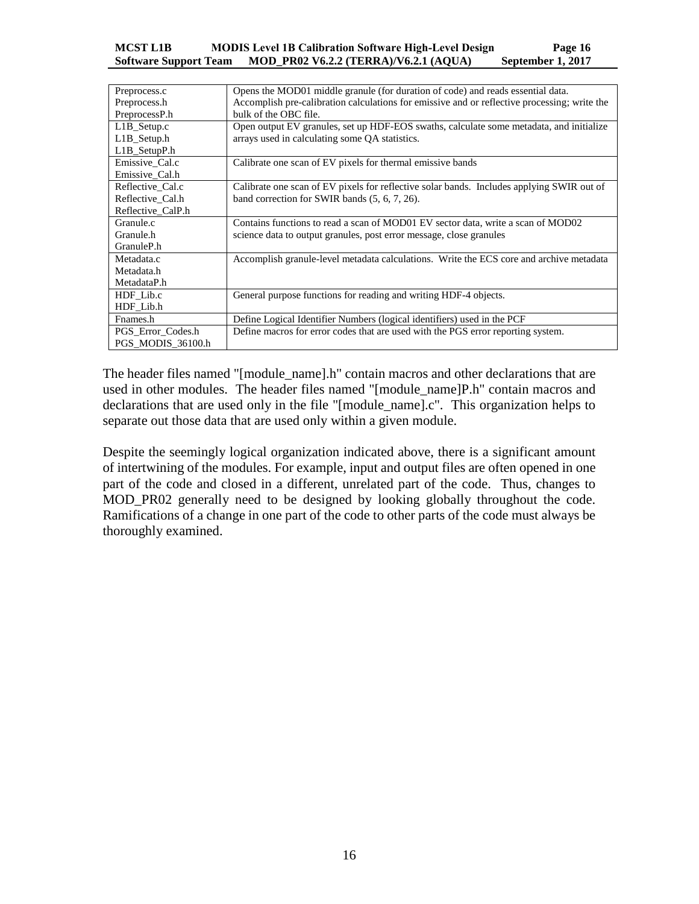| | |
|---|---|
| Preprocess.c<br>Preprocess.h<br>PreprocessP.h | Opens the MOD01 middle granule (for duration of code) and reads essential data. Accomplish pre-calibration calculations for emissive and or reflective processing; write the bulk of the OBC file. |
| L1B_Setup.c<br>L1B_Setup.h<br>L1B_SetupP.h | Open output EV granules, set up HDF-EOS swaths, calculate some metadata, and initialize arrays used in calculating some QA statistics. |
| Emissive_Cal.c<br>Emissive_Cal.h | Calibrate one scan of EV pixels for thermal emissive bands |
| Reflective_Cal.c<br>Reflective_Cal.h<br>Reflective_CalP.h | Calibrate one scan of EV pixels for reflective solar bands. Includes applying SWIR out of band correction for SWIR bands (5, 6, 7, 26). |
| Granule.c<br>Granule.h<br>GranuleP.h | Contains functions to read a scan of MOD01 EV sector data, write a scan of MOD02 science data to output granules, post error message, close granules |
| Metadata.c<br>Metadata.h<br>MetadataP.h | Accomplish granule-level metadata calculations. Write the ECS core and archive metadata |
| HDF_Lib.c<br>HDF_Lib.h | General purpose functions for reading and writing HDF-4 objects. |
| Fnames.h | Define Logical Identifier Numbers (logical identifiers) used in the PCF |
| PGS_Error_Codes.h<br>PGS_MODIS_36100.h | Define macros for error codes that are used with the PGS error reporting system. |

The header files named "[module_name].h" contain macros and other declarations that are used in other modules. The header files named "[module_name]P.h" contain macros and declarations that are used only in the file "[module_name].c". This organization helps to separate out those data that are used only within a given module.

Despite the seemingly logical organization indicated above, there is a significant amount of intertwining of the modules. For example, input and output files are often opened in one part of the code and closed in a different, unrelated part of the code. Thus, changes to MOD_PR02 generally need to be designed by looking globally throughout the code. Ramifications of a change in one part of the code to other parts of the code must always be thoroughly examined.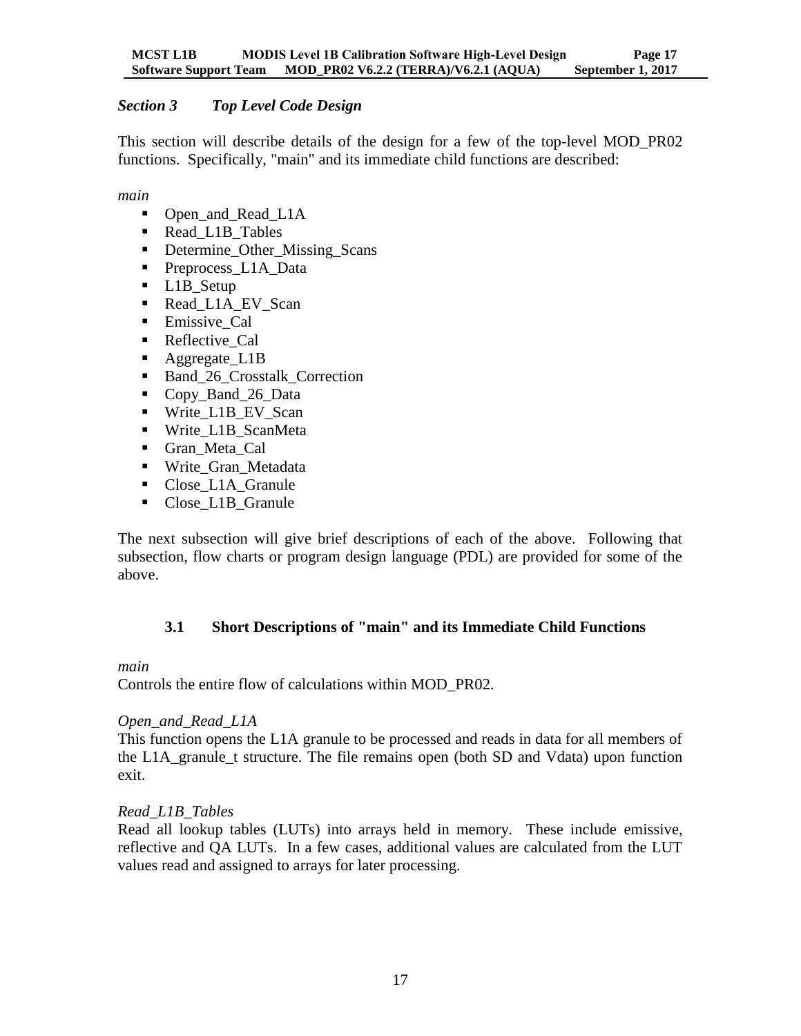## *Section 3 Top Level Code Design*

This section will describe details of the design for a few of the top-level MOD_PR02 functions. Specifically, "main" and its immediate child functions are described:

*main*

- Open_and_Read_L1A
- Read_L1B_Tables
- Determine_Other_Missing_Scans
- Preprocess_L1A_Data
- L1B_Setup
- Read_L1A_EV_Scan
- Emissive_Cal
- Reflective_Cal
- Aggregate_L1B
- Band_26_Crosstalk_Correction
- Copy_Band_26_Data
- Write_L1B_EV_Scan
- Write_L1B_ScanMeta
- Gran_Meta_Cal
- Write_Gran_Metadata
- Close_L1A_Granule
- Close_L1B_Granule

The next subsection will give brief descriptions of each of the above. Following that subsection, flow charts or program design language (PDL) are provided for some of the above.

### 3.1 Short Descriptions of "main" and its Immediate Child Functions

*main*
Controls the entire flow of calculations within MOD_PR02.

*Open_and_Read_L1A*
This function opens the L1A granule to be processed and reads in data for all members of the L1A_granule_t structure. The file remains open (both SD and Vdata) upon function exit.

*Read_L1B_Tables*
Read all lookup tables (LUTs) into arrays held in memory. These include emissive, reflective and QA LUTs. In a few cases, additional values are calculated from the LUT values read and assigned to arrays for later processing.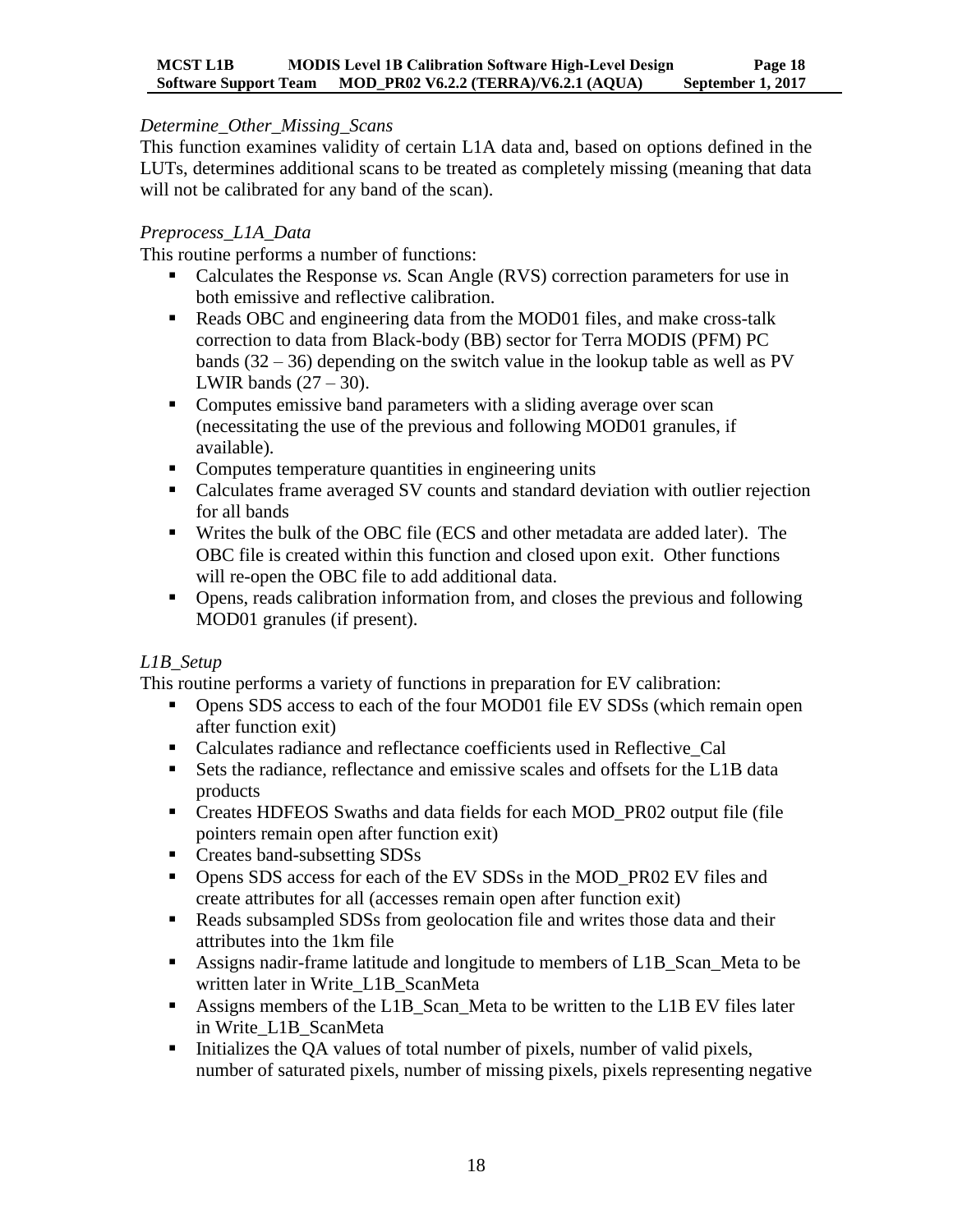*Determine_Other_Missing_Scans*

This function examines validity of certain L1A data and, based on options defined in the LUTs, determines additional scans to be treated as completely missing (meaning that data will not be calibrated for any band of the scan).

*Preprocess_L1A_Data*

This routine performs a number of functions:

- Calculates the Response *vs.* Scan Angle (RVS) correction parameters for use in both emissive and reflective calibration.
- Reads OBC and engineering data from the MOD01 files, and make cross-talk correction to data from Black-body (BB) sector for Terra MODIS (PFM) PC bands (32 – 36) depending on the switch value in the lookup table as well as PV LWIR bands (27 – 30).
- Computes emissive band parameters with a sliding average over scan (necessitating the use of the previous and following MOD01 granules, if available).
- Computes temperature quantities in engineering units
- Calculates frame averaged SV counts and standard deviation with outlier rejection for all bands
- Writes the bulk of the OBC file (ECS and other metadata are added later). The OBC file is created within this function and closed upon exit. Other functions will re-open the OBC file to add additional data.
- Opens, reads calibration information from, and closes the previous and following MOD01 granules (if present).

*L1B_Setup*

This routine performs a variety of functions in preparation for EV calibration:

- Opens SDS access to each of the four MOD01 file EV SDSs (which remain open after function exit)
- Calculates radiance and reflectance coefficients used in Reflective_Cal
- Sets the radiance, reflectance and emissive scales and offsets for the L1B data products
- Creates HDFEOS Swaths and data fields for each MOD_PR02 output file (file pointers remain open after function exit)
- Creates band-subsetting SDSs
- Opens SDS access for each of the EV SDSs in the MOD_PR02 EV files and create attributes for all (accesses remain open after function exit)
- Reads subsampled SDSs from geolocation file and writes those data and their attributes into the 1km file
- Assigns nadir-frame latitude and longitude to members of L1B_Scan_Meta to be written later in Write_L1B_ScanMeta
- Assigns members of the L1B_Scan_Meta to be written to the L1B EV files later in Write_L1B_ScanMeta
- Initializes the QA values of total number of pixels, number of valid pixels, number of saturated pixels, number of missing pixels, pixels representing negative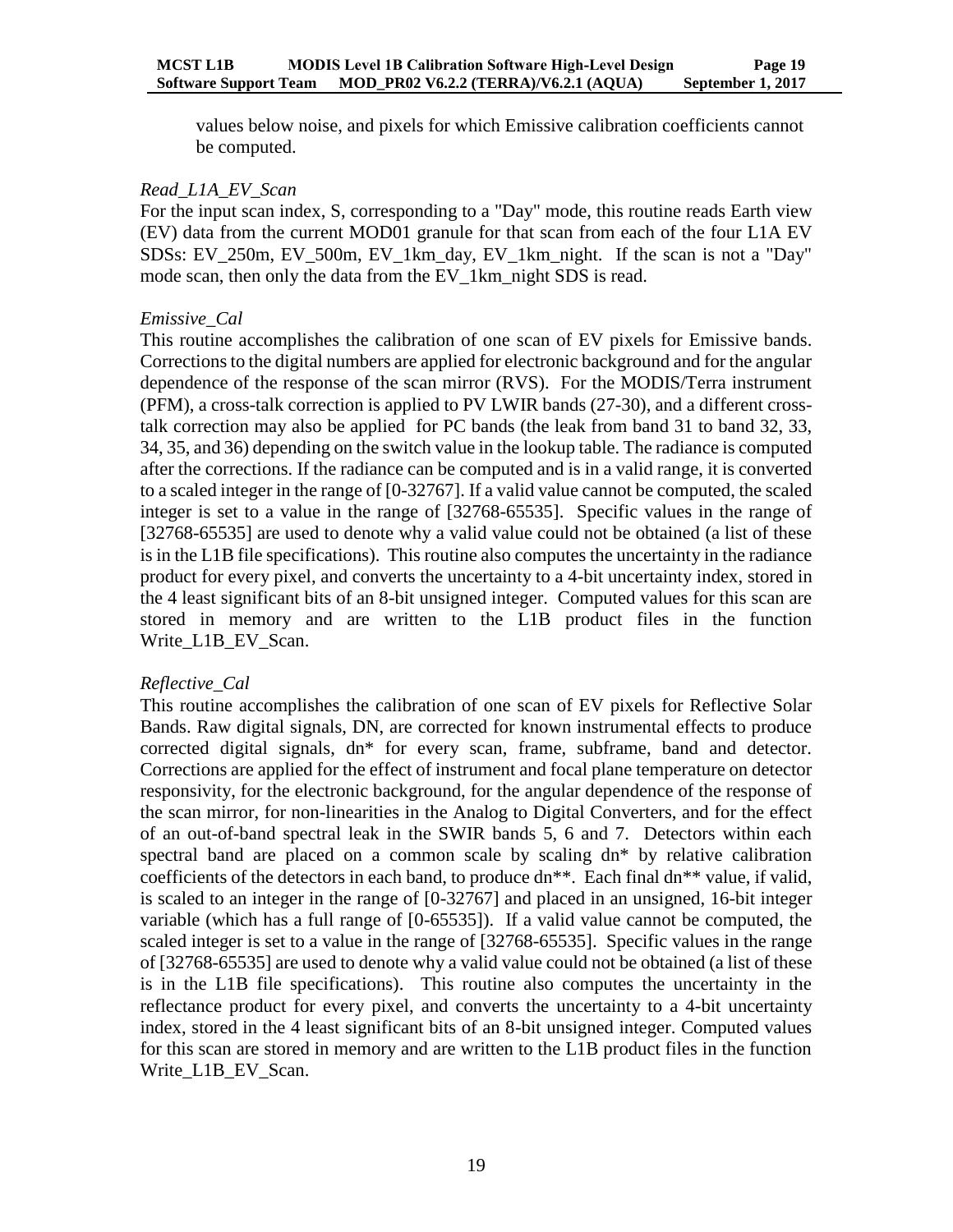values below noise, and pixels for which Emissive calibration coefficients cannot be computed.

*Read_L1A_EV_Scan*

For the input scan index, S, corresponding to a "Day" mode, this routine reads Earth view (EV) data from the current MOD01 granule for that scan from each of the four L1A EV SDSs: EV_250m, EV_500m, EV_1km_day, EV_1km_night. If the scan is not a "Day" mode scan, then only the data from the EV_1km_night SDS is read.

*Emissive_Cal*

This routine accomplishes the calibration of one scan of EV pixels for Emissive bands. Corrections to the digital numbers are applied for electronic background and for the angular dependence of the response of the scan mirror (RVS). For the MODIS/Terra instrument (PFM), a cross-talk correction is applied to PV LWIR bands (27-30), and a different cross-talk correction may also be applied for PC bands (the leak from band 31 to band 32, 33, 34, 35, and 36) depending on the switch value in the lookup table. The radiance is computed after the corrections. If the radiance can be computed and is in a valid range, it is converted to a scaled integer in the range of [0-32767]. If a valid value cannot be computed, the scaled integer is set to a value in the range of [32768-65535]. Specific values in the range of [32768-65535] are used to denote why a valid value could not be obtained (a list of these is in the L1B file specifications). This routine also computes the uncertainty in the radiance product for every pixel, and converts the uncertainty to a 4-bit uncertainty index, stored in the 4 least significant bits of an 8-bit unsigned integer. Computed values for this scan are stored in memory and are written to the L1B product files in the function Write_L1B_EV_Scan.

*Reflective_Cal*

This routine accomplishes the calibration of one scan of EV pixels for Reflective Solar Bands. Raw digital signals, DN, are corrected for known instrumental effects to produce corrected digital signals, dn* for every scan, frame, subframe, band and detector. Corrections are applied for the effect of instrument and focal plane temperature on detector responsivity, for the electronic background, for the angular dependence of the response of the scan mirror, for non-linearities in the Analog to Digital Converters, and for the effect of an out-of-band spectral leak in the SWIR bands 5, 6 and 7. Detectors within each spectral band are placed on a common scale by scaling dn* by relative calibration coefficients of the detectors in each band, to produce dn**. Each final dn** value, if valid, is scaled to an integer in the range of [0-32767] and placed in an unsigned, 16-bit integer variable (which has a full range of [0-65535]). If a valid value cannot be computed, the scaled integer is set to a value in the range of [32768-65535]. Specific values in the range of [32768-65535] are used to denote why a valid value could not be obtained (a list of these is in the L1B file specifications). This routine also computes the uncertainty in the reflectance product for every pixel, and converts the uncertainty to a 4-bit uncertainty index, stored in the 4 least significant bits of an 8-bit unsigned integer. Computed values for this scan are stored in memory and are written to the L1B product files in the function Write_L1B_EV_Scan.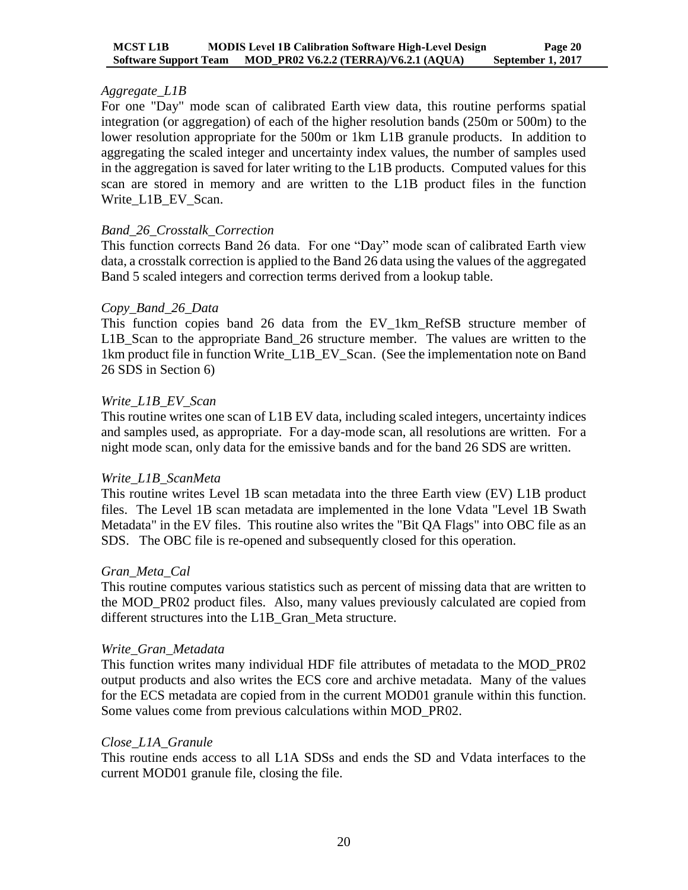*Aggregate_L1B*

For one "Day" mode scan of calibrated Earth view data, this routine performs spatial integration (or aggregation) of each of the higher resolution bands (250m or 500m) to the lower resolution appropriate for the 500m or 1km L1B granule products. In addition to aggregating the scaled integer and uncertainty index values, the number of samples used in the aggregation is saved for later writing to the L1B products. Computed values for this scan are stored in memory and are written to the L1B product files in the function Write_L1B_EV_Scan.

*Band_26_Crosstalk_Correction*

This function corrects Band 26 data. For one "Day" mode scan of calibrated Earth view data, a crosstalk correction is applied to the Band 26 data using the values of the aggregated Band 5 scaled integers and correction terms derived from a lookup table.

*Copy_Band_26_Data*

This function copies band 26 data from the EV_1km_RefSB structure member of L1B_Scan to the appropriate Band_26 structure member. The values are written to the 1km product file in function Write_L1B_EV_Scan. (See the implementation note on Band 26 SDS in Section 6)

*Write_L1B_EV_Scan*

This routine writes one scan of L1B EV data, including scaled integers, uncertainty indices and samples used, as appropriate. For a day-mode scan, all resolutions are written. For a night mode scan, only data for the emissive bands and for the band 26 SDS are written.

*Write_L1B_ScanMeta*

This routine writes Level 1B scan metadata into the three Earth view (EV) L1B product files. The Level 1B scan metadata are implemented in the lone Vdata "Level 1B Swath Metadata" in the EV files. This routine also writes the "Bit QA Flags" into OBC file as an SDS. The OBC file is re-opened and subsequently closed for this operation.

*Gran_Meta_Cal*

This routine computes various statistics such as percent of missing data that are written to the MOD_PR02 product files. Also, many values previously calculated are copied from different structures into the L1B_Gran_Meta structure.

*Write_Gran_Metadata*

This function writes many individual HDF file attributes of metadata to the MOD_PR02 output products and also writes the ECS core and archive metadata. Many of the values for the ECS metadata are copied from in the current MOD01 granule within this function. Some values come from previous calculations within MOD_PR02.

*Close_L1A_Granule*

This routine ends access to all L1A SDSs and ends the SD and Vdata interfaces to the current MOD01 granule file, closing the file.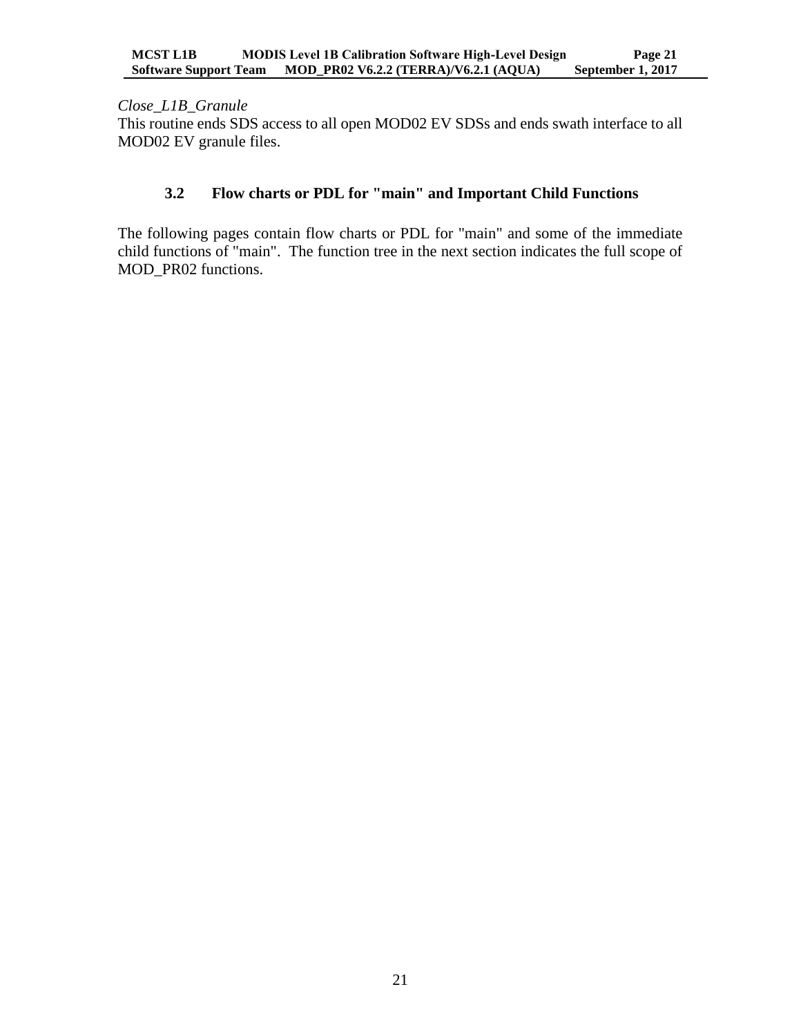*Close_L1B_Granule*

This routine ends SDS access to all open MOD02 EV SDSs and ends swath interface to all MOD02 EV granule files.

### 3.2 Flow charts or PDL for "main" and Important Child Functions

The following pages contain flow charts or PDL for "main" and some of the immediate child functions of "main". The function tree in the next section indicates the full scope of MOD_PR02 functions.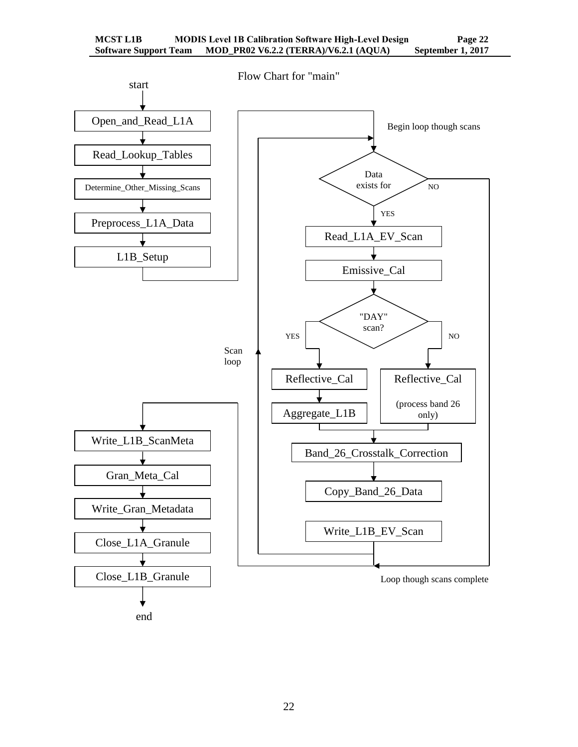Flow Chart for "main"

start

Open_and_Read_L1A

Read_Lookup_Tables

Determine_Other_Missing_Scans

Preprocess_L1A_Data

L1B_Setup

Begin loop though scans

Data exists for

NO

YES

Read_L1A_EV_Scan

Emissive_Cal

"DAY" scan?

YES

NO

Scan loop

Reflective_Cal

Aggregate_L1B

Reflective_Cal

(process band 26 only)

Band_26_Crosstalk_Correction

Copy_Band_26_Data

Write_L1B_EV_Scan

Write_L1B_ScanMeta

Gran_Meta_Cal

Write_Gran_Metadata

Close_L1A_Granule

Close_L1B_Granule

end

Loop though scans complete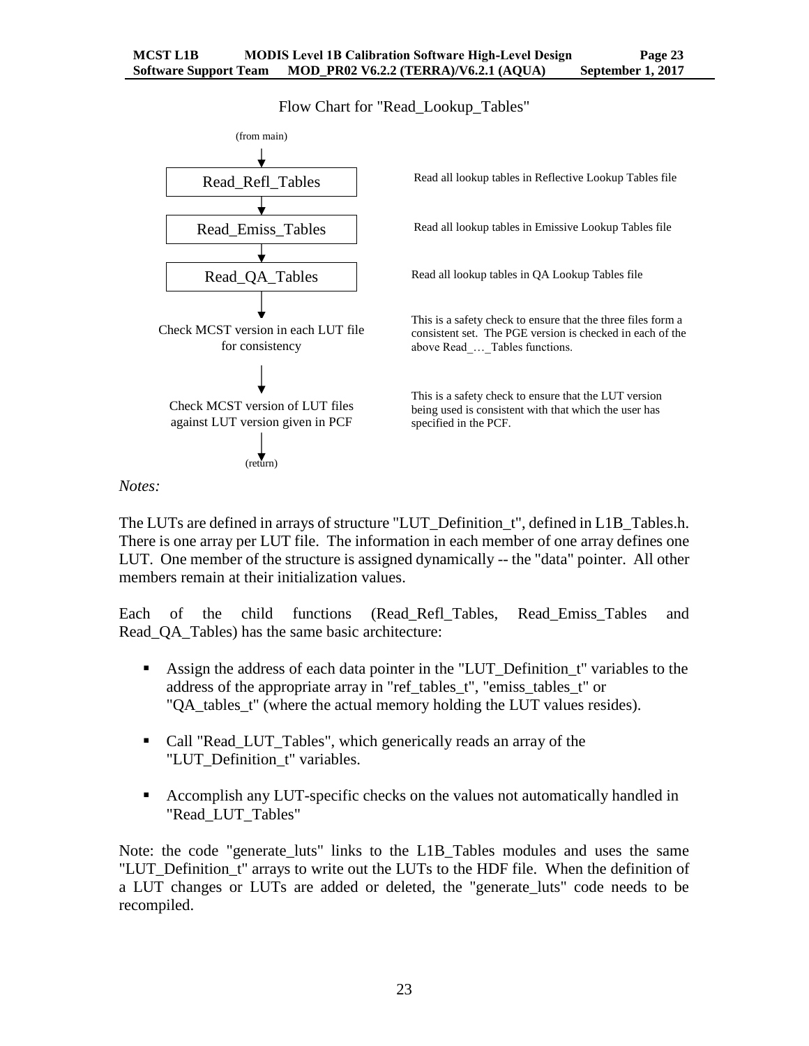Flow Chart for "Read_Lookup_Tables"

| Step | Description |
|---|---|
| (from main) | |
| Read_Refl_Tables | Read all lookup tables in Reflective Lookup Tables file |
| Read_Emiss_Tables | Read all lookup tables in Emissive Lookup Tables file |
| Read_QA_Tables | Read all lookup tables in QA Lookup Tables file |
| Check MCST version in each LUT file for consistency | This is a safety check to ensure that the three files form a consistent set. The PGE version is checked in each of the above Read_…_Tables functions. |
| Check MCST version of LUT files against LUT version given in PCF | This is a safety check to ensure that the LUT version being used is consistent with that which the user has specified in the PCF. |
| (return) | |

*Notes:*

The LUTs are defined in arrays of structure "LUT_Definition_t", defined in L1B_Tables.h. There is one array per LUT file. The information in each member of one array defines one LUT. One member of the structure is assigned dynamically -- the "data" pointer. All other members remain at their initialization values.

Each of the child functions (Read_Refl_Tables, Read_Emiss_Tables and Read_QA_Tables) has the same basic architecture:

- Assign the address of each data pointer in the "LUT_Definition_t" variables to the address of the appropriate array in "ref_tables_t", "emiss_tables_t" or "QA_tables_t" (where the actual memory holding the LUT values resides).
- Call "Read_LUT_Tables", which generically reads an array of the "LUT_Definition_t" variables.
- Accomplish any LUT-specific checks on the values not automatically handled in "Read_LUT_Tables"

Note: the code "generate_luts" links to the L1B_Tables modules and uses the same "LUT_Definition_t" arrays to write out the LUTs to the HDF file. When the definition of a LUT changes or LUTs are added or deleted, the "generate_luts" code needs to be recompiled.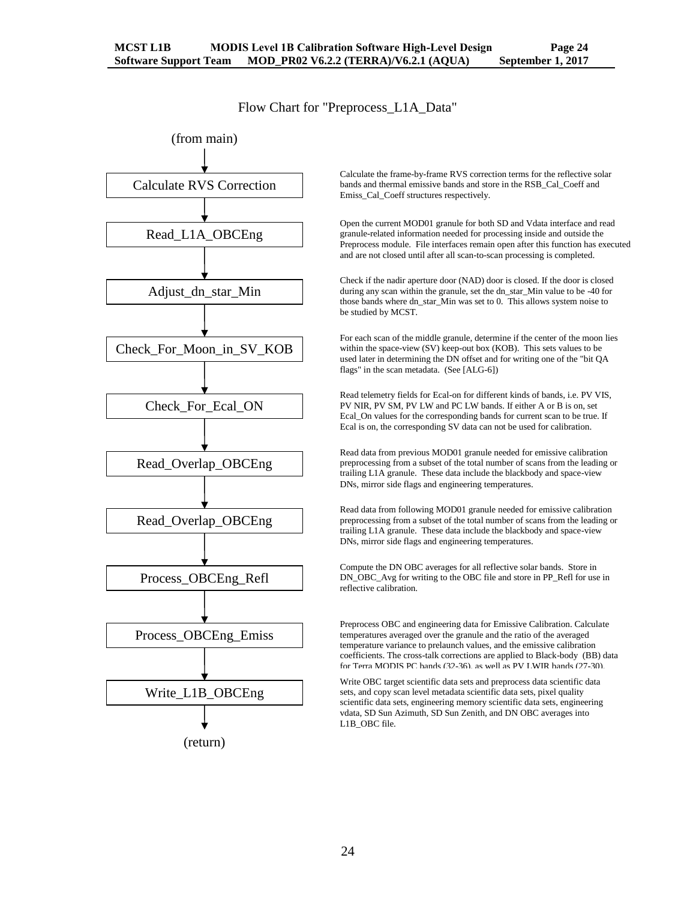Flow Chart for "Preprocess_L1A_Data"

(from main)

| Step | Description |
|---|---|
| Calculate RVS Correction | Calculate the frame-by-frame RVS correction terms for the reflective solar bands and thermal emissive bands and store in the RSB_Cal_Coeff and Emiss_Cal_Coeff structures respectively. |
| Read_L1A_OBCEng | Open the current MOD01 granule for both SD and Vdata interface and read granule-related information needed for processing inside and outside the Preprocess module. File interfaces remain open after this function has executed and are not closed until after all scan-to-scan processing is completed. |
| Adjust_dn_star_Min | Check if the nadir aperture door (NAD) door is closed. If the door is closed during any scan within the granule, set the dn_star_Min value to be -40 for those bands where dn_star_Min was set to 0. This allows system noise to be studied by MCST. |
| Check_For_Moon_in_SV_KOB | For each scan of the middle granule, determine if the center of the moon lies within the space-view (SV) keep-out box (KOB). This sets values to be used later in determining the DN offset and for writing one of the "bit QA flags" in the scan metadata. (See [ALG-6]) |
| Check_For_Ecal_ON | Read telemetry fields for Ecal-on for different kinds of bands, i.e. PV VIS, PV NIR, PV SM, PV LW and PC LW bands. If either A or B is on, set Ecal_On values for the corresponding bands for current scan to be true. If Ecal is on, the corresponding SV data can not be used for calibration. |
| Read_Overlap_OBCEng | Read data from previous MOD01 granule needed for emissive calibration preprocessing from a subset of the total number of scans from the leading or trailing L1A granule. These data include the blackbody and space-view DNs, mirror side flags and engineering temperatures. |
| Read_Overlap_OBCEng | Read data from following MOD01 granule needed for emissive calibration preprocessing from a subset of the total number of scans from the leading or trailing L1A granule. These data include the blackbody and space-view DNs, mirror side flags and engineering temperatures. |
| Process_OBCEng_Refl | Compute the DN OBC averages for all reflective solar bands. Store in DN_OBC_Avg for writing to the OBC file and store in PP_Refl for use in reflective calibration. |
| Process_OBCEng_Emiss | Preprocess OBC and engineering data for Emissive Calibration. Calculate temperatures averaged over the granule and the ratio of the averaged temperature variance to prelaunch values, and the emissive calibration coefficients. The cross-talk corrections are applied to Black-body (BB) data for Terra MODIS PC bands (32-36), as well as PV LWIR bands (27-30). |
| Write_L1B_OBCEng | Write OBC target scientific data sets and preprocess data scientific data sets, and copy scan level metadata scientific data sets, pixel quality scientific data sets, engineering memory scientific data sets, engineering vdata, SD Sun Azimuth, SD Sun Zenith, and DN OBC averages into L1B_OBC file. |

(return)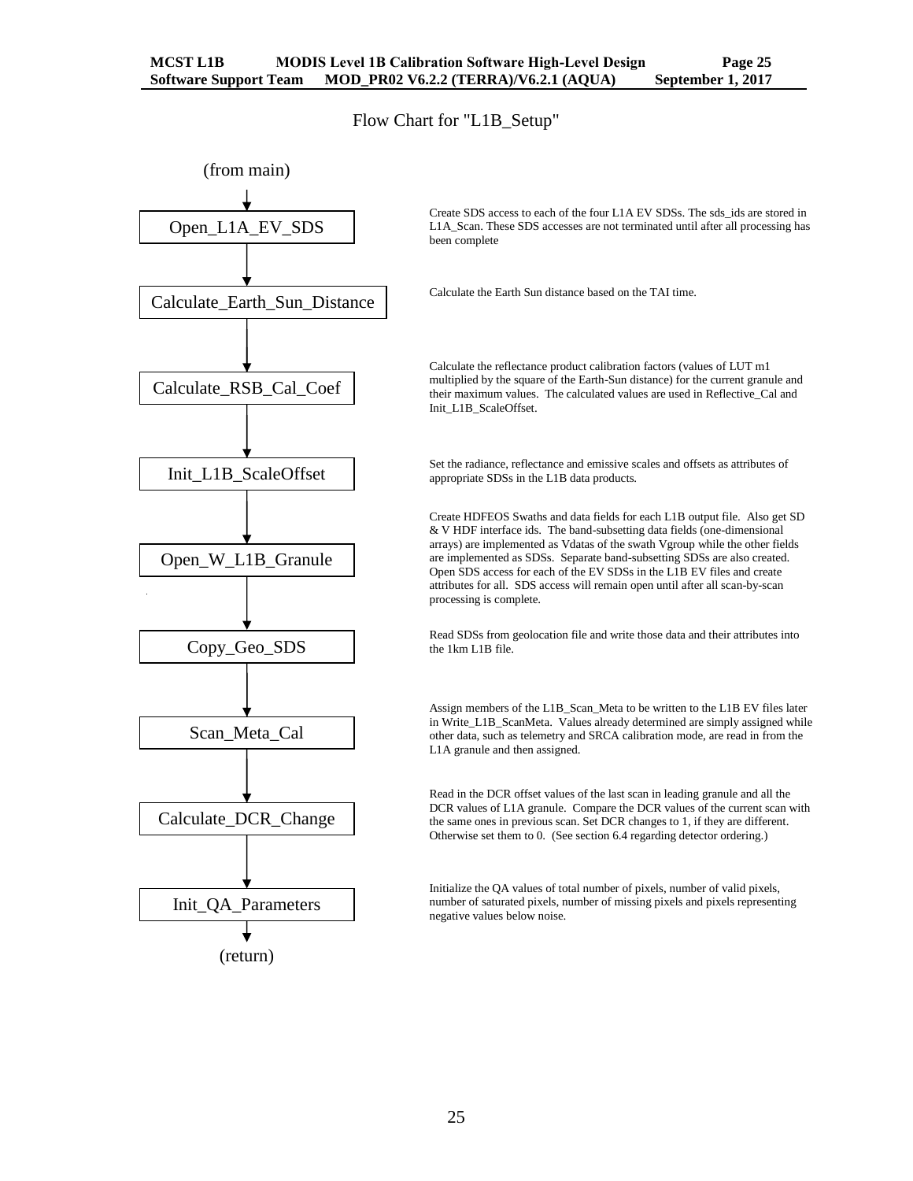Flow Chart for "L1B_Setup"

(from main)

**Open_L1A_EV_SDS**

Create SDS access to each of the four L1A EV SDSs. The sds_ids are stored in L1A_Scan. These SDS accesses are not terminated until after all processing has been complete

**Calculate_Earth_Sun_Distance**

Calculate the Earth Sun distance based on the TAI time.

**Calculate_RSB_Cal_Coef**

Calculate the reflectance product calibration factors (values of LUT m1 multiplied by the square of the Earth-Sun distance) for the current granule and their maximum values. The calculated values are used in Reflective_Cal and Init_L1B_ScaleOffset.

**Init_L1B_ScaleOffset**

Set the radiance, reflectance and emissive scales and offsets as attributes of appropriate SDSs in the L1B data products.

**Open_W_L1B_Granule**

Create HDFEOS Swaths and data fields for each L1B output file. Also get SD & V HDF interface ids. The band-subsetting data fields (one-dimensional arrays) are implemented as Vdatas of the swath Vgroup while the other fields are implemented as SDSs. Separate band-subsetting SDSs are also created. Open SDS access for each of the EV SDSs in the L1B EV files and create attributes for all. SDS access will remain open until after all scan-by-scan processing is complete.

**Copy_Geo_SDS**

Read SDSs from geolocation file and write those data and their attributes into the 1km L1B file.

**Scan_Meta_Cal**

Assign members of the L1B_Scan_Meta to be written to the L1B EV files later in Write_L1B_ScanMeta. Values already determined are simply assigned while other data, such as telemetry and SRCA calibration mode, are read in from the L1A granule and then assigned.

**Calculate_DCR_Change**

Read in the DCR offset values of the last scan in leading granule and all the DCR values of L1A granule. Compare the DCR values of the current scan with the same ones in previous scan. Set DCR changes to 1, if they are different. Otherwise set them to 0. (See section 6.4 regarding detector ordering.)

**Init_QA_Parameters**

Initialize the QA values of total number of pixels, number of valid pixels, number of saturated pixels, number of missing pixels and pixels representing negative values below noise.

(return)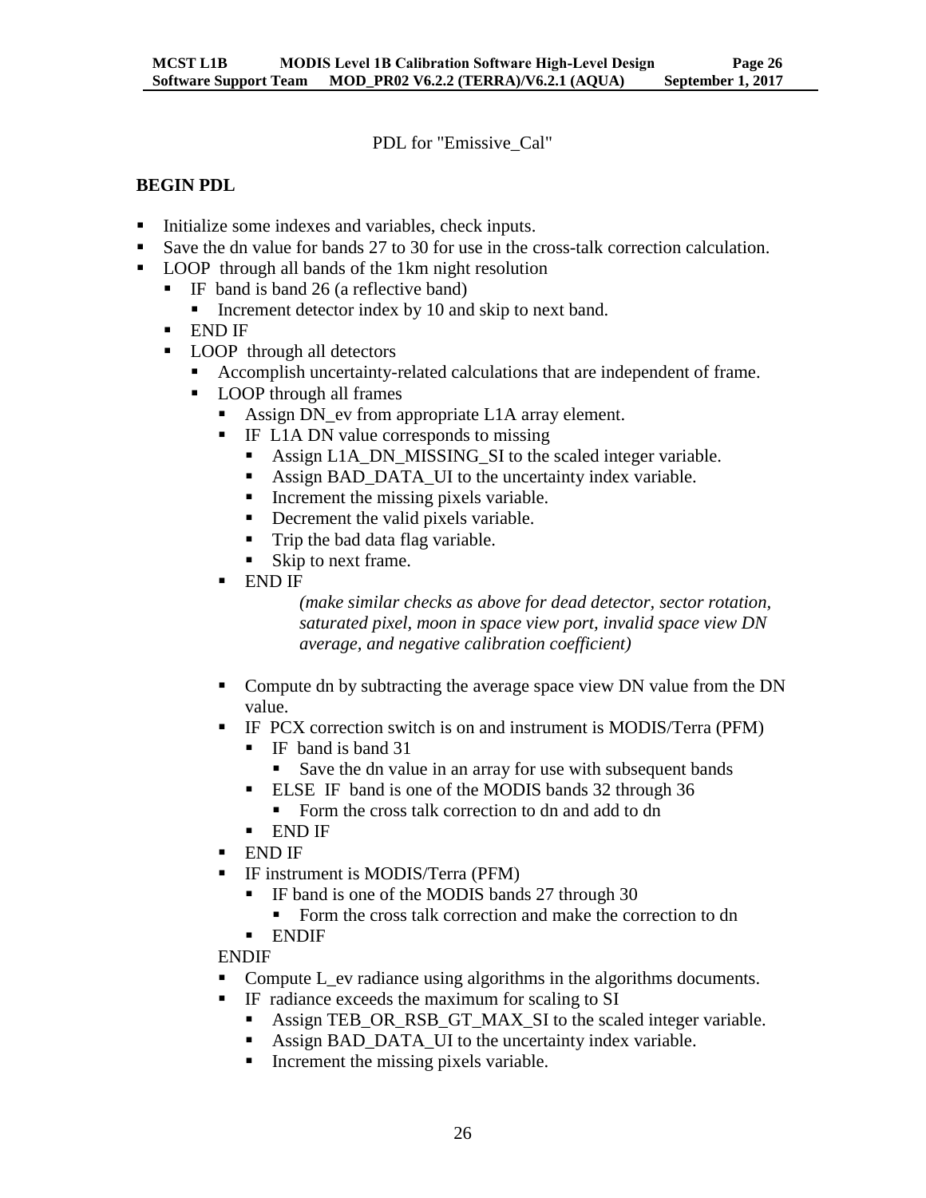PDL for "Emissive_Cal"

**BEGIN PDL**

- Initialize some indexes and variables, check inputs.
- Save the dn value for bands 27 to 30 for use in the cross-talk correction calculation.
- LOOP through all bands of the 1km night resolution
  - IF band is band 26 (a reflective band)
    - Increment detector index by 10 and skip to next band.
  - END IF
  - LOOP through all detectors
    - Accomplish uncertainty-related calculations that are independent of frame.
    - LOOP through all frames
      - Assign DN_ev from appropriate L1A array element.
      - IF L1A DN value corresponds to missing
        - Assign L1A_DN_MISSING_SI to the scaled integer variable.
        - Assign BAD_DATA_UI to the uncertainty index variable.
        - Increment the missing pixels variable.
        - Decrement the valid pixels variable.
        - Trip the bad data flag variable.
        - Skip to next frame.
      - END IF

        *(make similar checks as above for dead detector, sector rotation, saturated pixel, moon in space view port, invalid space view DN average, and negative calibration coefficient)*

      - Compute dn by subtracting the average space view DN value from the DN value.
      - IF PCX correction switch is on and instrument is MODIS/Terra (PFM)
        - IF band is band 31
          - Save the dn value in an array for use with subsequent bands
        - ELSE IF band is one of the MODIS bands 32 through 36
          - Form the cross talk correction to dn and add to dn
        - END IF
      - END IF
      - IF instrument is MODIS/Terra (PFM)
        - IF band is one of the MODIS bands 27 through 30
          - Form the cross talk correction and make the correction to dn
        - ENDIF

      ENDIF
      - Compute L_ev radiance using algorithms in the algorithms documents.
      - IF radiance exceeds the maximum for scaling to SI
        - Assign TEB_OR_RSB_GT_MAX_SI to the scaled integer variable.
        - Assign BAD_DATA_UI to the uncertainty index variable.
        - Increment the missing pixels variable.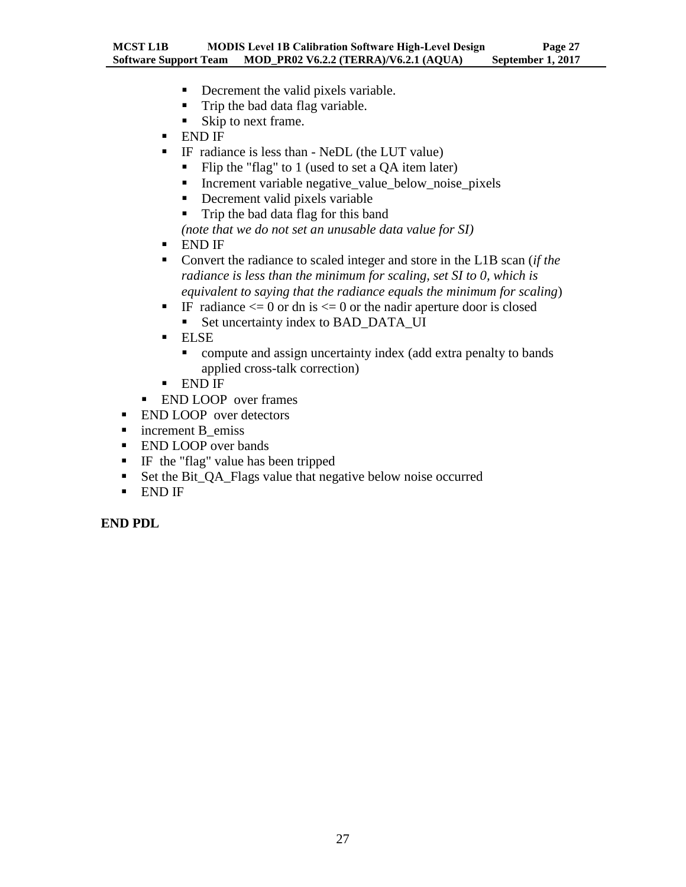- Decrement the valid pixels variable.
      - Trip the bad data flag variable.
      - Skip to next frame.
    - END IF
    - IF radiance is less than - NeDL (the LUT value)
      - Flip the "flag" to 1 (used to set a QA item later)
      - Increment variable negative_value_below_noise_pixels
      - Decrement valid pixels variable
      - Trip the bad data flag for this band

      *(note that we do not set an unusable data value for SI)*
    - END IF
    - Convert the radiance to scaled integer and store in the L1B scan (*if the radiance is less than the minimum for scaling, set SI to 0, which is equivalent to saying that the radiance equals the minimum for scaling*)
    - IF radiance <= 0 or dn is <= 0 or the nadir aperture door is closed
      - Set uncertainty index to BAD_DATA_UI
    - ELSE
      - compute and assign uncertainty index (add extra penalty to bands applied cross-talk correction)
    - END IF
  - END LOOP over frames
- END LOOP over detectors
- increment B_emiss
- END LOOP over bands
- IF the "flag" value has been tripped
- Set the Bit_QA_Flags value that negative below noise occurred
- END IF

**END PDL**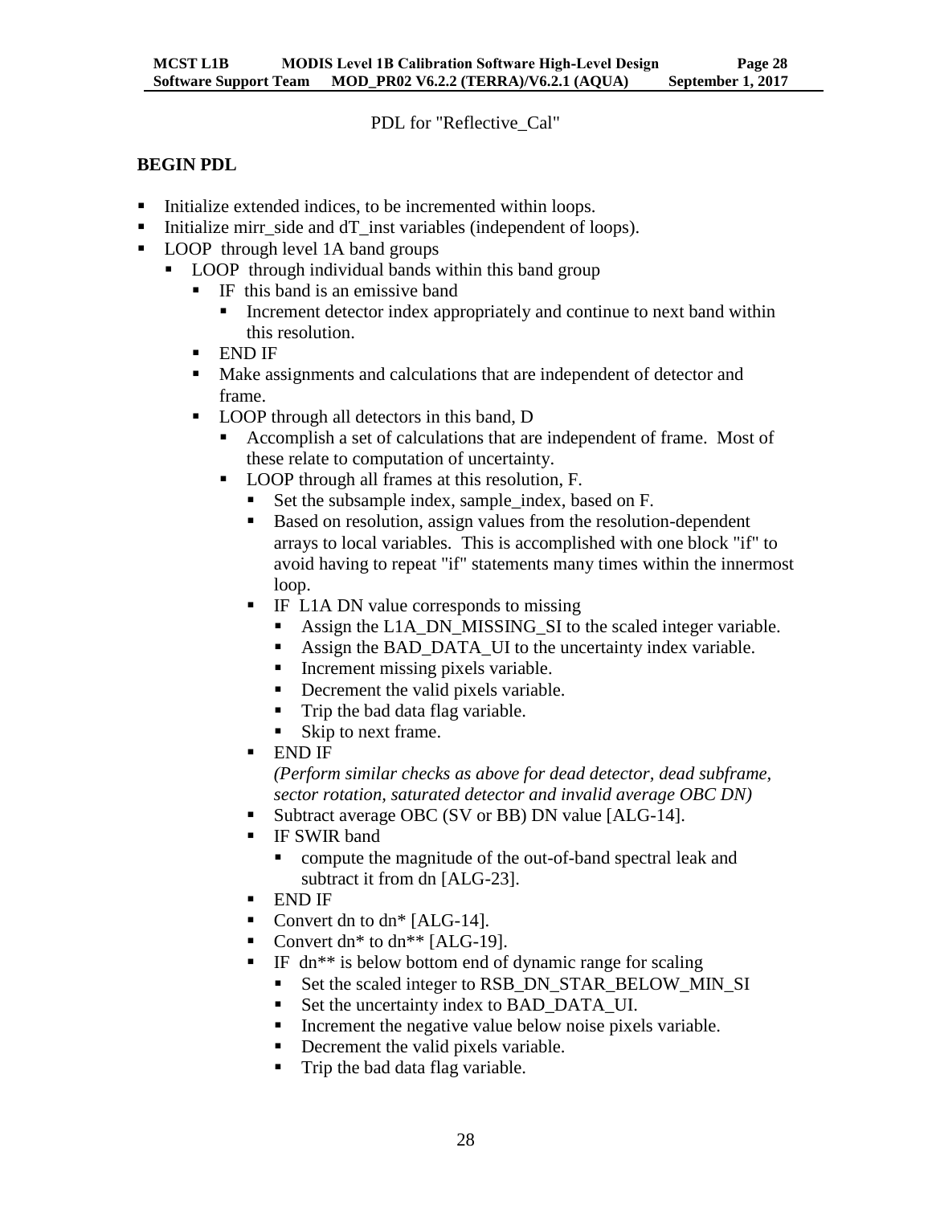PDL for "Reflective_Cal"

**BEGIN PDL**

- Initialize extended indices, to be incremented within loops.
- Initialize mirr_side and dT_inst variables (independent of loops).
- LOOP through level 1A band groups
  - LOOP through individual bands within this band group
    - IF this band is an emissive band
      - Increment detector index appropriately and continue to next band within this resolution.
    - END IF
    - Make assignments and calculations that are independent of detector and frame.
    - LOOP through all detectors in this band, D
      - Accomplish a set of calculations that are independent of frame. Most of these relate to computation of uncertainty.
      - LOOP through all frames at this resolution, F.
        - Set the subsample index, sample_index, based on F.
        - Based on resolution, assign values from the resolution-dependent arrays to local variables. This is accomplished with one block "if" to avoid having to repeat "if" statements many times within the innermost loop.
        - IF L1A DN value corresponds to missing
          - Assign the L1A_DN_MISSING_SI to the scaled integer variable.
          - Assign the BAD_DATA_UI to the uncertainty index variable.
          - Increment missing pixels variable.
          - Decrement the valid pixels variable.
          - Trip the bad data flag variable.
          - Skip to next frame.
        - END IF

          *(Perform similar checks as above for dead detector, dead subframe, sector rotation, saturated detector and invalid average OBC DN)*
        - Subtract average OBC (SV or BB) DN value [ALG-14].
        - IF SWIR band
          - compute the magnitude of the out-of-band spectral leak and subtract it from dn [ALG-23].
        - END IF
        - Convert dn to dn* [ALG-14].
        - Convert dn* to dn** [ALG-19].
        - IF dn** is below bottom end of dynamic range for scaling
          - Set the scaled integer to RSB_DN_STAR_BELOW_MIN_SI
          - Set the uncertainty index to BAD_DATA_UI.
          - Increment the negative value below noise pixels variable.
          - Decrement the valid pixels variable.
          - Trip the bad data flag variable.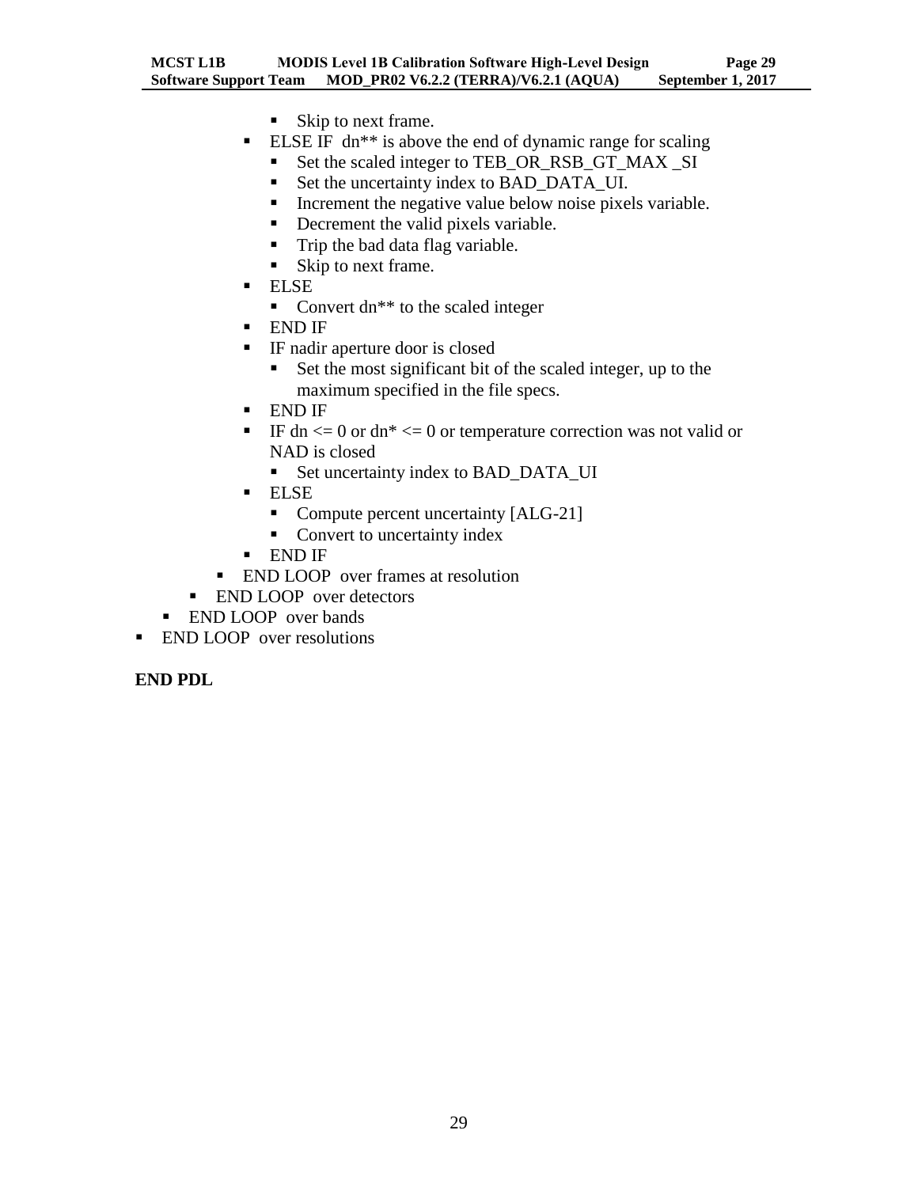- Skip to next frame.
      - ELSE IF  dn** is above the end of dynamic range for scaling
        - Set the scaled integer to TEB_OR_RSB_GT_MAX _SI
        - Set the uncertainty index to BAD_DATA_UI.
        - Increment the negative value below noise pixels variable.
        - Decrement the valid pixels variable.
        - Trip the bad data flag variable.
        - Skip to next frame.
      - ELSE
        - Convert dn** to the scaled integer
      - END IF
      - IF nadir aperture door is closed
        - Set the most significant bit of the scaled integer, up to the maximum specified in the file specs.
      - END IF
      - IF dn <= 0 or dn* <= 0 or temperature correction was not valid or NAD is closed
        - Set uncertainty index to BAD_DATA_UI
      - ELSE
        - Compute percent uncertainty [ALG-21]
        - Convert to uncertainty index
      - END IF
    - END LOOP  over frames at resolution
  - END LOOP  over detectors
- END LOOP  over bands
- END LOOP  over resolutions

**END PDL**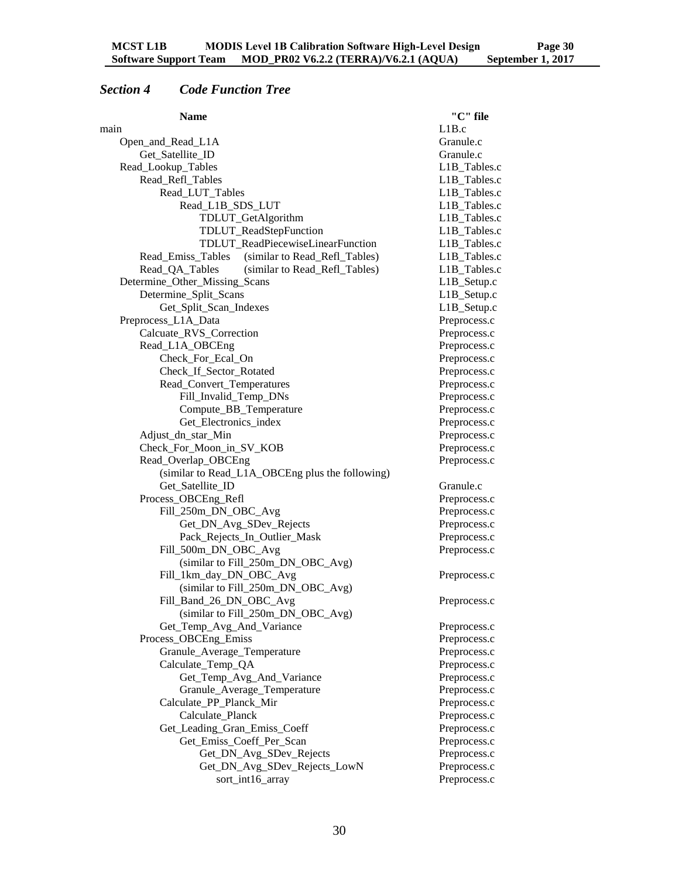## *Section 4 Code Function Tree*

| Name | "C" file |
|---|---|
| main | L1B.c |
| &nbsp;&nbsp;&nbsp;&nbsp;Open_and_Read_L1A | Granule.c |
| &nbsp;&nbsp;&nbsp;&nbsp;&nbsp;&nbsp;&nbsp;&nbsp;Get_Satellite_ID | Granule.c |
| &nbsp;&nbsp;&nbsp;&nbsp;Read_Lookup_Tables | L1B_Tables.c |
| &nbsp;&nbsp;&nbsp;&nbsp;&nbsp;&nbsp;&nbsp;&nbsp;Read_Refl_Tables | L1B_Tables.c |
| &nbsp;&nbsp;&nbsp;&nbsp;&nbsp;&nbsp;&nbsp;&nbsp;&nbsp;&nbsp;&nbsp;&nbsp;Read_LUT_Tables | L1B_Tables.c |
| &nbsp;&nbsp;&nbsp;&nbsp;&nbsp;&nbsp;&nbsp;&nbsp;&nbsp;&nbsp;&nbsp;&nbsp;&nbsp;&nbsp;&nbsp;&nbsp;Read_L1B_SDS_LUT | L1B_Tables.c |
| &nbsp;&nbsp;&nbsp;&nbsp;&nbsp;&nbsp;&nbsp;&nbsp;&nbsp;&nbsp;&nbsp;&nbsp;&nbsp;&nbsp;&nbsp;&nbsp;&nbsp;&nbsp;&nbsp;&nbsp;TDLUT_GetAlgorithm | L1B_Tables.c |
| &nbsp;&nbsp;&nbsp;&nbsp;&nbsp;&nbsp;&nbsp;&nbsp;&nbsp;&nbsp;&nbsp;&nbsp;&nbsp;&nbsp;&nbsp;&nbsp;&nbsp;&nbsp;&nbsp;&nbsp;TDLUT_ReadStepFunction | L1B_Tables.c |
| &nbsp;&nbsp;&nbsp;&nbsp;&nbsp;&nbsp;&nbsp;&nbsp;&nbsp;&nbsp;&nbsp;&nbsp;&nbsp;&nbsp;&nbsp;&nbsp;&nbsp;&nbsp;&nbsp;&nbsp;TDLUT_ReadPiecewiseLinearFunction | L1B_Tables.c |
| &nbsp;&nbsp;&nbsp;&nbsp;&nbsp;&nbsp;&nbsp;&nbsp;Read_Emiss_Tables (similar to Read_Refl_Tables) | L1B_Tables.c |
| &nbsp;&nbsp;&nbsp;&nbsp;&nbsp;&nbsp;&nbsp;&nbsp;Read_QA_Tables (similar to Read_Refl_Tables) | L1B_Tables.c |
| &nbsp;&nbsp;&nbsp;&nbsp;Determine_Other_Missing_Scans | L1B_Setup.c |
| &nbsp;&nbsp;&nbsp;&nbsp;&nbsp;&nbsp;&nbsp;&nbsp;Determine_Split_Scans | L1B_Setup.c |
| &nbsp;&nbsp;&nbsp;&nbsp;&nbsp;&nbsp;&nbsp;&nbsp;&nbsp;&nbsp;&nbsp;&nbsp;Get_Split_Scan_Indexes | L1B_Setup.c |
| &nbsp;&nbsp;&nbsp;&nbsp;Preprocess_L1A_Data | Preprocess.c |
| &nbsp;&nbsp;&nbsp;&nbsp;&nbsp;&nbsp;&nbsp;&nbsp;Calcuate_RVS_Correction | Preprocess.c |
| &nbsp;&nbsp;&nbsp;&nbsp;&nbsp;&nbsp;&nbsp;&nbsp;Read_L1A_OBCEng | Preprocess.c |
| &nbsp;&nbsp;&nbsp;&nbsp;&nbsp;&nbsp;&nbsp;&nbsp;&nbsp;&nbsp;&nbsp;&nbsp;Check_For_Ecal_On | Preprocess.c |
| &nbsp;&nbsp;&nbsp;&nbsp;&nbsp;&nbsp;&nbsp;&nbsp;&nbsp;&nbsp;&nbsp;&nbsp;Check_If_Sector_Rotated | Preprocess.c |
| &nbsp;&nbsp;&nbsp;&nbsp;&nbsp;&nbsp;&nbsp;&nbsp;&nbsp;&nbsp;&nbsp;&nbsp;Read_Convert_Temperatures | Preprocess.c |
| &nbsp;&nbsp;&nbsp;&nbsp;&nbsp;&nbsp;&nbsp;&nbsp;&nbsp;&nbsp;&nbsp;&nbsp;&nbsp;&nbsp;&nbsp;&nbsp;Fill_Invalid_Temp_DNs | Preprocess.c |
| &nbsp;&nbsp;&nbsp;&nbsp;&nbsp;&nbsp;&nbsp;&nbsp;&nbsp;&nbsp;&nbsp;&nbsp;&nbsp;&nbsp;&nbsp;&nbsp;Compute_BB_Temperature | Preprocess.c |
| &nbsp;&nbsp;&nbsp;&nbsp;&nbsp;&nbsp;&nbsp;&nbsp;&nbsp;&nbsp;&nbsp;&nbsp;&nbsp;&nbsp;&nbsp;&nbsp;Get_Electronics_index | Preprocess.c |
| &nbsp;&nbsp;&nbsp;&nbsp;&nbsp;&nbsp;&nbsp;&nbsp;Adjust_dn_star_Min | Preprocess.c |
| &nbsp;&nbsp;&nbsp;&nbsp;&nbsp;&nbsp;&nbsp;&nbsp;Check_For_Moon_in_SV_KOB | Preprocess.c |
| &nbsp;&nbsp;&nbsp;&nbsp;&nbsp;&nbsp;&nbsp;&nbsp;Read_Overlap_OBCEng | Preprocess.c |
| &nbsp;&nbsp;&nbsp;&nbsp;&nbsp;&nbsp;&nbsp;&nbsp;&nbsp;&nbsp;&nbsp;&nbsp;(similar to Read_L1A_OBCEng plus the following) | |
| &nbsp;&nbsp;&nbsp;&nbsp;&nbsp;&nbsp;&nbsp;&nbsp;&nbsp;&nbsp;&nbsp;&nbsp;Get_Satellite_ID | Granule.c |
| &nbsp;&nbsp;&nbsp;&nbsp;&nbsp;&nbsp;&nbsp;&nbsp;Process_OBCEng_Refl | Preprocess.c |
| &nbsp;&nbsp;&nbsp;&nbsp;&nbsp;&nbsp;&nbsp;&nbsp;&nbsp;&nbsp;&nbsp;&nbsp;Fill_250m_DN_OBC_Avg | Preprocess.c |
| &nbsp;&nbsp;&nbsp;&nbsp;&nbsp;&nbsp;&nbsp;&nbsp;&nbsp;&nbsp;&nbsp;&nbsp;&nbsp;&nbsp;&nbsp;&nbsp;Get_DN_Avg_SDev_Rejects | Preprocess.c |
| &nbsp;&nbsp;&nbsp;&nbsp;&nbsp;&nbsp;&nbsp;&nbsp;&nbsp;&nbsp;&nbsp;&nbsp;&nbsp;&nbsp;&nbsp;&nbsp;Pack_Rejects_In_Outlier_Mask | Preprocess.c |
| &nbsp;&nbsp;&nbsp;&nbsp;&nbsp;&nbsp;&nbsp;&nbsp;&nbsp;&nbsp;&nbsp;&nbsp;Fill_500m_DN_OBC_Avg | Preprocess.c |
| &nbsp;&nbsp;&nbsp;&nbsp;&nbsp;&nbsp;&nbsp;&nbsp;&nbsp;&nbsp;&nbsp;&nbsp;&nbsp;&nbsp;&nbsp;&nbsp;(similar to Fill_250m_DN_OBC_Avg) | |
| &nbsp;&nbsp;&nbsp;&nbsp;&nbsp;&nbsp;&nbsp;&nbsp;&nbsp;&nbsp;&nbsp;&nbsp;Fill_1km_day_DN_OBC_Avg | Preprocess.c |
| &nbsp;&nbsp;&nbsp;&nbsp;&nbsp;&nbsp;&nbsp;&nbsp;&nbsp;&nbsp;&nbsp;&nbsp;&nbsp;&nbsp;&nbsp;&nbsp;(similar to Fill_250m_DN_OBC_Avg) | |
| &nbsp;&nbsp;&nbsp;&nbsp;&nbsp;&nbsp;&nbsp;&nbsp;&nbsp;&nbsp;&nbsp;&nbsp;Fill_Band_26_DN_OBC_Avg | Preprocess.c |
| &nbsp;&nbsp;&nbsp;&nbsp;&nbsp;&nbsp;&nbsp;&nbsp;&nbsp;&nbsp;&nbsp;&nbsp;&nbsp;&nbsp;&nbsp;&nbsp;(similar to Fill_250m_DN_OBC_Avg) | |
| &nbsp;&nbsp;&nbsp;&nbsp;&nbsp;&nbsp;&nbsp;&nbsp;&nbsp;&nbsp;&nbsp;&nbsp;Get_Temp_Avg_And_Variance | Preprocess.c |
| &nbsp;&nbsp;&nbsp;&nbsp;&nbsp;&nbsp;&nbsp;&nbsp;Process_OBCEng_Emiss | Preprocess.c |
| &nbsp;&nbsp;&nbsp;&nbsp;&nbsp;&nbsp;&nbsp;&nbsp;&nbsp;&nbsp;&nbsp;&nbsp;Granule_Average_Temperature | Preprocess.c |
| &nbsp;&nbsp;&nbsp;&nbsp;&nbsp;&nbsp;&nbsp;&nbsp;&nbsp;&nbsp;&nbsp;&nbsp;Calculate_Temp_QA | Preprocess.c |
| &nbsp;&nbsp;&nbsp;&nbsp;&nbsp;&nbsp;&nbsp;&nbsp;&nbsp;&nbsp;&nbsp;&nbsp;&nbsp;&nbsp;&nbsp;&nbsp;Get_Temp_Avg_And_Variance | Preprocess.c |
| &nbsp;&nbsp;&nbsp;&nbsp;&nbsp;&nbsp;&nbsp;&nbsp;&nbsp;&nbsp;&nbsp;&nbsp;&nbsp;&nbsp;&nbsp;&nbsp;Granule_Average_Temperature | Preprocess.c |
| &nbsp;&nbsp;&nbsp;&nbsp;&nbsp;&nbsp;&nbsp;&nbsp;&nbsp;&nbsp;&nbsp;&nbsp;Calculate_PP_Planck_Mir | Preprocess.c |
| &nbsp;&nbsp;&nbsp;&nbsp;&nbsp;&nbsp;&nbsp;&nbsp;&nbsp;&nbsp;&nbsp;&nbsp;&nbsp;&nbsp;&nbsp;&nbsp;Calculate_Planck | Preprocess.c |
| &nbsp;&nbsp;&nbsp;&nbsp;&nbsp;&nbsp;&nbsp;&nbsp;&nbsp;&nbsp;&nbsp;&nbsp;Get_Leading_Gran_Emiss_Coeff | Preprocess.c |
| &nbsp;&nbsp;&nbsp;&nbsp;&nbsp;&nbsp;&nbsp;&nbsp;&nbsp;&nbsp;&nbsp;&nbsp;&nbsp;&nbsp;&nbsp;&nbsp;Get_Emiss_Coeff_Per_Scan | Preprocess.c |
| &nbsp;&nbsp;&nbsp;&nbsp;&nbsp;&nbsp;&nbsp;&nbsp;&nbsp;&nbsp;&nbsp;&nbsp;&nbsp;&nbsp;&nbsp;&nbsp;&nbsp;&nbsp;&nbsp;&nbsp;Get_DN_Avg_SDev_Rejects | Preprocess.c |
| &nbsp;&nbsp;&nbsp;&nbsp;&nbsp;&nbsp;&nbsp;&nbsp;&nbsp;&nbsp;&nbsp;&nbsp;&nbsp;&nbsp;&nbsp;&nbsp;&nbsp;&nbsp;&nbsp;&nbsp;Get_DN_Avg_SDev_Rejects_LowN | Preprocess.c |
| &nbsp;&nbsp;&nbsp;&nbsp;&nbsp;&nbsp;&nbsp;&nbsp;&nbsp;&nbsp;&nbsp;&nbsp;&nbsp;&nbsp;&nbsp;&nbsp;&nbsp;&nbsp;&nbsp;&nbsp;&nbsp;&nbsp;&nbsp;&nbsp;sort_int16_array | Preprocess.c |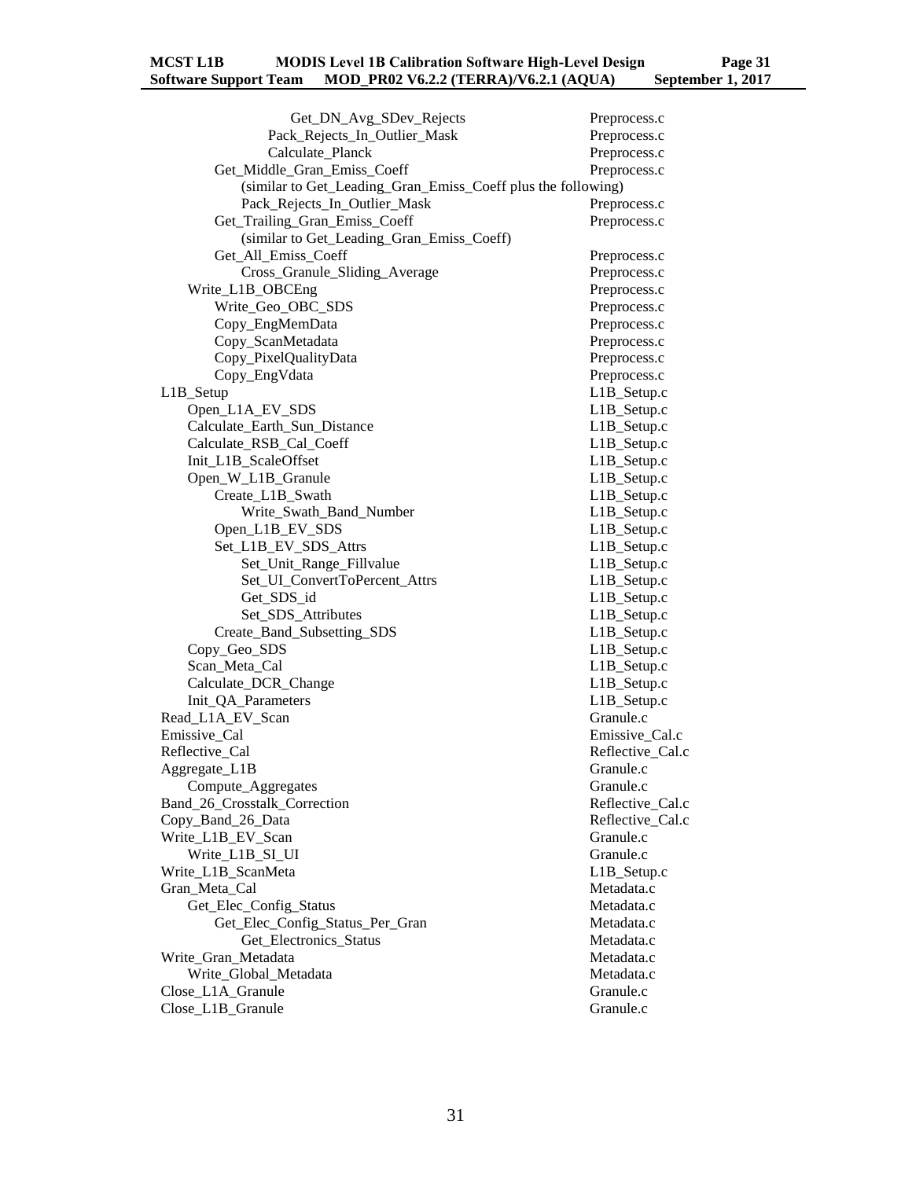| Function | File |
|---|---|
| Get_DN_Avg_SDev_Rejects | Preprocess.c |
| Pack_Rejects_In_Outlier_Mask | Preprocess.c |
| Calculate_Planck | Preprocess.c |
| Get_Middle_Gran_Emiss_Coeff | Preprocess.c |
| (similar to Get_Leading_Gran_Emiss_Coeff plus the following) | |
| Pack_Rejects_In_Outlier_Mask | Preprocess.c |
| Get_Trailing_Gran_Emiss_Coeff | Preprocess.c |
| (similar to Get_Leading_Gran_Emiss_Coeff) | |
| Get_All_Emiss_Coeff | Preprocess.c |
| Cross_Granule_Sliding_Average | Preprocess.c |
| Write_L1B_OBCEng | Preprocess.c |
| Write_Geo_OBC_SDS | Preprocess.c |
| Copy_EngMemData | Preprocess.c |
| Copy_ScanMetadata | Preprocess.c |
| Copy_PixelQualityData | Preprocess.c |
| Copy_EngVdata | Preprocess.c |
| L1B_Setup | L1B_Setup.c |
| Open_L1A_EV_SDS | L1B_Setup.c |
| Calculate_Earth_Sun_Distance | L1B_Setup.c |
| Calculate_RSB_Cal_Coeff | L1B_Setup.c |
| Init_L1B_ScaleOffset | L1B_Setup.c |
| Open_W_L1B_Granule | L1B_Setup.c |
| Create_L1B_Swath | L1B_Setup.c |
| Write_Swath_Band_Number | L1B_Setup.c |
| Open_L1B_EV_SDS | L1B_Setup.c |
| Set_L1B_EV_SDS_Attrs | L1B_Setup.c |
| Set_Unit_Range_Fillvalue | L1B_Setup.c |
| Set_UI_ConvertToPercent_Attrs | L1B_Setup.c |
| Get_SDS_id | L1B_Setup.c |
| Set_SDS_Attributes | L1B_Setup.c |
| Create_Band_Subsetting_SDS | L1B_Setup.c |
| Copy_Geo_SDS | L1B_Setup.c |
| Scan_Meta_Cal | L1B_Setup.c |
| Calculate_DCR_Change | L1B_Setup.c |
| Init_QA_Parameters | L1B_Setup.c |
| Read_L1A_EV_Scan | Granule.c |
| Emissive_Cal | Emissive_Cal.c |
| Reflective_Cal | Reflective_Cal.c |
| Aggregate_L1B | Granule.c |
| Compute_Aggregates | Granule.c |
| Band_26_Crosstalk_Correction | Reflective_Cal.c |
| Copy_Band_26_Data | Reflective_Cal.c |
| Write_L1B_EV_Scan | Granule.c |
| Write_L1B_SI_UI | Granule.c |
| Write_L1B_ScanMeta | L1B_Setup.c |
| Gran_Meta_Cal | Metadata.c |
| Get_Elec_Config_Status | Metadata.c |
| Get_Elec_Config_Status_Per_Gran | Metadata.c |
| Get_Electronics_Status | Metadata.c |
| Write_Gran_Metadata | Metadata.c |
| Write_Global_Metadata | Metadata.c |
| Close_L1A_Granule | Granule.c |
| Close_L1B_Granule | Granule.c |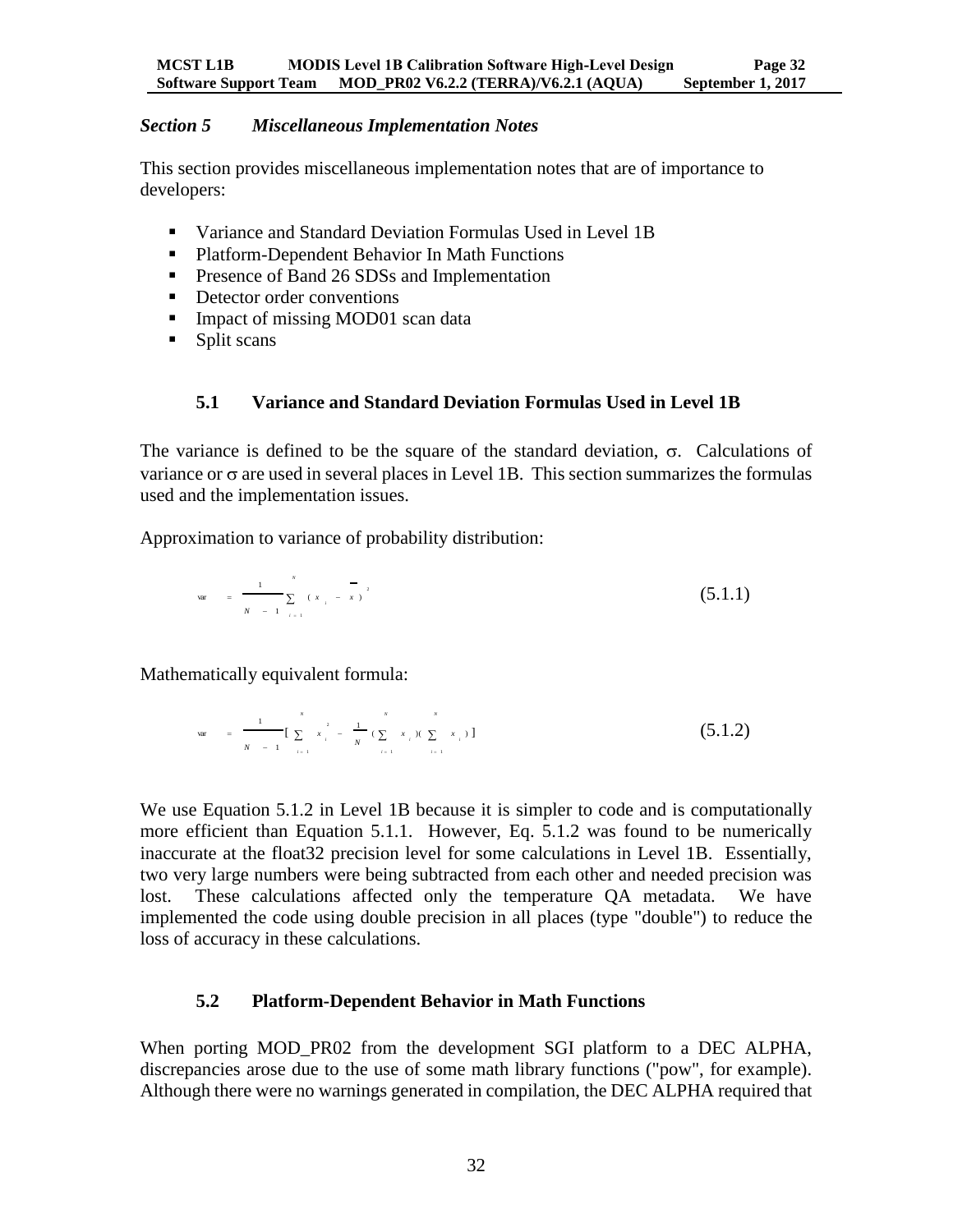## *Section 5 Miscellaneous Implementation Notes*

This section provides miscellaneous implementation notes that are of importance to developers:

- Variance and Standard Deviation Formulas Used in Level 1B
- Platform-Dependent Behavior In Math Functions
- Presence of Band 26 SDSs and Implementation
- Detector order conventions
- Impact of missing MOD01 scan data
- Split scans

### 5.1 Variance and Standard Deviation Formulas Used in Level 1B

The variance is defined to be the square of the standard deviation, $\sigma$. Calculations of variance or $\sigma$ are used in several places in Level 1B. This section summarizes the formulas used and the implementation issues.

Approximation to variance of probability distribution:

$$var = \frac{1}{N-1}\sum_{i=1}^{N}(x_i - \bar{x})^2 \quad (5.1.1)$$

Mathematically equivalent formula:

$$var = \frac{1}{N-1}\left[\sum_{i=1}^{N} x_i^2 - \frac{1}{N}\left(\sum_{i=1}^{N} x_i\right)\left(\sum_{i=1}^{N} x_i\right)\right] \quad (5.1.2)$$

We use Equation 5.1.2 in Level 1B because it is simpler to code and is computationally more efficient than Equation 5.1.1. However, Eq. 5.1.2 was found to be numerically inaccurate at the float32 precision level for some calculations in Level 1B. Essentially, two very large numbers were being subtracted from each other and needed precision was lost. These calculations affected only the temperature QA metadata. We have implemented the code using double precision in all places (type "double") to reduce the loss of accuracy in these calculations.

### 5.2 Platform-Dependent Behavior in Math Functions

When porting MOD_PR02 from the development SGI platform to a DEC ALPHA, discrepancies arose due to the use of some math library functions ("pow", for example). Although there were no warnings generated in compilation, the DEC ALPHA required that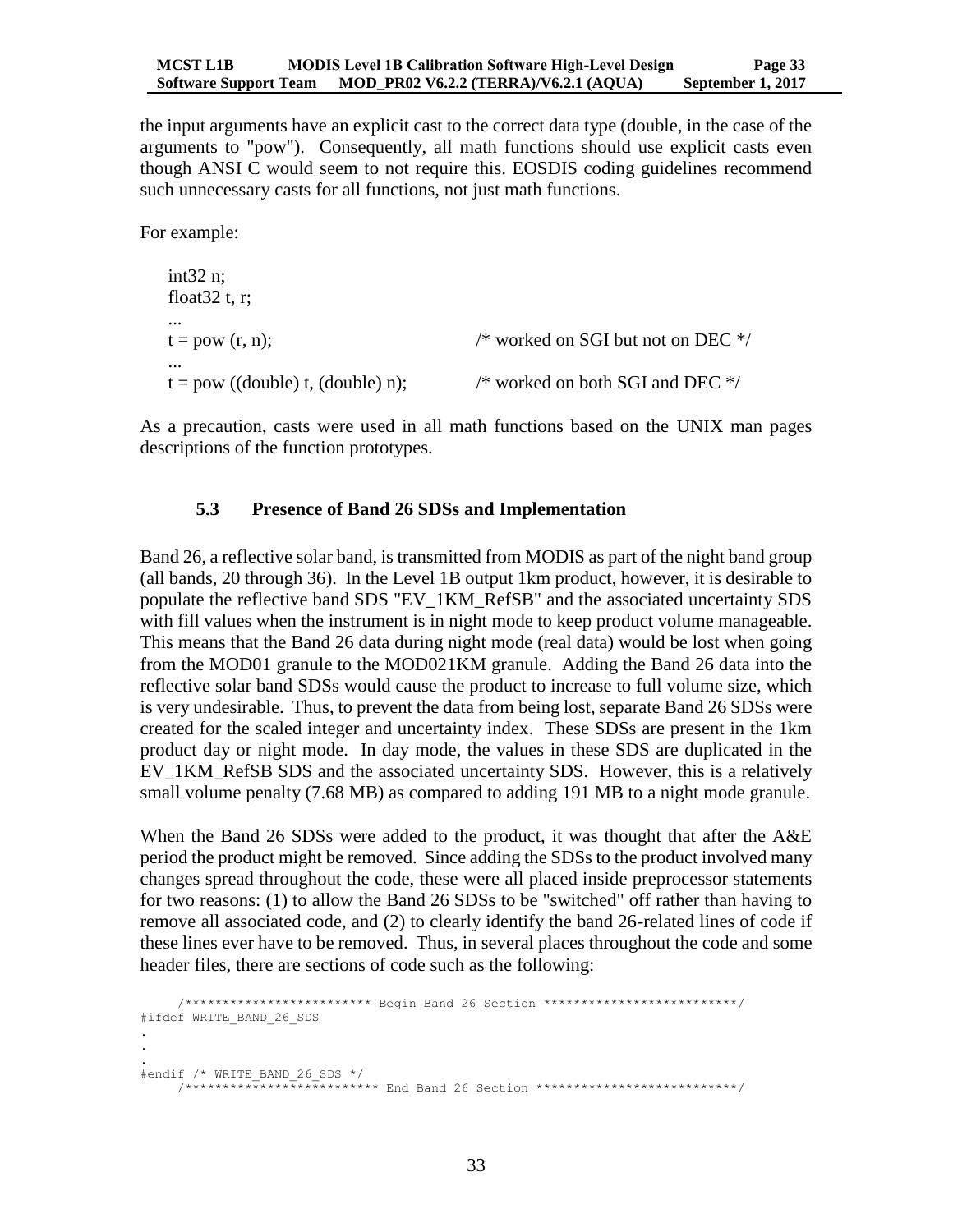the input arguments have an explicit cast to the correct data type (double, in the case of the arguments to "pow"). Consequently, all math functions should use explicit casts even though ANSI C would seem to not require this. EOSDIS coding guidelines recommend such unnecessary casts for all functions, not just math functions.

For example:

```
int32 n;
float32 t, r;
...
t = pow (r, n);                        /* worked on SGI but not on DEC */
...
t = pow ((double) t, (double) n);      /* worked on both SGI and DEC */
```

As a precaution, casts were used in all math functions based on the UNIX man pages descriptions of the function prototypes.

### 5.3 Presence of Band 26 SDSs and Implementation

Band 26, a reflective solar band, is transmitted from MODIS as part of the night band group (all bands, 20 through 36). In the Level 1B output 1km product, however, it is desirable to populate the reflective band SDS "EV_1KM_RefSB" and the associated uncertainty SDS with fill values when the instrument is in night mode to keep product volume manageable. This means that the Band 26 data during night mode (real data) would be lost when going from the MOD01 granule to the MOD021KM granule. Adding the Band 26 data into the reflective solar band SDSs would cause the product to increase to full volume size, which is very undesirable. Thus, to prevent the data from being lost, separate Band 26 SDSs were created for the scaled integer and uncertainty index. These SDSs are present in the 1km product day or night mode. In day mode, the values in these SDS are duplicated in the EV_1KM_RefSB SDS and the associated uncertainty SDS. However, this is a relatively small volume penalty (7.68 MB) as compared to adding 191 MB to a night mode granule.

When the Band 26 SDSs were added to the product, it was thought that after the A&E period the product might be removed. Since adding the SDSs to the product involved many changes spread throughout the code, these were all placed inside preprocessor statements for two reasons: (1) to allow the Band 26 SDSs to be "switched" off rather than having to remove all associated code, and (2) to clearly identify the band 26-related lines of code if these lines ever have to be removed. Thus, in several places throughout the code and some header files, there are sections of code such as the following:

```
     /************************* Begin Band 26 Section **************************/
#ifdef WRITE_BAND_26_SDS
.
.
.
#endif /* WRITE_BAND_26_SDS */
     /************************** End Band 26 Section ***************************/
```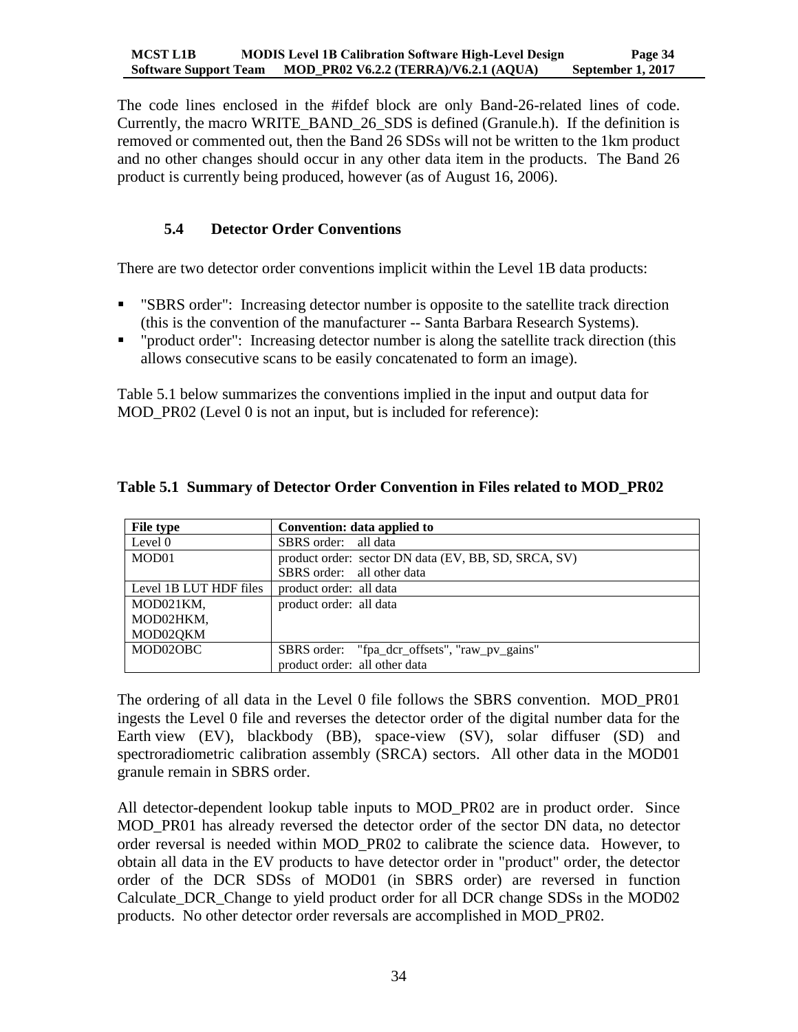The code lines enclosed in the #ifdef block are only Band-26-related lines of code. Currently, the macro WRITE_BAND_26_SDS is defined (Granule.h). If the definition is removed or commented out, then the Band 26 SDSs will not be written to the 1km product and no other changes should occur in any other data item in the products. The Band 26 product is currently being produced, however (as of August 16, 2006).

### 5.4 Detector Order Conventions

There are two detector order conventions implicit within the Level 1B data products:

- "SBRS order": Increasing detector number is opposite to the satellite track direction (this is the convention of the manufacturer -- Santa Barbara Research Systems).
- "product order": Increasing detector number is along the satellite track direction (this allows consecutive scans to be easily concatenated to form an image).

Table 5.1 below summarizes the conventions implied in the input and output data for MOD_PR02 (Level 0 is not an input, but is included for reference):

**Table 5.1 Summary of Detector Order Convention in Files related to MOD_PR02**

| File type | Convention: data applied to |
|---|---|
| Level 0 | SBRS order: all data |
| MOD01 | product order: sector DN data (EV, BB, SD, SRCA, SV)<br>SBRS order: all other data |
| Level 1B LUT HDF files | product order: all data |
| MOD021KM,<br>MOD02HKM,<br>MOD02QKM | product order: all data |
| MOD02OBC | SBRS order: "fpa_dcr_offsets", "raw_pv_gains"<br>product order: all other data |

The ordering of all data in the Level 0 file follows the SBRS convention. MOD_PR01 ingests the Level 0 file and reverses the detector order of the digital number data for the Earth view (EV), blackbody (BB), space-view (SV), solar diffuser (SD) and spectroradiometric calibration assembly (SRCA) sectors. All other data in the MOD01 granule remain in SBRS order.

All detector-dependent lookup table inputs to MOD_PR02 are in product order. Since MOD_PR01 has already reversed the detector order of the sector DN data, no detector order reversal is needed within MOD_PR02 to calibrate the science data. However, to obtain all data in the EV products to have detector order in "product" order, the detector order of the DCR SDSs of MOD01 (in SBRS order) are reversed in function Calculate_DCR_Change to yield product order for all DCR change SDSs in the MOD02 products. No other detector order reversals are accomplished in MOD_PR02.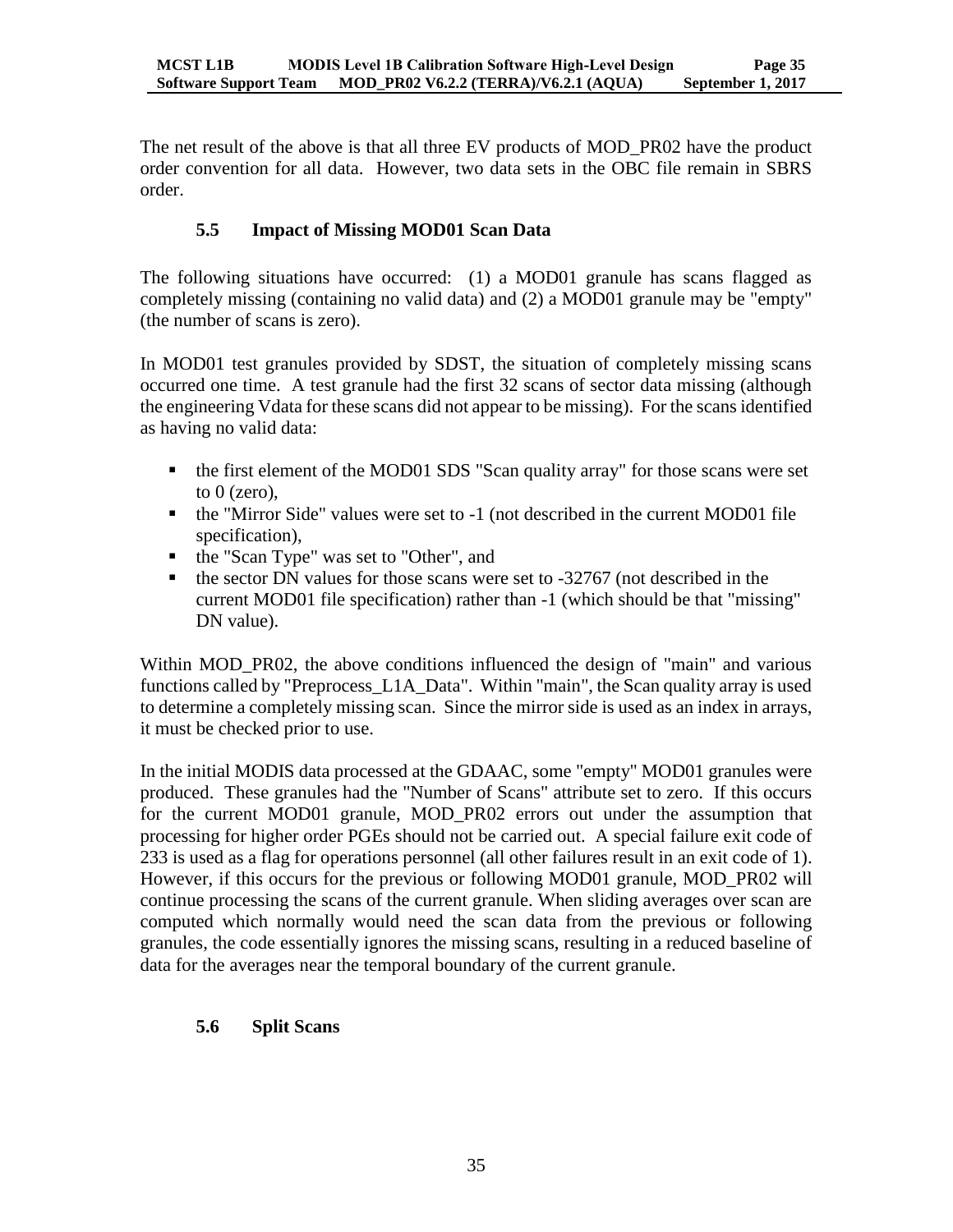The net result of the above is that all three EV products of MOD_PR02 have the product order convention for all data. However, two data sets in the OBC file remain in SBRS order.

## 5.5 Impact of Missing MOD01 Scan Data

The following situations have occurred: (1) a MOD01 granule has scans flagged as completely missing (containing no valid data) and (2) a MOD01 granule may be "empty" (the number of scans is zero).

In MOD01 test granules provided by SDST, the situation of completely missing scans occurred one time. A test granule had the first 32 scans of sector data missing (although the engineering Vdata for these scans did not appear to be missing). For the scans identified as having no valid data:

- the first element of the MOD01 SDS "Scan quality array" for those scans were set to 0 (zero),
- the "Mirror Side" values were set to -1 (not described in the current MOD01 file specification),
- the "Scan Type" was set to "Other", and
- the sector DN values for those scans were set to -32767 (not described in the current MOD01 file specification) rather than -1 (which should be that "missing" DN value).

Within MOD_PR02, the above conditions influenced the design of "main" and various functions called by "Preprocess_L1A_Data". Within "main", the Scan quality array is used to determine a completely missing scan. Since the mirror side is used as an index in arrays, it must be checked prior to use.

In the initial MODIS data processed at the GDAAC, some "empty" MOD01 granules were produced. These granules had the "Number of Scans" attribute set to zero. If this occurs for the current MOD01 granule, MOD_PR02 errors out under the assumption that processing for higher order PGEs should not be carried out. A special failure exit code of 233 is used as a flag for operations personnel (all other failures result in an exit code of 1). However, if this occurs for the previous or following MOD01 granule, MOD_PR02 will continue processing the scans of the current granule. When sliding averages over scan are computed which normally would need the scan data from the previous or following granules, the code essentially ignores the missing scans, resulting in a reduced baseline of data for the averages near the temporal boundary of the current granule.

## 5.6 Split Scans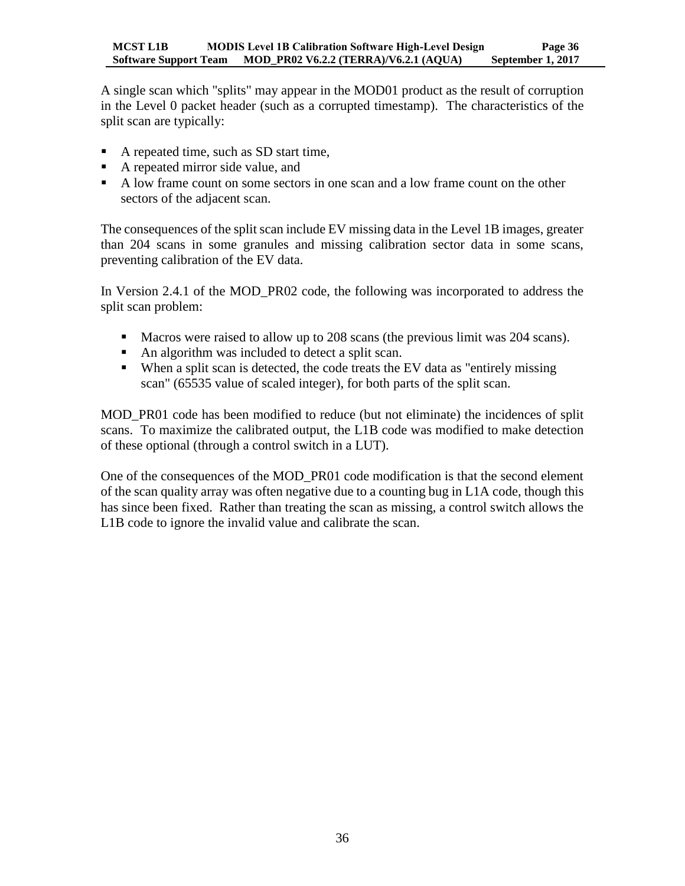A single scan which "splits" may appear in the MOD01 product as the result of corruption in the Level 0 packet header (such as a corrupted timestamp). The characteristics of the split scan are typically:

- A repeated time, such as SD start time,
- A repeated mirror side value, and
- A low frame count on some sectors in one scan and a low frame count on the other sectors of the adjacent scan.

The consequences of the split scan include EV missing data in the Level 1B images, greater than 204 scans in some granules and missing calibration sector data in some scans, preventing calibration of the EV data.

In Version 2.4.1 of the MOD_PR02 code, the following was incorporated to address the split scan problem:

- Macros were raised to allow up to 208 scans (the previous limit was 204 scans).
- An algorithm was included to detect a split scan.
- When a split scan is detected, the code treats the EV data as "entirely missing scan" (65535 value of scaled integer), for both parts of the split scan.

MOD_PR01 code has been modified to reduce (but not eliminate) the incidences of split scans. To maximize the calibrated output, the L1B code was modified to make detection of these optional (through a control switch in a LUT).

One of the consequences of the MOD_PR01 code modification is that the second element of the scan quality array was often negative due to a counting bug in L1A code, though this has since been fixed. Rather than treating the scan as missing, a control switch allows the L1B code to ignore the invalid value and calibrate the scan.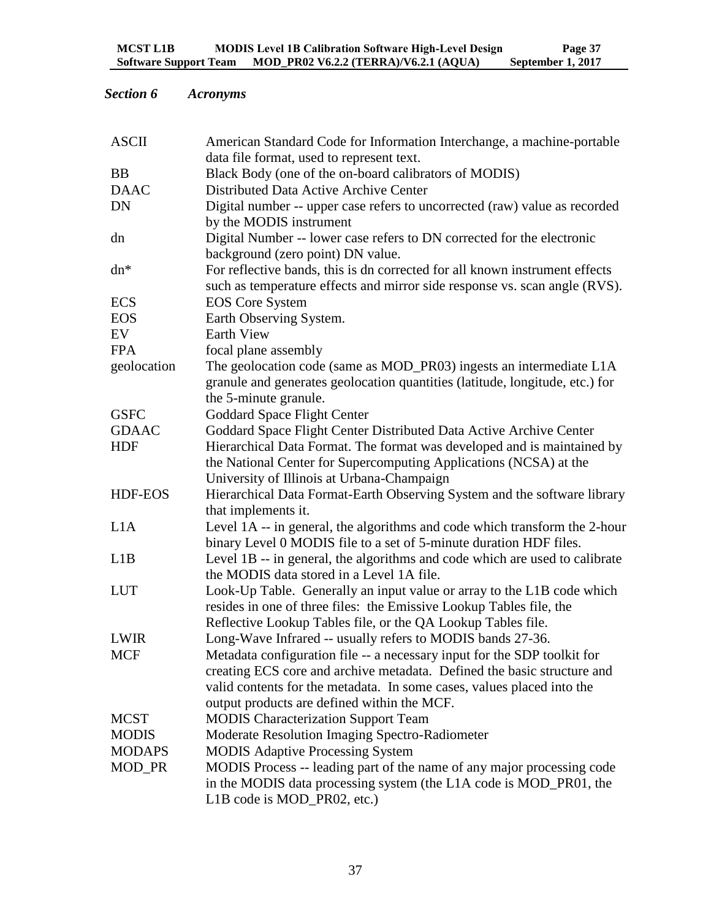## *Section 6 Acronyms*

| | |
|---|---|
| ASCII | American Standard Code for Information Interchange, a machine-portable data file format, used to represent text. |
| BB | Black Body (one of the on-board calibrators of MODIS) |
| DAAC | Distributed Data Active Archive Center |
| DN | Digital number -- upper case refers to uncorrected (raw) value as recorded by the MODIS instrument |
| dn | Digital Number -- lower case refers to DN corrected for the electronic background (zero point) DN value. |
| dn* | For reflective bands, this is dn corrected for all known instrument effects such as temperature effects and mirror side response vs. scan angle (RVS). |
| ECS | EOS Core System |
| EOS | Earth Observing System. |
| EV | Earth View |
| FPA | focal plane assembly |
| geolocation | The geolocation code (same as MOD_PR03) ingests an intermediate L1A granule and generates geolocation quantities (latitude, longitude, etc.) for the 5-minute granule. |
| GSFC | Goddard Space Flight Center |
| GDAAC | Goddard Space Flight Center Distributed Data Active Archive Center |
| HDF | Hierarchical Data Format. The format was developed and is maintained by the National Center for Supercomputing Applications (NCSA) at the University of Illinois at Urbana-Champaign |
| HDF-EOS | Hierarchical Data Format-Earth Observing System and the software library that implements it. |
| L1A | Level 1A -- in general, the algorithms and code which transform the 2-hour binary Level 0 MODIS file to a set of 5-minute duration HDF files. |
| L1B | Level 1B -- in general, the algorithms and code which are used to calibrate the MODIS data stored in a Level 1A file. |
| LUT | Look-Up Table. Generally an input value or array to the L1B code which resides in one of three files: the Emissive Lookup Tables file, the Reflective Lookup Tables file, or the QA Lookup Tables file. |
| LWIR | Long-Wave Infrared -- usually refers to MODIS bands 27-36. |
| MCF | Metadata configuration file -- a necessary input for the SDP toolkit for creating ECS core and archive metadata. Defined the basic structure and valid contents for the metadata. In some cases, values placed into the output products are defined within the MCF. |
| MCST | MODIS Characterization Support Team |
| MODIS | Moderate Resolution Imaging Spectro-Radiometer |
| MODAPS | MODIS Adaptive Processing System |
| MOD_PR | MODIS Process -- leading part of the name of any major processing code in the MODIS data processing system (the L1A code is MOD_PR01, the L1B code is MOD_PR02, etc.) |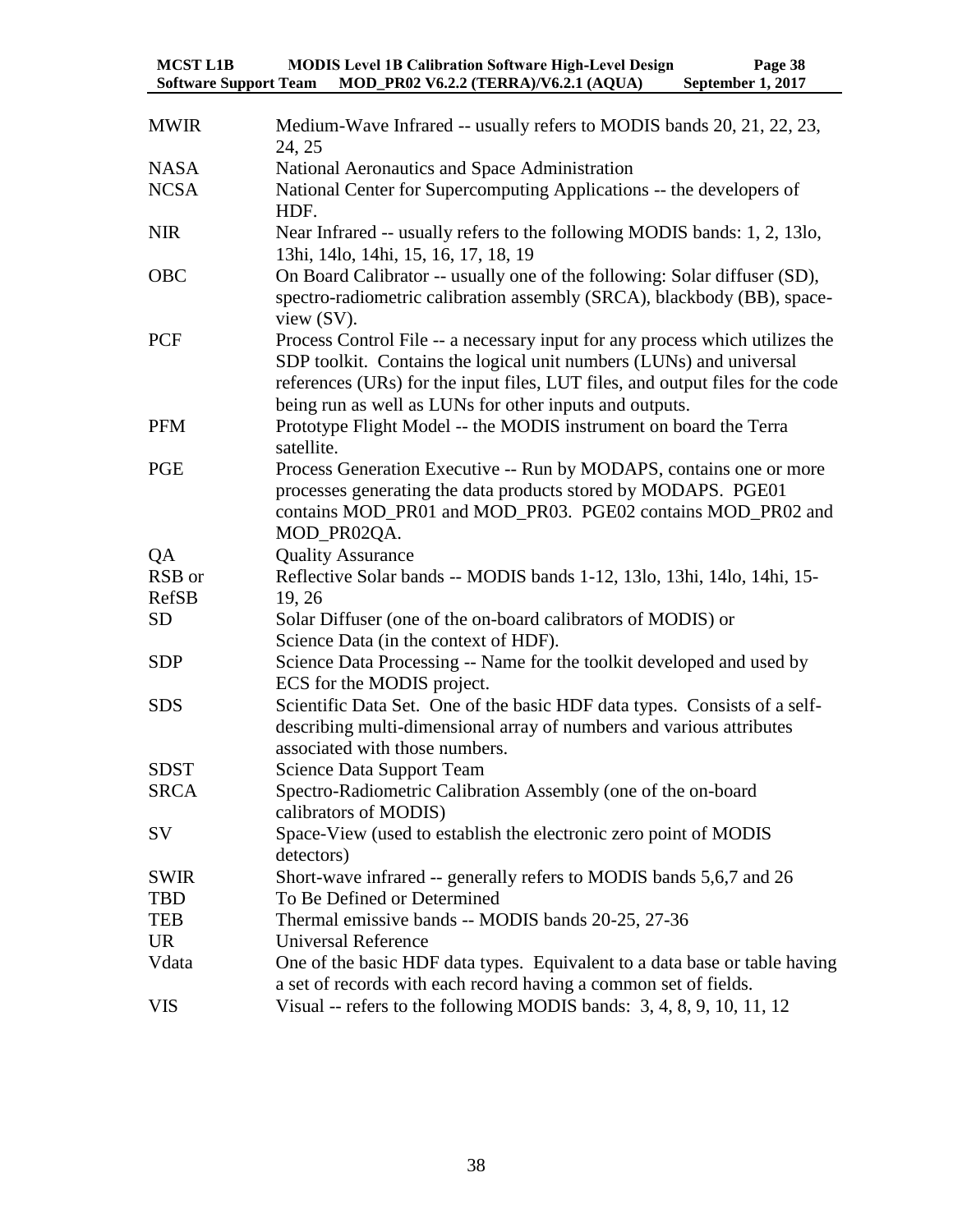| | |
|---|---|
| MWIR | Medium-Wave Infrared -- usually refers to MODIS bands 20, 21, 22, 23, 24, 25 |
| NASA | National Aeronautics and Space Administration |
| NCSA | National Center for Supercomputing Applications -- the developers of HDF. |
| NIR | Near Infrared -- usually refers to the following MODIS bands: 1, 2, 13lo, 13hi, 14lo, 14hi, 15, 16, 17, 18, 19 |
| OBC | On Board Calibrator -- usually one of the following: Solar diffuser (SD), spectro-radiometric calibration assembly (SRCA), blackbody (BB), space-view (SV). |
| PCF | Process Control File -- a necessary input for any process which utilizes the SDP toolkit. Contains the logical unit numbers (LUNs) and universal references (URs) for the input files, LUT files, and output files for the code being run as well as LUNs for other inputs and outputs. |
| PFM | Prototype Flight Model -- the MODIS instrument on board the Terra satellite. |
| PGE | Process Generation Executive -- Run by MODAPS, contains one or more processes generating the data products stored by MODAPS. PGE01 contains MOD_PR01 and MOD_PR03. PGE02 contains MOD_PR02 and MOD_PR02QA. |
| QA | Quality Assurance |
| RSB or RefSB | Reflective Solar bands -- MODIS bands 1-12, 13lo, 13hi, 14lo, 14hi, 15-19, 26 |
| SD | Solar Diffuser (one of the on-board calibrators of MODIS) or Science Data (in the context of HDF). |
| SDP | Science Data Processing -- Name for the toolkit developed and used by ECS for the MODIS project. |
| SDS | Scientific Data Set. One of the basic HDF data types. Consists of a self-describing multi-dimensional array of numbers and various attributes associated with those numbers. |
| SDST | Science Data Support Team |
| SRCA | Spectro-Radiometric Calibration Assembly (one of the on-board calibrators of MODIS) |
| SV | Space-View (used to establish the electronic zero point of MODIS detectors) |
| SWIR | Short-wave infrared -- generally refers to MODIS bands 5,6,7 and 26 |
| TBD | To Be Defined or Determined |
| TEB | Thermal emissive bands -- MODIS bands 20-25, 27-36 |
| UR | Universal Reference |
| Vdata | One of the basic HDF data types. Equivalent to a data base or table having a set of records with each record having a common set of fields. |
| VIS | Visual -- refers to the following MODIS bands: 3, 4, 8, 9, 10, 11, 12 |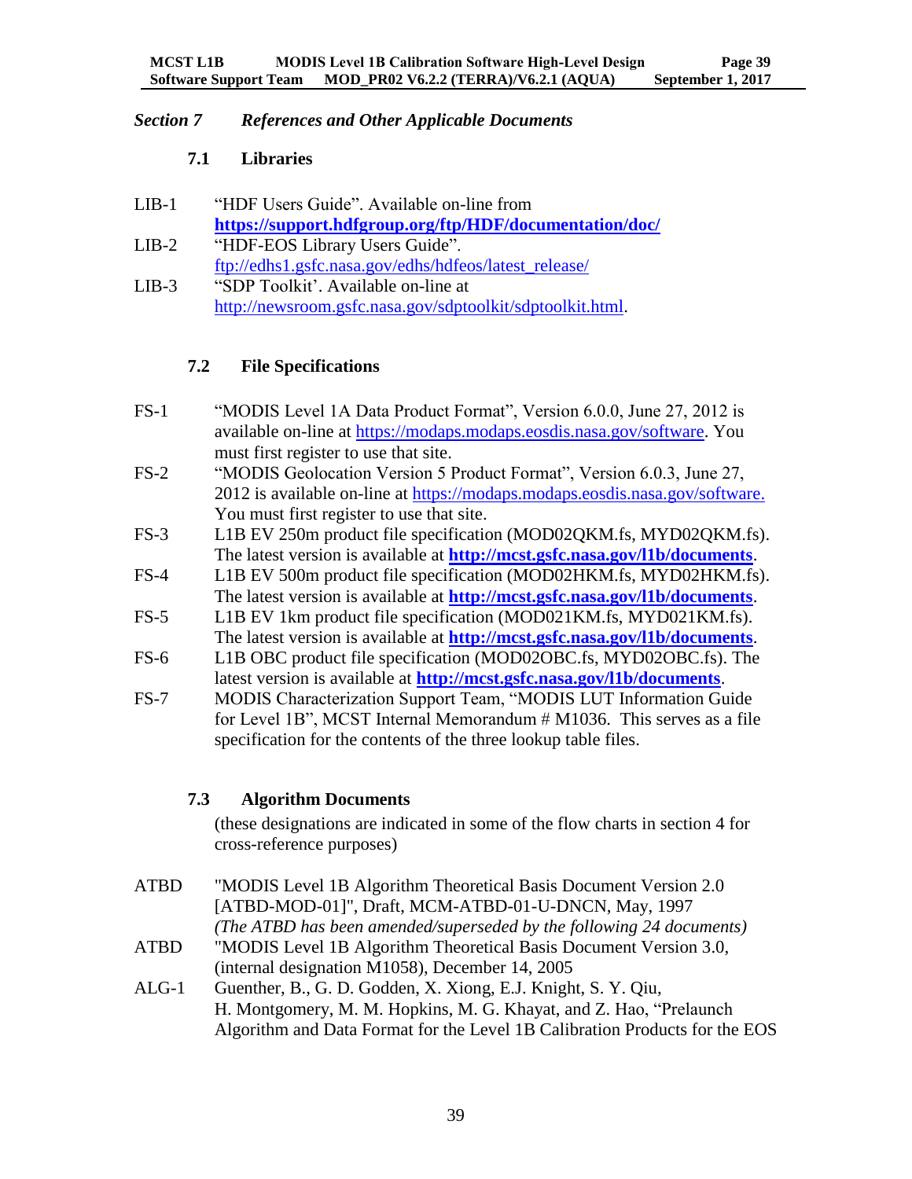## Section 7 *References and Other Applicable Documents*

### 7.1 Libraries

LIB-1 "HDF Users Guide". Available on-line from **https://support.hdfgroup.org/ftp/HDF/documentation/doc/**

LIB-2 "HDF-EOS Library Users Guide". ftp://edhs1.gsfc.nasa.gov/edhs/hdfeos/latest_release/

LIB-3 "SDP Toolkit'. Available on-line at http://newsroom.gsfc.nasa.gov/sdptoolkit/sdptoolkit.html.

### 7.2 File Specifications

FS-1 "MODIS Level 1A Data Product Format", Version 6.0.0, June 27, 2012 is available on-line at https://modaps.modaps.eosdis.nasa.gov/software. You must first register to use that site.

FS-2 "MODIS Geolocation Version 5 Product Format", Version 6.0.3, June 27, 2012 is available on-line at https://modaps.modaps.eosdis.nasa.gov/software. You must first register to use that site.

FS-3 L1B EV 250m product file specification (MOD02QKM.fs, MYD02QKM.fs). The latest version is available at **http://mcst.gsfc.nasa.gov/l1b/documents**.

FS-4 L1B EV 500m product file specification (MOD02HKM.fs, MYD02HKM.fs). The latest version is available at **http://mcst.gsfc.nasa.gov/l1b/documents**.

FS-5 L1B EV 1km product file specification (MOD021KM.fs, MYD021KM.fs). The latest version is available at **http://mcst.gsfc.nasa.gov/l1b/documents**.

FS-6 L1B OBC product file specification (MOD02OBC.fs, MYD02OBC.fs). The latest version is available at **http://mcst.gsfc.nasa.gov/l1b/documents**.

FS-7 MODIS Characterization Support Team, "MODIS LUT Information Guide for Level 1B", MCST Internal Memorandum # M1036. This serves as a file specification for the contents of the three lookup table files.

### 7.3 Algorithm Documents

(these designations are indicated in some of the flow charts in section 4 for cross-reference purposes)

ATBD "MODIS Level 1B Algorithm Theoretical Basis Document Version 2.0 [ATBD-MOD-01]", Draft, MCM-ATBD-01-U-DNCN, May, 1997
*(The ATBD has been amended/superseded by the following 24 documents)*

ATBD "MODIS Level 1B Algorithm Theoretical Basis Document Version 3.0, (internal designation M1058), December 14, 2005

ALG-1 Guenther, B., G. D. Godden, X. Xiong, E.J. Knight, S. Y. Qiu, H. Montgomery, M. M. Hopkins, M. G. Khayat, and Z. Hao, "Prelaunch Algorithm and Data Format for the Level 1B Calibration Products for the EOS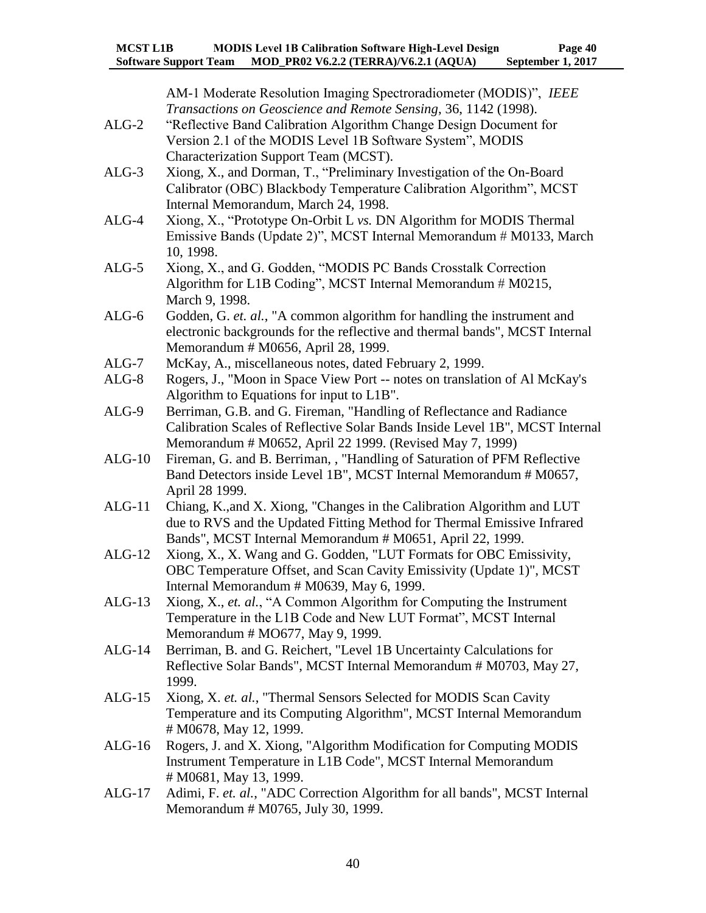AM-1 Moderate Resolution Imaging Spectroradiometer (MODIS)", *IEEE Transactions on Geoscience and Remote Sensing*, 36, 1142 (1998).

ALG-2 "Reflective Band Calibration Algorithm Change Design Document for Version 2.1 of the MODIS Level 1B Software System", MODIS Characterization Support Team (MCST).

ALG-3 Xiong, X., and Dorman, T., "Preliminary Investigation of the On-Board Calibrator (OBC) Blackbody Temperature Calibration Algorithm", MCST Internal Memorandum, March 24, 1998.

ALG-4 Xiong, X., "Prototype On-Orbit L *vs.* DN Algorithm for MODIS Thermal Emissive Bands (Update 2)", MCST Internal Memorandum # M0133, March 10, 1998.

ALG-5 Xiong, X., and G. Godden, "MODIS PC Bands Crosstalk Correction Algorithm for L1B Coding", MCST Internal Memorandum # M0215, March 9, 1998.

ALG-6 Godden, G. *et. al.*, "A common algorithm for handling the instrument and electronic backgrounds for the reflective and thermal bands", MCST Internal Memorandum # M0656, April 28, 1999.

ALG-7 McKay, A., miscellaneous notes, dated February 2, 1999.

ALG-8 Rogers, J., "Moon in Space View Port -- notes on translation of Al McKay's Algorithm to Equations for input to L1B".

ALG-9 Berriman, G.B. and G. Fireman, "Handling of Reflectance and Radiance Calibration Scales of Reflective Solar Bands Inside Level 1B", MCST Internal Memorandum # M0652, April 22 1999. (Revised May 7, 1999)

ALG-10 Fireman, G. and B. Berriman, , "Handling of Saturation of PFM Reflective Band Detectors inside Level 1B", MCST Internal Memorandum # M0657, April 28 1999.

ALG-11 Chiang, K.,and X. Xiong, "Changes in the Calibration Algorithm and LUT due to RVS and the Updated Fitting Method for Thermal Emissive Infrared Bands", MCST Internal Memorandum # M0651, April 22, 1999.

ALG-12 Xiong, X., X. Wang and G. Godden, "LUT Formats for OBC Emissivity, OBC Temperature Offset, and Scan Cavity Emissivity (Update 1)", MCST Internal Memorandum # M0639, May 6, 1999.

ALG-13 Xiong, X., *et. al.*, "A Common Algorithm for Computing the Instrument Temperature in the L1B Code and New LUT Format", MCST Internal Memorandum # MO677, May 9, 1999.

ALG-14 Berriman, B. and G. Reichert, "Level 1B Uncertainty Calculations for Reflective Solar Bands", MCST Internal Memorandum # M0703, May 27, 1999.

ALG-15 Xiong, X. *et. al.*, "Thermal Sensors Selected for MODIS Scan Cavity Temperature and its Computing Algorithm", MCST Internal Memorandum # M0678, May 12, 1999.

ALG-16 Rogers, J. and X. Xiong, "Algorithm Modification for Computing MODIS Instrument Temperature in L1B Code", MCST Internal Memorandum # M0681, May 13, 1999.

ALG-17 Adimi, F. *et. al.*, "ADC Correction Algorithm for all bands", MCST Internal Memorandum # M0765, July 30, 1999.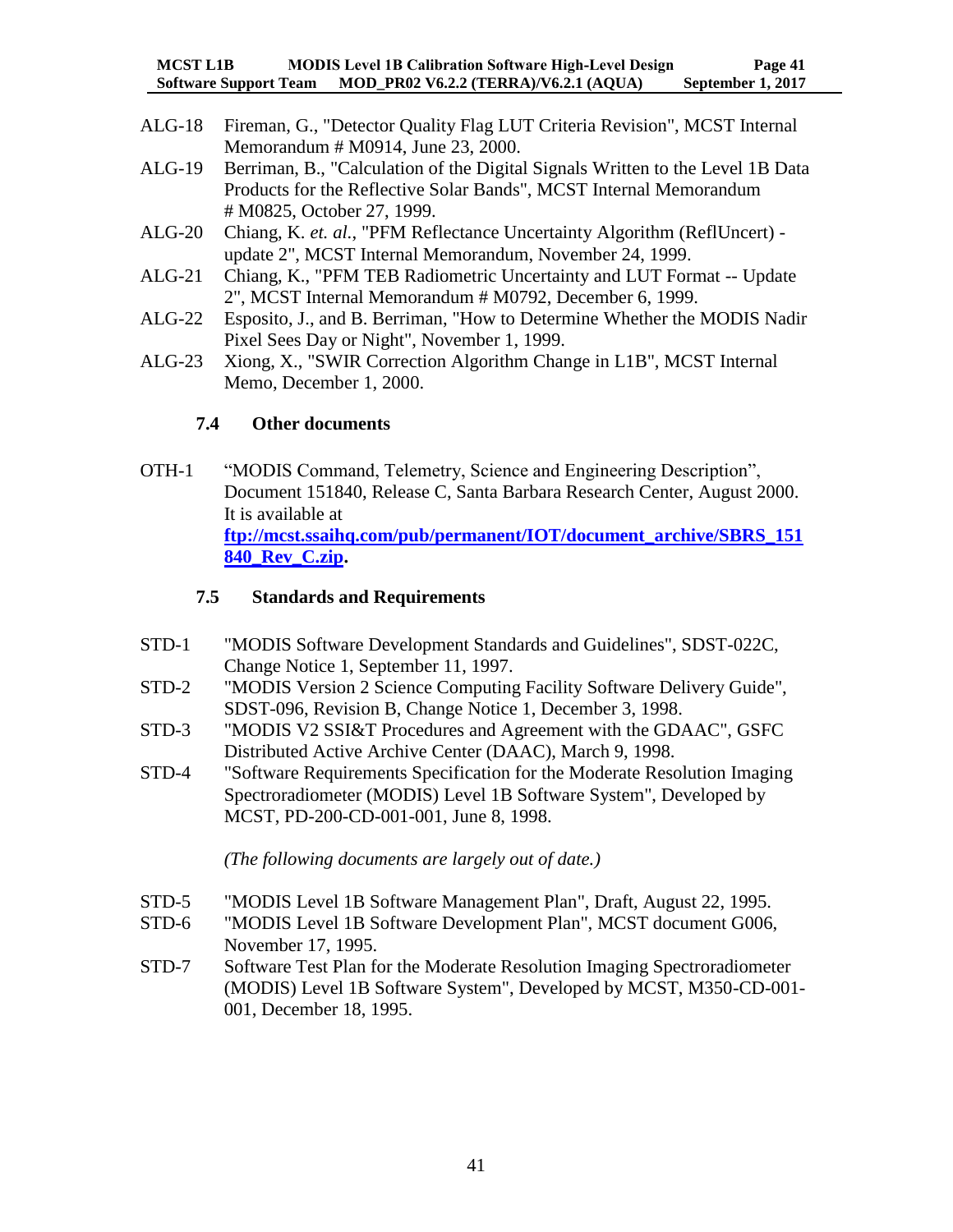ALG-18 Fireman, G., "Detector Quality Flag LUT Criteria Revision", MCST Internal Memorandum # M0914, June 23, 2000.

ALG-19 Berriman, B., "Calculation of the Digital Signals Written to the Level 1B Data Products for the Reflective Solar Bands", MCST Internal Memorandum # M0825, October 27, 1999.

ALG-20 Chiang, K. *et. al.*, "PFM Reflectance Uncertainty Algorithm (ReflUncert) - update 2", MCST Internal Memorandum, November 24, 1999.

ALG-21 Chiang, K., "PFM TEB Radiometric Uncertainty and LUT Format -- Update 2", MCST Internal Memorandum # M0792, December 6, 1999.

ALG-22 Esposito, J., and B. Berriman, "How to Determine Whether the MODIS Nadir Pixel Sees Day or Night", November 1, 1999.

ALG-23 Xiong, X., "SWIR Correction Algorithm Change in L1B", MCST Internal Memo, December 1, 2000.

### 7.4 Other documents

OTH-1 "MODIS Command, Telemetry, Science and Engineering Description", Document 151840, Release C, Santa Barbara Research Center, August 2000. It is available at **ftp://mcst.ssaihq.com/pub/permanent/IOT/document_archive/SBRS_151840_Rev_C.zip.**

### 7.5 Standards and Requirements

STD-1 "MODIS Software Development Standards and Guidelines", SDST-022C, Change Notice 1, September 11, 1997.

STD-2 "MODIS Version 2 Science Computing Facility Software Delivery Guide", SDST-096, Revision B, Change Notice 1, December 3, 1998.

STD-3 "MODIS V2 SSI&T Procedures and Agreement with the GDAAC", GSFC Distributed Active Archive Center (DAAC), March 9, 1998.

STD-4 "Software Requirements Specification for the Moderate Resolution Imaging Spectroradiometer (MODIS) Level 1B Software System", Developed by MCST, PD-200-CD-001-001, June 8, 1998.

*(The following documents are largely out of date.)*

STD-5 "MODIS Level 1B Software Management Plan", Draft, August 22, 1995.

STD-6 "MODIS Level 1B Software Development Plan", MCST document G006, November 17, 1995.

STD-7 Software Test Plan for the Moderate Resolution Imaging Spectroradiometer (MODIS) Level 1B Software System", Developed by MCST, M350-CD-001-001, December 18, 1995.